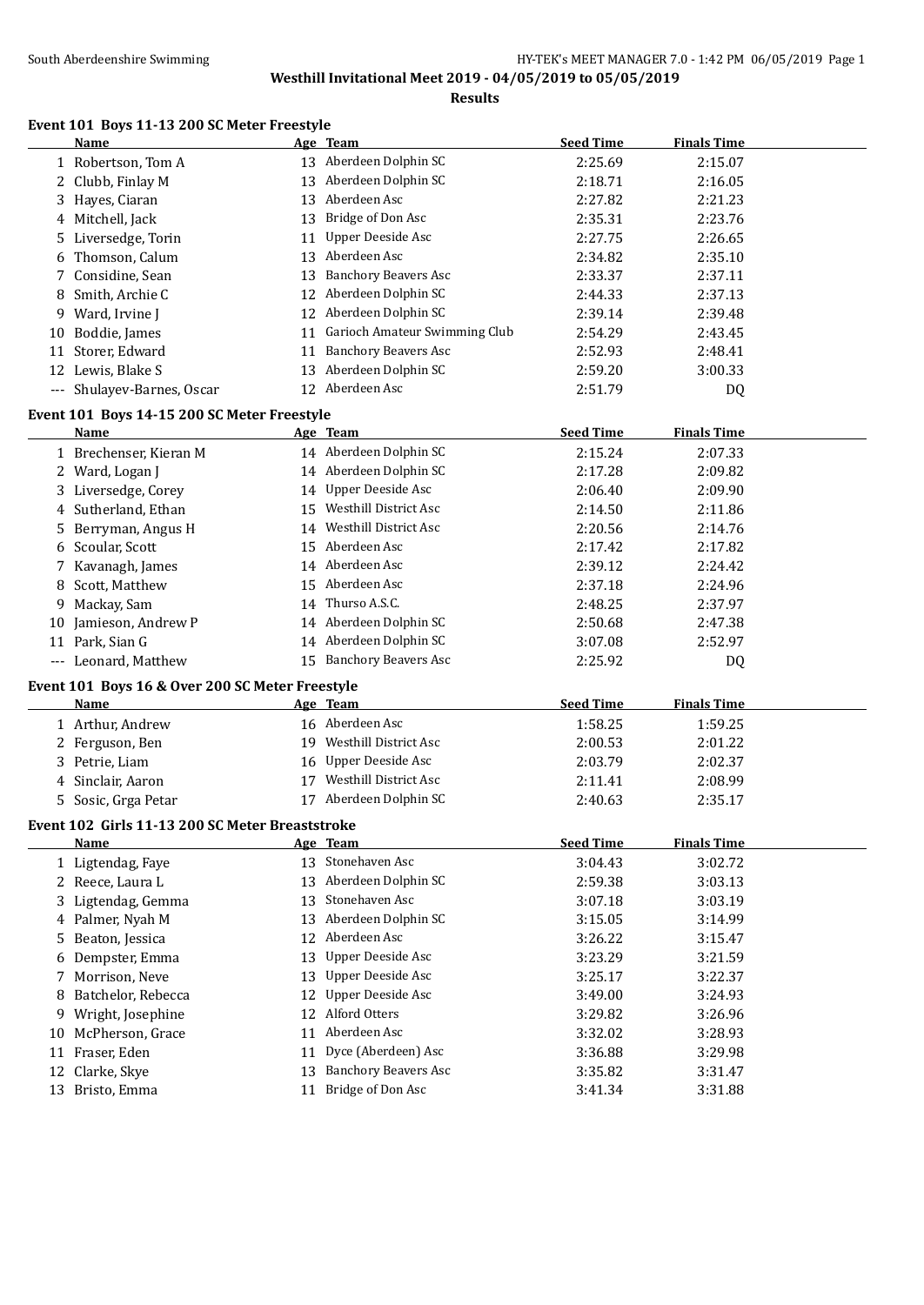# Westhill Invitational Meet 2019 - 04/05/2019 to 05/05/2019

## Results

### Event 101 Boys 11-13 200 SC Meter Freestyle

| | Name | Age | Team | Seed Time | Finals Time |
|---|---|---|---|---|---|
| 1 | Robertson, Tom A | 13 | Aberdeen Dolphin SC | 2:25.69 | 2:15.07 |
| 2 | Clubb, Finlay M | 13 | Aberdeen Dolphin SC | 2:18.71 | 2:16.05 |
| 3 | Hayes, Ciaran | 13 | Aberdeen Asc | 2:27.82 | 2:21.23 |
| 4 | Mitchell, Jack | 13 | Bridge of Don Asc | 2:35.31 | 2:23.76 |
| 5 | Liversedge, Torin | 11 | Upper Deeside Asc | 2:27.75 | 2:26.65 |
| 6 | Thomson, Calum | 13 | Aberdeen Asc | 2:34.82 | 2:35.10 |
| 7 | Considine, Sean | 13 | Banchory Beavers Asc | 2:33.37 | 2:37.11 |
| 8 | Smith, Archie C | 12 | Aberdeen Dolphin SC | 2:44.33 | 2:37.13 |
| 9 | Ward, Irvine J | 12 | Aberdeen Dolphin SC | 2:39.14 | 2:39.48 |
| 10 | Boddie, James | 11 | Garioch Amateur Swimming Club | 2:54.29 | 2:43.45 |
| 11 | Storer, Edward | 11 | Banchory Beavers Asc | 2:52.93 | 2:48.41 |
| 12 | Lewis, Blake S | 13 | Aberdeen Dolphin SC | 2:59.20 | 3:00.33 |
| --- | Shulayev-Barnes, Oscar | 12 | Aberdeen Asc | 2:51.79 | DQ |

### Event 101 Boys 14-15 200 SC Meter Freestyle

| | Name | Age | Team | Seed Time | Finals Time |
|---|---|---|---|---|---|
| 1 | Brechenser, Kieran M | 14 | Aberdeen Dolphin SC | 2:15.24 | 2:07.33 |
| 2 | Ward, Logan J | 14 | Aberdeen Dolphin SC | 2:17.28 | 2:09.82 |
| 3 | Liversedge, Corey | 14 | Upper Deeside Asc | 2:06.40 | 2:09.90 |
| 4 | Sutherland, Ethan | 15 | Westhill District Asc | 2:14.50 | 2:11.86 |
| 5 | Berryman, Angus H | 14 | Westhill District Asc | 2:20.56 | 2:14.76 |
| 6 | Scoular, Scott | 15 | Aberdeen Asc | 2:17.42 | 2:17.82 |
| 7 | Kavanagh, James | 14 | Aberdeen Asc | 2:39.12 | 2:24.42 |
| 8 | Scott, Matthew | 15 | Aberdeen Asc | 2:37.18 | 2:24.96 |
| 9 | Mackay, Sam | 14 | Thurso A.S.C. | 2:48.25 | 2:37.97 |
| 10 | Jamieson, Andrew P | 14 | Aberdeen Dolphin SC | 2:50.68 | 2:47.38 |
| 11 | Park, Sian G | 14 | Aberdeen Dolphin SC | 3:07.08 | 2:52.97 |
| --- | Leonard, Matthew | 15 | Banchory Beavers Asc | 2:25.92 | DQ |

### Event 101 Boys 16 & Over 200 SC Meter Freestyle

| | Name | Age | Team | Seed Time | Finals Time |
|---|---|---|---|---|---|
| 1 | Arthur, Andrew | 16 | Aberdeen Asc | 1:58.25 | 1:59.25 |
| 2 | Ferguson, Ben | 19 | Westhill District Asc | 2:00.53 | 2:01.22 |
| 3 | Petrie, Liam | 16 | Upper Deeside Asc | 2:03.79 | 2:02.37 |
| 4 | Sinclair, Aaron | 17 | Westhill District Asc | 2:11.41 | 2:08.99 |
| 5 | Sosic, Grga Petar | 17 | Aberdeen Dolphin SC | 2:40.63 | 2:35.17 |

### Event 102 Girls 11-13 200 SC Meter Breaststroke

| | Name | Age | Team | Seed Time | Finals Time |
|---|---|---|---|---|---|
| 1 | Ligtendag, Faye | 13 | Stonehaven Asc | 3:04.43 | 3:02.72 |
| 2 | Reece, Laura L | 13 | Aberdeen Dolphin SC | 2:59.38 | 3:03.13 |
| 3 | Ligtendag, Gemma | 13 | Stonehaven Asc | 3:07.18 | 3:03.19 |
| 4 | Palmer, Nyah M | 13 | Aberdeen Dolphin SC | 3:15.05 | 3:14.99 |
| 5 | Beaton, Jessica | 12 | Aberdeen Asc | 3:26.22 | 3:15.47 |
| 6 | Dempster, Emma | 13 | Upper Deeside Asc | 3:23.29 | 3:21.59 |
| 7 | Morrison, Neve | 13 | Upper Deeside Asc | 3:25.17 | 3:22.37 |
| 8 | Batchelor, Rebecca | 12 | Upper Deeside Asc | 3:49.00 | 3:24.93 |
| 9 | Wright, Josephine | 12 | Alford Otters | 3:29.82 | 3:26.96 |
| 10 | McPherson, Grace | 11 | Aberdeen Asc | 3:32.02 | 3:28.93 |
| 11 | Fraser, Eden | 11 | Dyce (Aberdeen) Asc | 3:36.88 | 3:29.98 |
| 12 | Clarke, Skye | 13 | Banchory Beavers Asc | 3:35.82 | 3:31.47 |
| 13 | Bristo, Emma | 11 | Bridge of Don Asc | 3:41.34 | 3:31.88 |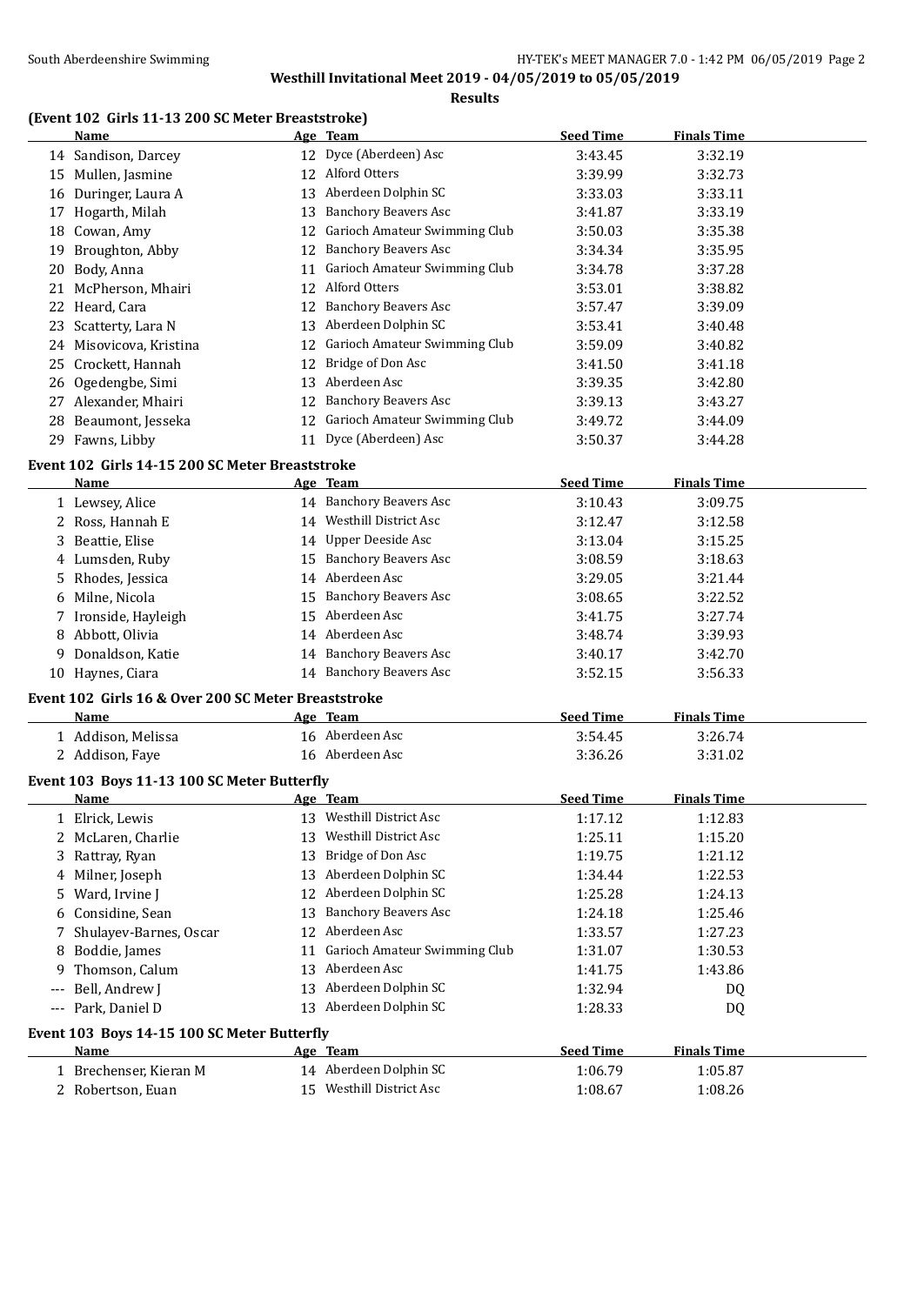**Westhill Invitational Meet 2019 - 04/05/2019 to 05/05/2019**

**Results**

### (Event 102 Girls 11-13 200 SC Meter Breaststroke)

| | Name | Age | Team | Seed Time | Finals Time |
|---|---|---|---|---|---|
| 14 | Sandison, Darcey | 12 | Dyce (Aberdeen) Asc | 3:43.45 | 3:32.19 |
| 15 | Mullen, Jasmine | 12 | Alford Otters | 3:39.99 | 3:32.73 |
| 16 | Duringer, Laura A | 13 | Aberdeen Dolphin SC | 3:33.03 | 3:33.11 |
| 17 | Hogarth, Milah | 13 | Banchory Beavers Asc | 3:41.87 | 3:33.19 |
| 18 | Cowan, Amy | 12 | Garioch Amateur Swimming Club | 3:50.03 | 3:35.38 |
| 19 | Broughton, Abby | 12 | Banchory Beavers Asc | 3:34.34 | 3:35.95 |
| 20 | Body, Anna | 11 | Garioch Amateur Swimming Club | 3:34.78 | 3:37.28 |
| 21 | McPherson, Mhairi | 12 | Alford Otters | 3:53.01 | 3:38.82 |
| 22 | Heard, Cara | 12 | Banchory Beavers Asc | 3:57.47 | 3:39.09 |
| 23 | Scatterty, Lara N | 13 | Aberdeen Dolphin SC | 3:53.41 | 3:40.48 |
| 24 | Misovicova, Kristina | 12 | Garioch Amateur Swimming Club | 3:59.09 | 3:40.82 |
| 25 | Crockett, Hannah | 12 | Bridge of Don Asc | 3:41.50 | 3:41.18 |
| 26 | Ogedengbe, Simi | 13 | Aberdeen Asc | 3:39.35 | 3:42.80 |
| 27 | Alexander, Mhairi | 12 | Banchory Beavers Asc | 3:39.13 | 3:43.27 |
| 28 | Beaumont, Jesseka | 12 | Garioch Amateur Swimming Club | 3:49.72 | 3:44.09 |
| 29 | Fawns, Libby | 11 | Dyce (Aberdeen) Asc | 3:50.37 | 3:44.28 |

### Event 102 Girls 14-15 200 SC Meter Breaststroke

| | Name | Age | Team | Seed Time | Finals Time |
|---|---|---|---|---|---|
| 1 | Lewsey, Alice | 14 | Banchory Beavers Asc | 3:10.43 | 3:09.75 |
| 2 | Ross, Hannah E | 14 | Westhill District Asc | 3:12.47 | 3:12.58 |
| 3 | Beattie, Elise | 14 | Upper Deeside Asc | 3:13.04 | 3:15.25 |
| 4 | Lumsden, Ruby | 15 | Banchory Beavers Asc | 3:08.59 | 3:18.63 |
| 5 | Rhodes, Jessica | 14 | Aberdeen Asc | 3:29.05 | 3:21.44 |
| 6 | Milne, Nicola | 15 | Banchory Beavers Asc | 3:08.65 | 3:22.52 |
| 7 | Ironside, Hayleigh | 15 | Aberdeen Asc | 3:41.75 | 3:27.74 |
| 8 | Abbott, Olivia | 14 | Aberdeen Asc | 3:48.74 | 3:39.93 |
| 9 | Donaldson, Katie | 14 | Banchory Beavers Asc | 3:40.17 | 3:42.70 |
| 10 | Haynes, Ciara | 14 | Banchory Beavers Asc | 3:52.15 | 3:56.33 |

### Event 102 Girls 16 & Over 200 SC Meter Breaststroke

| | Name | Age | Team | Seed Time | Finals Time |
|---|---|---|---|---|---|
| 1 | Addison, Melissa | 16 | Aberdeen Asc | 3:54.45 | 3:26.74 |
| 2 | Addison, Faye | 16 | Aberdeen Asc | 3:36.26 | 3:31.02 |

### Event 103 Boys 11-13 100 SC Meter Butterfly

| | Name | Age | Team | Seed Time | Finals Time |
|---|---|---|---|---|---|
| 1 | Elrick, Lewis | 13 | Westhill District Asc | 1:17.12 | 1:12.83 |
| 2 | McLaren, Charlie | 13 | Westhill District Asc | 1:25.11 | 1:15.20 |
| 3 | Rattray, Ryan | 13 | Bridge of Don Asc | 1:19.75 | 1:21.12 |
| 4 | Milner, Joseph | 13 | Aberdeen Dolphin SC | 1:34.44 | 1:22.53 |
| 5 | Ward, Irvine J | 12 | Aberdeen Dolphin SC | 1:25.28 | 1:24.13 |
| 6 | Considine, Sean | 13 | Banchory Beavers Asc | 1:24.18 | 1:25.46 |
| 7 | Shulayev-Barnes, Oscar | 12 | Aberdeen Asc | 1:33.57 | 1:27.23 |
| 8 | Boddie, James | 11 | Garioch Amateur Swimming Club | 1:31.07 | 1:30.53 |
| 9 | Thomson, Calum | 13 | Aberdeen Asc | 1:41.75 | 1:43.86 |
| --- | Bell, Andrew J | 13 | Aberdeen Dolphin SC | 1:32.94 | DQ |
| --- | Park, Daniel D | 13 | Aberdeen Dolphin SC | 1:28.33 | DQ |

### Event 103 Boys 14-15 100 SC Meter Butterfly

| | Name | Age | Team | Seed Time | Finals Time |
|---|---|---|---|---|---|
| 1 | Brechenser, Kieran M | 14 | Aberdeen Dolphin SC | 1:06.79 | 1:05.87 |
| 2 | Robertson, Euan | 15 | Westhill District Asc | 1:08.67 | 1:08.26 |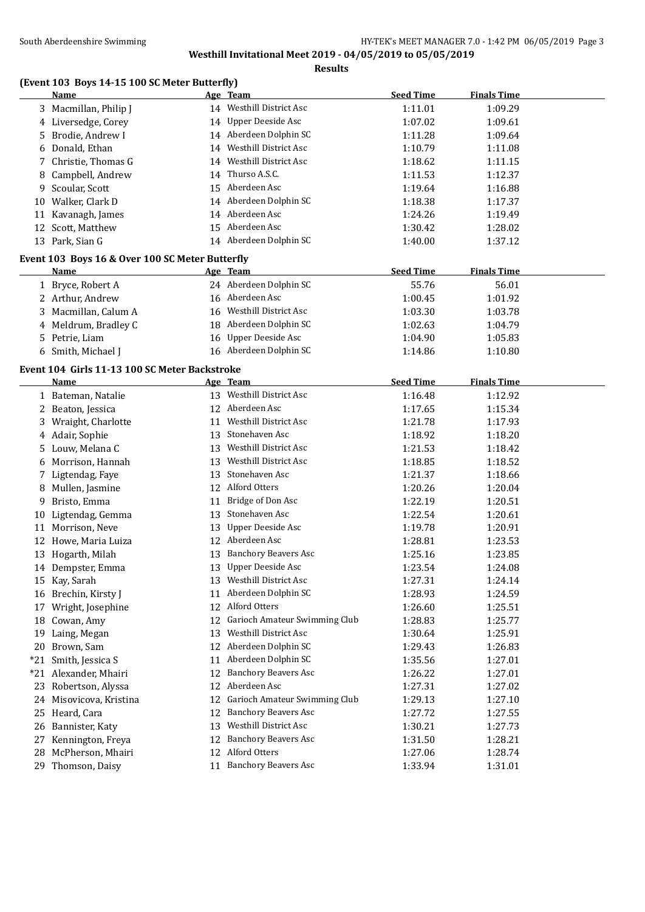## (Event 103 Boys 14-15 100 SC Meter Butterfly)

| | Name | Age | Team | Seed Time | Finals Time |
|---|---|---|---|---|---|
| 3 | Macmillan, Philip J | 14 | Westhill District Asc | 1:11.01 | 1:09.29 |
| 4 | Liversedge, Corey | 14 | Upper Deeside Asc | 1:07.02 | 1:09.61 |
| 5 | Brodie, Andrew I | 14 | Aberdeen Dolphin SC | 1:11.28 | 1:09.64 |
| 6 | Donald, Ethan | 14 | Westhill District Asc | 1:10.79 | 1:11.08 |
| 7 | Christie, Thomas G | 14 | Westhill District Asc | 1:18.62 | 1:11.15 |
| 8 | Campbell, Andrew | 14 | Thurso A.S.C. | 1:11.53 | 1:12.37 |
| 9 | Scoular, Scott | 15 | Aberdeen Asc | 1:19.64 | 1:16.88 |
| 10 | Walker, Clark D | 14 | Aberdeen Dolphin SC | 1:18.38 | 1:17.37 |
| 11 | Kavanagh, James | 14 | Aberdeen Asc | 1:24.26 | 1:19.49 |
| 12 | Scott, Matthew | 15 | Aberdeen Asc | 1:30.42 | 1:28.02 |
| 13 | Park, Sian G | 14 | Aberdeen Dolphin SC | 1:40.00 | 1:37.12 |

## Event 103 Boys 16 & Over 100 SC Meter Butterfly

| | Name | Age | Team | Seed Time | Finals Time |
|---|---|---|---|---|---|
| 1 | Bryce, Robert A | 24 | Aberdeen Dolphin SC | 55.76 | 56.01 |
| 2 | Arthur, Andrew | 16 | Aberdeen Asc | 1:00.45 | 1:01.92 |
| 3 | Macmillan, Calum A | 16 | Westhill District Asc | 1:03.30 | 1:03.78 |
| 4 | Meldrum, Bradley C | 18 | Aberdeen Dolphin SC | 1:02.63 | 1:04.79 |
| 5 | Petrie, Liam | 16 | Upper Deeside Asc | 1:04.90 | 1:05.83 |
| 6 | Smith, Michael J | 16 | Aberdeen Dolphin SC | 1:14.86 | 1:10.80 |

## Event 104 Girls 11-13 100 SC Meter Backstroke

| | Name | Age | Team | Seed Time | Finals Time |
|---|---|---|---|---|---|
| 1 | Bateman, Natalie | 13 | Westhill District Asc | 1:16.48 | 1:12.92 |
| 2 | Beaton, Jessica | 12 | Aberdeen Asc | 1:17.65 | 1:15.34 |
| 3 | Wraight, Charlotte | 11 | Westhill District Asc | 1:21.78 | 1:17.93 |
| 4 | Adair, Sophie | 13 | Stonehaven Asc | 1:18.92 | 1:18.20 |
| 5 | Louw, Melana C | 13 | Westhill District Asc | 1:21.53 | 1:18.42 |
| 6 | Morrison, Hannah | 13 | Westhill District Asc | 1:18.85 | 1:18.52 |
| 7 | Ligtendag, Faye | 13 | Stonehaven Asc | 1:21.37 | 1:18.66 |
| 8 | Mullen, Jasmine | 12 | Alford Otters | 1:20.26 | 1:20.04 |
| 9 | Bristo, Emma | 11 | Bridge of Don Asc | 1:22.19 | 1:20.51 |
| 10 | Ligtendag, Gemma | 13 | Stonehaven Asc | 1:22.54 | 1:20.61 |
| 11 | Morrison, Neve | 13 | Upper Deeside Asc | 1:19.78 | 1:20.91 |
| 12 | Howe, Maria Luiza | 12 | Aberdeen Asc | 1:28.81 | 1:23.53 |
| 13 | Hogarth, Milah | 13 | Banchory Beavers Asc | 1:25.16 | 1:23.85 |
| 14 | Dempster, Emma | 13 | Upper Deeside Asc | 1:23.54 | 1:24.08 |
| 15 | Kay, Sarah | 13 | Westhill District Asc | 1:27.31 | 1:24.14 |
| 16 | Brechin, Kirsty J | 11 | Aberdeen Dolphin SC | 1:28.93 | 1:24.59 |
| 17 | Wright, Josephine | 12 | Alford Otters | 1:26.60 | 1:25.51 |
| 18 | Cowan, Amy | 12 | Garioch Amateur Swimming Club | 1:28.83 | 1:25.77 |
| 19 | Laing, Megan | 13 | Westhill District Asc | 1:30.64 | 1:25.91 |
| 20 | Brown, Sam | 12 | Aberdeen Dolphin SC | 1:29.43 | 1:26.83 |
| *21 | Smith, Jessica S | 11 | Aberdeen Dolphin SC | 1:35.56 | 1:27.01 |
| *21 | Alexander, Mhairi | 12 | Banchory Beavers Asc | 1:26.22 | 1:27.01 |
| 23 | Robertson, Alyssa | 12 | Aberdeen Asc | 1:27.31 | 1:27.02 |
| 24 | Misovicova, Kristina | 12 | Garioch Amateur Swimming Club | 1:29.13 | 1:27.10 |
| 25 | Heard, Cara | 12 | Banchory Beavers Asc | 1:27.72 | 1:27.55 |
| 26 | Bannister, Katy | 13 | Westhill District Asc | 1:30.21 | 1:27.73 |
| 27 | Kennington, Freya | 12 | Banchory Beavers Asc | 1:31.50 | 1:28.21 |
| 28 | McPherson, Mhairi | 12 | Alford Otters | 1:27.06 | 1:28.74 |
| 29 | Thomson, Daisy | 11 | Banchory Beavers Asc | 1:33.94 | 1:31.01 |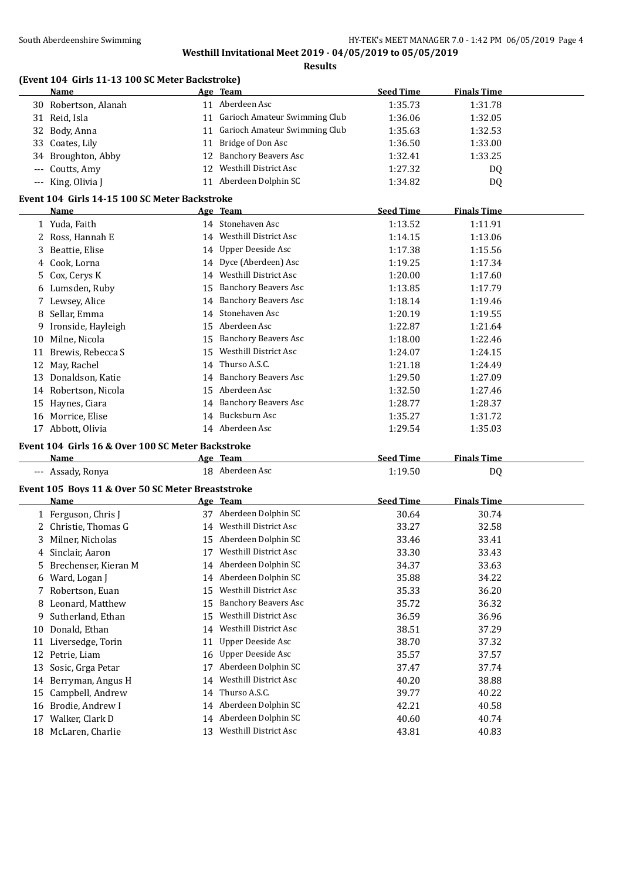**Westhill Invitational Meet 2019 - 04/05/2019 to 05/05/2019**

**Results**

### (Event 104 Girls 11-13 100 SC Meter Backstroke)

| | Name | Age | Team | Seed Time | Finals Time |
|---|---|---|---|---|---|
| 30 | Robertson, Alanah | 11 | Aberdeen Asc | 1:35.73 | 1:31.78 |
| 31 | Reid, Isla | 11 | Garioch Amateur Swimming Club | 1:36.06 | 1:32.05 |
| 32 | Body, Anna | 11 | Garioch Amateur Swimming Club | 1:35.63 | 1:32.53 |
| 33 | Coates, Lily | 11 | Bridge of Don Asc | 1:36.50 | 1:33.00 |
| 34 | Broughton, Abby | 12 | Banchory Beavers Asc | 1:32.41 | 1:33.25 |
| --- | Coutts, Amy | 12 | Westhill District Asc | 1:27.32 | DQ |
| --- | King, Olivia J | 11 | Aberdeen Dolphin SC | 1:34.82 | DQ |

### Event 104 Girls 14-15 100 SC Meter Backstroke

| | Name | Age | Team | Seed Time | Finals Time |
|---|---|---|---|---|---|
| 1 | Yuda, Faith | 14 | Stonehaven Asc | 1:13.52 | 1:11.91 |
| 2 | Ross, Hannah E | 14 | Westhill District Asc | 1:14.15 | 1:13.06 |
| 3 | Beattie, Elise | 14 | Upper Deeside Asc | 1:17.38 | 1:15.56 |
| 4 | Cook, Lorna | 14 | Dyce (Aberdeen) Asc | 1:19.25 | 1:17.34 |
| 5 | Cox, Cerys K | 14 | Westhill District Asc | 1:20.00 | 1:17.60 |
| 6 | Lumsden, Ruby | 15 | Banchory Beavers Asc | 1:13.85 | 1:17.79 |
| 7 | Lewsey, Alice | 14 | Banchory Beavers Asc | 1:18.14 | 1:19.46 |
| 8 | Sellar, Emma | 14 | Stonehaven Asc | 1:20.19 | 1:19.55 |
| 9 | Ironside, Hayleigh | 15 | Aberdeen Asc | 1:22.87 | 1:21.64 |
| 10 | Milne, Nicola | 15 | Banchory Beavers Asc | 1:18.00 | 1:22.46 |
| 11 | Brewis, Rebecca S | 15 | Westhill District Asc | 1:24.07 | 1:24.15 |
| 12 | May, Rachel | 14 | Thurso A.S.C. | 1:21.18 | 1:24.49 |
| 13 | Donaldson, Katie | 14 | Banchory Beavers Asc | 1:29.50 | 1:27.09 |
| 14 | Robertson, Nicola | 15 | Aberdeen Asc | 1:32.50 | 1:27.46 |
| 15 | Haynes, Ciara | 14 | Banchory Beavers Asc | 1:28.77 | 1:28.37 |
| 16 | Morrice, Elise | 14 | Bucksburn Asc | 1:35.27 | 1:31.72 |
| 17 | Abbott, Olivia | 14 | Aberdeen Asc | 1:29.54 | 1:35.03 |

### Event 104 Girls 16 & Over 100 SC Meter Backstroke

| | Name | Age | Team | Seed Time | Finals Time |
|---|---|---|---|---|---|
| --- | Assady, Ronya | 18 | Aberdeen Asc | 1:19.50 | DQ |

### Event 105 Boys 11 & Over 50 SC Meter Breaststroke

| | Name | Age | Team | Seed Time | Finals Time |
|---|---|---|---|---|---|
| 1 | Ferguson, Chris J | 37 | Aberdeen Dolphin SC | 30.64 | 30.74 |
| 2 | Christie, Thomas G | 14 | Westhill District Asc | 33.27 | 32.58 |
| 3 | Milner, Nicholas | 15 | Aberdeen Dolphin SC | 33.46 | 33.41 |
| 4 | Sinclair, Aaron | 17 | Westhill District Asc | 33.30 | 33.43 |
| 5 | Brechenser, Kieran M | 14 | Aberdeen Dolphin SC | 34.37 | 33.63 |
| 6 | Ward, Logan J | 14 | Aberdeen Dolphin SC | 35.88 | 34.22 |
| 7 | Robertson, Euan | 15 | Westhill District Asc | 35.33 | 36.20 |
| 8 | Leonard, Matthew | 15 | Banchory Beavers Asc | 35.72 | 36.32 |
| 9 | Sutherland, Ethan | 15 | Westhill District Asc | 36.59 | 36.96 |
| 10 | Donald, Ethan | 14 | Westhill District Asc | 38.51 | 37.29 |
| 11 | Liversedge, Torin | 11 | Upper Deeside Asc | 38.70 | 37.32 |
| 12 | Petrie, Liam | 16 | Upper Deeside Asc | 35.57 | 37.57 |
| 13 | Sosic, Grga Petar | 17 | Aberdeen Dolphin SC | 37.47 | 37.74 |
| 14 | Berryman, Angus H | 14 | Westhill District Asc | 40.20 | 38.88 |
| 15 | Campbell, Andrew | 14 | Thurso A.S.C. | 39.77 | 40.22 |
| 16 | Brodie, Andrew I | 14 | Aberdeen Dolphin SC | 42.21 | 40.58 |
| 17 | Walker, Clark D | 14 | Aberdeen Dolphin SC | 40.60 | 40.74 |
| 18 | McLaren, Charlie | 13 | Westhill District Asc | 43.81 | 40.83 |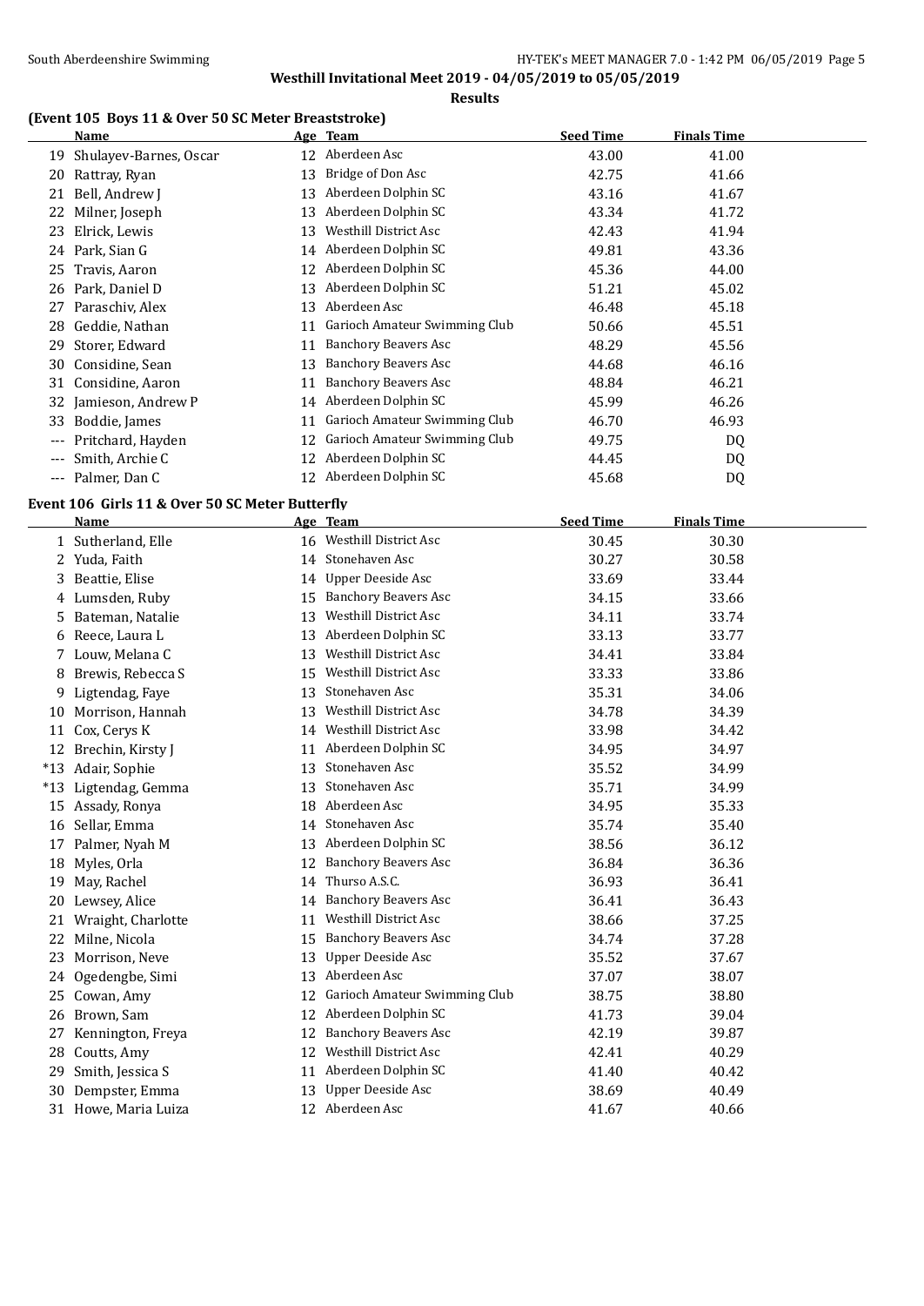**Westhill Invitational Meet 2019 - 04/05/2019 to 05/05/2019**

**Results**

### (Event 105 Boys 11 & Over 50 SC Meter Breaststroke)

| | Name | Age | Team | Seed Time | Finals Time |
|---|---|---|---|---|---|
| 19 | Shulayev-Barnes, Oscar | 12 | Aberdeen Asc | 43.00 | 41.00 |
| 20 | Rattray, Ryan | 13 | Bridge of Don Asc | 42.75 | 41.66 |
| 21 | Bell, Andrew J | 13 | Aberdeen Dolphin SC | 43.16 | 41.67 |
| 22 | Milner, Joseph | 13 | Aberdeen Dolphin SC | 43.34 | 41.72 |
| 23 | Elrick, Lewis | 13 | Westhill District Asc | 42.43 | 41.94 |
| 24 | Park, Sian G | 14 | Aberdeen Dolphin SC | 49.81 | 43.36 |
| 25 | Travis, Aaron | 12 | Aberdeen Dolphin SC | 45.36 | 44.00 |
| 26 | Park, Daniel D | 13 | Aberdeen Dolphin SC | 51.21 | 45.02 |
| 27 | Paraschiv, Alex | 13 | Aberdeen Asc | 46.48 | 45.18 |
| 28 | Geddie, Nathan | 11 | Garioch Amateur Swimming Club | 50.66 | 45.51 |
| 29 | Storer, Edward | 11 | Banchory Beavers Asc | 48.29 | 45.56 |
| 30 | Considine, Sean | 13 | Banchory Beavers Asc | 44.68 | 46.16 |
| 31 | Considine, Aaron | 11 | Banchory Beavers Asc | 48.84 | 46.21 |
| 32 | Jamieson, Andrew P | 14 | Aberdeen Dolphin SC | 45.99 | 46.26 |
| 33 | Boddie, James | 11 | Garioch Amateur Swimming Club | 46.70 | 46.93 |
| --- | Pritchard, Hayden | 12 | Garioch Amateur Swimming Club | 49.75 | DQ |
| --- | Smith, Archie C | 12 | Aberdeen Dolphin SC | 44.45 | DQ |
| --- | Palmer, Dan C | 12 | Aberdeen Dolphin SC | 45.68 | DQ |

### Event 106 Girls 11 & Over 50 SC Meter Butterfly

| | Name | Age | Team | Seed Time | Finals Time |
|---|---|---|---|---|---|
| 1 | Sutherland, Elle | 16 | Westhill District Asc | 30.45 | 30.30 |
| 2 | Yuda, Faith | 14 | Stonehaven Asc | 30.27 | 30.58 |
| 3 | Beattie, Elise | 14 | Upper Deeside Asc | 33.69 | 33.44 |
| 4 | Lumsden, Ruby | 15 | Banchory Beavers Asc | 34.15 | 33.66 |
| 5 | Bateman, Natalie | 13 | Westhill District Asc | 34.11 | 33.74 |
| 6 | Reece, Laura L | 13 | Aberdeen Dolphin SC | 33.13 | 33.77 |
| 7 | Louw, Melana C | 13 | Westhill District Asc | 34.41 | 33.84 |
| 8 | Brewis, Rebecca S | 15 | Westhill District Asc | 33.33 | 33.86 |
| 9 | Ligtendag, Faye | 13 | Stonehaven Asc | 35.31 | 34.06 |
| 10 | Morrison, Hannah | 13 | Westhill District Asc | 34.78 | 34.39 |
| 11 | Cox, Cerys K | 14 | Westhill District Asc | 33.98 | 34.42 |
| 12 | Brechin, Kirsty J | 11 | Aberdeen Dolphin SC | 34.95 | 34.97 |
| *13 | Adair, Sophie | 13 | Stonehaven Asc | 35.52 | 34.99 |
| *13 | Ligtendag, Gemma | 13 | Stonehaven Asc | 35.71 | 34.99 |
| 15 | Assady, Ronya | 18 | Aberdeen Asc | 34.95 | 35.33 |
| 16 | Sellar, Emma | 14 | Stonehaven Asc | 35.74 | 35.40 |
| 17 | Palmer, Nyah M | 13 | Aberdeen Dolphin SC | 38.56 | 36.12 |
| 18 | Myles, Orla | 12 | Banchory Beavers Asc | 36.84 | 36.36 |
| 19 | May, Rachel | 14 | Thurso A.S.C. | 36.93 | 36.41 |
| 20 | Lewsey, Alice | 14 | Banchory Beavers Asc | 36.41 | 36.43 |
| 21 | Wraight, Charlotte | 11 | Westhill District Asc | 38.66 | 37.25 |
| 22 | Milne, Nicola | 15 | Banchory Beavers Asc | 34.74 | 37.28 |
| 23 | Morrison, Neve | 13 | Upper Deeside Asc | 35.52 | 37.67 |
| 24 | Ogedengbe, Simi | 13 | Aberdeen Asc | 37.07 | 38.07 |
| 25 | Cowan, Amy | 12 | Garioch Amateur Swimming Club | 38.75 | 38.80 |
| 26 | Brown, Sam | 12 | Aberdeen Dolphin SC | 41.73 | 39.04 |
| 27 | Kennington, Freya | 12 | Banchory Beavers Asc | 42.19 | 39.87 |
| 28 | Coutts, Amy | 12 | Westhill District Asc | 42.41 | 40.29 |
| 29 | Smith, Jessica S | 11 | Aberdeen Dolphin SC | 41.40 | 40.42 |
| 30 | Dempster, Emma | 13 | Upper Deeside Asc | 38.69 | 40.49 |
| 31 | Howe, Maria Luiza | 12 | Aberdeen Asc | 41.67 | 40.66 |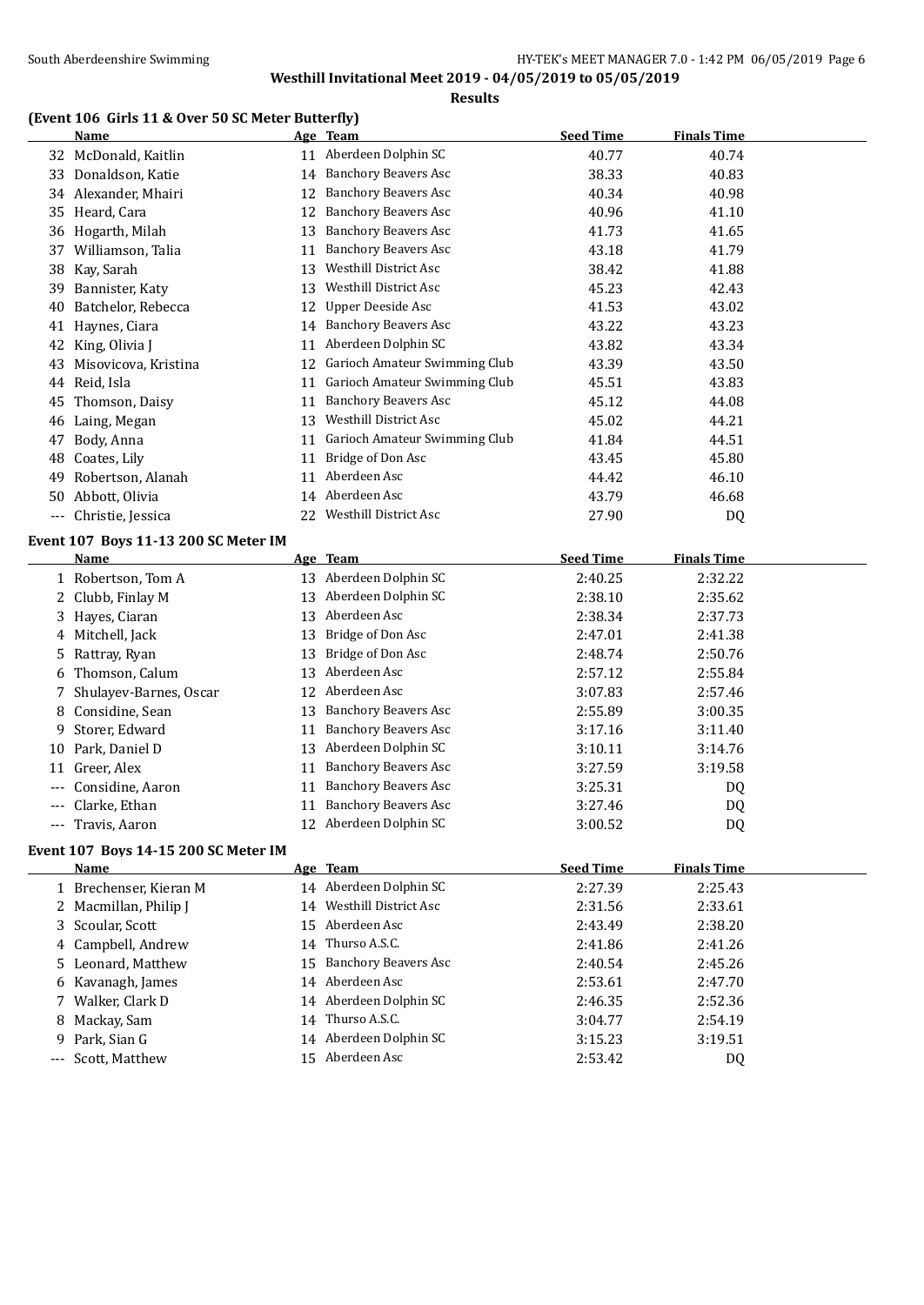Westhill Invitational Meet 2019 - 04/05/2019 to 05/05/2019

**Results**

### (Event 106 Girls 11 & Over 50 SC Meter Butterfly)

| | Name | Age | Team | Seed Time | Finals Time |
|---|---|---|---|---|---|
| 32 | McDonald, Kaitlin | 11 | Aberdeen Dolphin SC | 40.77 | 40.74 |
| 33 | Donaldson, Katie | 14 | Banchory Beavers Asc | 38.33 | 40.83 |
| 34 | Alexander, Mhairi | 12 | Banchory Beavers Asc | 40.34 | 40.98 |
| 35 | Heard, Cara | 12 | Banchory Beavers Asc | 40.96 | 41.10 |
| 36 | Hogarth, Milah | 13 | Banchory Beavers Asc | 41.73 | 41.65 |
| 37 | Williamson, Talia | 11 | Banchory Beavers Asc | 43.18 | 41.79 |
| 38 | Kay, Sarah | 13 | Westhill District Asc | 38.42 | 41.88 |
| 39 | Bannister, Katy | 13 | Westhill District Asc | 45.23 | 42.43 |
| 40 | Batchelor, Rebecca | 12 | Upper Deeside Asc | 41.53 | 43.02 |
| 41 | Haynes, Ciara | 14 | Banchory Beavers Asc | 43.22 | 43.23 |
| 42 | King, Olivia J | 11 | Aberdeen Dolphin SC | 43.82 | 43.34 |
| 43 | Misovicova, Kristina | 12 | Garioch Amateur Swimming Club | 43.39 | 43.50 |
| 44 | Reid, Isla | 11 | Garioch Amateur Swimming Club | 45.51 | 43.83 |
| 45 | Thomson, Daisy | 11 | Banchory Beavers Asc | 45.12 | 44.08 |
| 46 | Laing, Megan | 13 | Westhill District Asc | 45.02 | 44.21 |
| 47 | Body, Anna | 11 | Garioch Amateur Swimming Club | 41.84 | 44.51 |
| 48 | Coates, Lily | 11 | Bridge of Don Asc | 43.45 | 45.80 |
| 49 | Robertson, Alanah | 11 | Aberdeen Asc | 44.42 | 46.10 |
| 50 | Abbott, Olivia | 14 | Aberdeen Asc | 43.79 | 46.68 |
| --- | Christie, Jessica | 22 | Westhill District Asc | 27.90 | DQ |

### Event 107 Boys 11-13 200 SC Meter IM

| | Name | Age | Team | Seed Time | Finals Time |
|---|---|---|---|---|---|
| 1 | Robertson, Tom A | 13 | Aberdeen Dolphin SC | 2:40.25 | 2:32.22 |
| 2 | Clubb, Finlay M | 13 | Aberdeen Dolphin SC | 2:38.10 | 2:35.62 |
| 3 | Hayes, Ciaran | 13 | Aberdeen Asc | 2:38.34 | 2:37.73 |
| 4 | Mitchell, Jack | 13 | Bridge of Don Asc | 2:47.01 | 2:41.38 |
| 5 | Rattray, Ryan | 13 | Bridge of Don Asc | 2:48.74 | 2:50.76 |
| 6 | Thomson, Calum | 13 | Aberdeen Asc | 2:57.12 | 2:55.84 |
| 7 | Shulayev-Barnes, Oscar | 12 | Aberdeen Asc | 3:07.83 | 2:57.46 |
| 8 | Considine, Sean | 13 | Banchory Beavers Asc | 2:55.89 | 3:00.35 |
| 9 | Storer, Edward | 11 | Banchory Beavers Asc | 3:17.16 | 3:11.40 |
| 10 | Park, Daniel D | 13 | Aberdeen Dolphin SC | 3:10.11 | 3:14.76 |
| 11 | Greer, Alex | 11 | Banchory Beavers Asc | 3:27.59 | 3:19.58 |
| --- | Considine, Aaron | 11 | Banchory Beavers Asc | 3:25.31 | DQ |
| --- | Clarke, Ethan | 11 | Banchory Beavers Asc | 3:27.46 | DQ |
| --- | Travis, Aaron | 12 | Aberdeen Dolphin SC | 3:00.52 | DQ |

### Event 107 Boys 14-15 200 SC Meter IM

| | Name | Age | Team | Seed Time | Finals Time |
|---|---|---|---|---|---|
| 1 | Brechenser, Kieran M | 14 | Aberdeen Dolphin SC | 2:27.39 | 2:25.43 |
| 2 | Macmillan, Philip J | 14 | Westhill District Asc | 2:31.56 | 2:33.61 |
| 3 | Scoular, Scott | 15 | Aberdeen Asc | 2:43.49 | 2:38.20 |
| 4 | Campbell, Andrew | 14 | Thurso A.S.C. | 2:41.86 | 2:41.26 |
| 5 | Leonard, Matthew | 15 | Banchory Beavers Asc | 2:40.54 | 2:45.26 |
| 6 | Kavanagh, James | 14 | Aberdeen Asc | 2:53.61 | 2:47.70 |
| 7 | Walker, Clark D | 14 | Aberdeen Dolphin SC | 2:46.35 | 2:52.36 |
| 8 | Mackay, Sam | 14 | Thurso A.S.C. | 3:04.77 | 2:54.19 |
| 9 | Park, Sian G | 14 | Aberdeen Dolphin SC | 3:15.23 | 3:19.51 |
| --- | Scott, Matthew | 15 | Aberdeen Asc | 2:53.42 | DQ |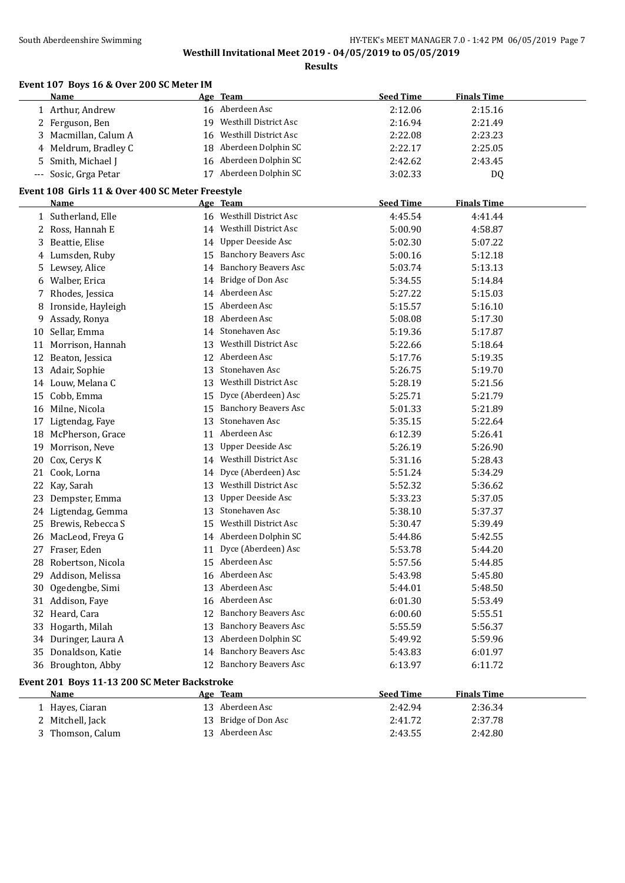Westhill Invitational Meet 2019 - 04/05/2019 to 05/05/2019

**Results**

### Event 107 Boys 16 & Over 200 SC Meter IM

| | Name | Age | Team | Seed Time | Finals Time |
|---|---|---|---|---|---|
| 1 | Arthur, Andrew | 16 | Aberdeen Asc | 2:12.06 | 2:15.16 |
| 2 | Ferguson, Ben | 19 | Westhill District Asc | 2:16.94 | 2:21.49 |
| 3 | Macmillan, Calum A | 16 | Westhill District Asc | 2:22.08 | 2:23.23 |
| 4 | Meldrum, Bradley C | 18 | Aberdeen Dolphin SC | 2:22.17 | 2:25.05 |
| 5 | Smith, Michael J | 16 | Aberdeen Dolphin SC | 2:42.62 | 2:43.45 |
| --- | Sosic, Grga Petar | 17 | Aberdeen Dolphin SC | 3:02.33 | DQ |

### Event 108 Girls 11 & Over 400 SC Meter Freestyle

| | Name | Age | Team | Seed Time | Finals Time |
|---|---|---|---|---|---|
| 1 | Sutherland, Elle | 16 | Westhill District Asc | 4:45.54 | 4:41.44 |
| 2 | Ross, Hannah E | 14 | Westhill District Asc | 5:00.90 | 4:58.87 |
| 3 | Beattie, Elise | 14 | Upper Deeside Asc | 5:02.30 | 5:07.22 |
| 4 | Lumsden, Ruby | 15 | Banchory Beavers Asc | 5:00.16 | 5:12.18 |
| 5 | Lewsey, Alice | 14 | Banchory Beavers Asc | 5:03.74 | 5:13.13 |
| 6 | Walber, Erica | 14 | Bridge of Don Asc | 5:34.55 | 5:14.84 |
| 7 | Rhodes, Jessica | 14 | Aberdeen Asc | 5:27.22 | 5:15.03 |
| 8 | Ironside, Hayleigh | 15 | Aberdeen Asc | 5:15.57 | 5:16.10 |
| 9 | Assady, Ronya | 18 | Aberdeen Asc | 5:08.08 | 5:17.30 |
| 10 | Sellar, Emma | 14 | Stonehaven Asc | 5:19.36 | 5:17.87 |
| 11 | Morrison, Hannah | 13 | Westhill District Asc | 5:22.66 | 5:18.64 |
| 12 | Beaton, Jessica | 12 | Aberdeen Asc | 5:17.76 | 5:19.35 |
| 13 | Adair, Sophie | 13 | Stonehaven Asc | 5:26.75 | 5:19.70 |
| 14 | Louw, Melana C | 13 | Westhill District Asc | 5:28.19 | 5:21.56 |
| 15 | Cobb, Emma | 15 | Dyce (Aberdeen) Asc | 5:25.71 | 5:21.79 |
| 16 | Milne, Nicola | 15 | Banchory Beavers Asc | 5:01.33 | 5:21.89 |
| 17 | Ligtendag, Faye | 13 | Stonehaven Asc | 5:35.15 | 5:22.64 |
| 18 | McPherson, Grace | 11 | Aberdeen Asc | 6:12.39 | 5:26.41 |
| 19 | Morrison, Neve | 13 | Upper Deeside Asc | 5:26.19 | 5:26.90 |
| 20 | Cox, Cerys K | 14 | Westhill District Asc | 5:31.16 | 5:28.43 |
| 21 | Cook, Lorna | 14 | Dyce (Aberdeen) Asc | 5:51.24 | 5:34.29 |
| 22 | Kay, Sarah | 13 | Westhill District Asc | 5:52.32 | 5:36.62 |
| 23 | Dempster, Emma | 13 | Upper Deeside Asc | 5:33.23 | 5:37.05 |
| 24 | Ligtendag, Gemma | 13 | Stonehaven Asc | 5:38.10 | 5:37.37 |
| 25 | Brewis, Rebecca S | 15 | Westhill District Asc | 5:30.47 | 5:39.49 |
| 26 | MacLeod, Freya G | 14 | Aberdeen Dolphin SC | 5:44.86 | 5:42.55 |
| 27 | Fraser, Eden | 11 | Dyce (Aberdeen) Asc | 5:53.78 | 5:44.20 |
| 28 | Robertson, Nicola | 15 | Aberdeen Asc | 5:57.56 | 5:44.85 |
| 29 | Addison, Melissa | 16 | Aberdeen Asc | 5:43.98 | 5:45.80 |
| 30 | Ogedengbe, Simi | 13 | Aberdeen Asc | 5:44.01 | 5:48.50 |
| 31 | Addison, Faye | 16 | Aberdeen Asc | 6:01.30 | 5:53.49 |
| 32 | Heard, Cara | 12 | Banchory Beavers Asc | 6:00.60 | 5:55.51 |
| 33 | Hogarth, Milah | 13 | Banchory Beavers Asc | 5:55.59 | 5:56.37 |
| 34 | Duringer, Laura A | 13 | Aberdeen Dolphin SC | 5:49.92 | 5:59.96 |
| 35 | Donaldson, Katie | 14 | Banchory Beavers Asc | 5:43.83 | 6:01.97 |
| 36 | Broughton, Abby | 12 | Banchory Beavers Asc | 6:13.97 | 6:11.72 |

### Event 201 Boys 11-13 200 SC Meter Backstroke

| | Name | Age | Team | Seed Time | Finals Time |
|---|---|---|---|---|---|
| 1 | Hayes, Ciaran | 13 | Aberdeen Asc | 2:42.94 | 2:36.34 |
| 2 | Mitchell, Jack | 13 | Bridge of Don Asc | 2:41.72 | 2:37.78 |
| 3 | Thomson, Calum | 13 | Aberdeen Asc | 2:43.55 | 2:42.80 |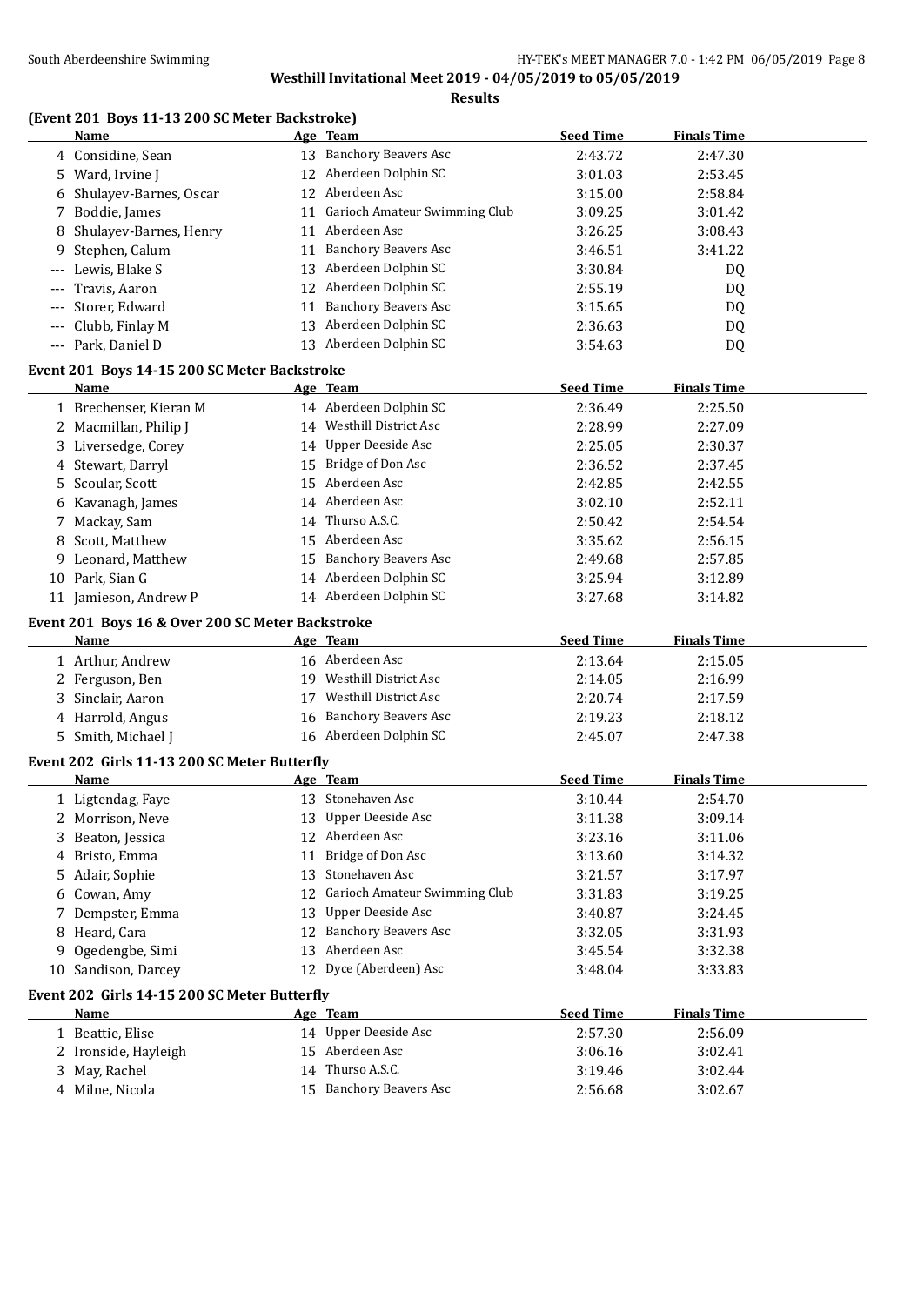**Westhill Invitational Meet 2019 - 04/05/2019 to 05/05/2019**

**Results**

### (Event 201 Boys 11-13 200 SC Meter Backstroke)

| | Name | Age | Team | Seed Time | Finals Time |
|---|---|---|---|---|---|
| 4 | Considine, Sean | 13 | Banchory Beavers Asc | 2:43.72 | 2:47.30 |
| 5 | Ward, Irvine J | 12 | Aberdeen Dolphin SC | 3:01.03 | 2:53.45 |
| 6 | Shulayev-Barnes, Oscar | 12 | Aberdeen Asc | 3:15.00 | 2:58.84 |
| 7 | Boddie, James | 11 | Garioch Amateur Swimming Club | 3:09.25 | 3:01.42 |
| 8 | Shulayev-Barnes, Henry | 11 | Aberdeen Asc | 3:26.25 | 3:08.43 |
| 9 | Stephen, Calum | 11 | Banchory Beavers Asc | 3:46.51 | 3:41.22 |
| --- | Lewis, Blake S | 13 | Aberdeen Dolphin SC | 3:30.84 | DQ |
| --- | Travis, Aaron | 12 | Aberdeen Dolphin SC | 2:55.19 | DQ |
| --- | Storer, Edward | 11 | Banchory Beavers Asc | 3:15.65 | DQ |
| --- | Clubb, Finlay M | 13 | Aberdeen Dolphin SC | 2:36.63 | DQ |
| --- | Park, Daniel D | 13 | Aberdeen Dolphin SC | 3:54.63 | DQ |

### Event 201 Boys 14-15 200 SC Meter Backstroke

| | Name | Age | Team | Seed Time | Finals Time |
|---|---|---|---|---|---|
| 1 | Brechenser, Kieran M | 14 | Aberdeen Dolphin SC | 2:36.49 | 2:25.50 |
| 2 | Macmillan, Philip J | 14 | Westhill District Asc | 2:28.99 | 2:27.09 |
| 3 | Liversedge, Corey | 14 | Upper Deeside Asc | 2:25.05 | 2:30.37 |
| 4 | Stewart, Darryl | 15 | Bridge of Don Asc | 2:36.52 | 2:37.45 |
| 5 | Scoular, Scott | 15 | Aberdeen Asc | 2:42.85 | 2:42.55 |
| 6 | Kavanagh, James | 14 | Aberdeen Asc | 3:02.10 | 2:52.11 |
| 7 | Mackay, Sam | 14 | Thurso A.S.C. | 2:50.42 | 2:54.54 |
| 8 | Scott, Matthew | 15 | Aberdeen Asc | 3:35.62 | 2:56.15 |
| 9 | Leonard, Matthew | 15 | Banchory Beavers Asc | 2:49.68 | 2:57.85 |
| 10 | Park, Sian G | 14 | Aberdeen Dolphin SC | 3:25.94 | 3:12.89 |
| 11 | Jamieson, Andrew P | 14 | Aberdeen Dolphin SC | 3:27.68 | 3:14.82 |

### Event 201 Boys 16 & Over 200 SC Meter Backstroke

| | Name | Age | Team | Seed Time | Finals Time |
|---|---|---|---|---|---|
| 1 | Arthur, Andrew | 16 | Aberdeen Asc | 2:13.64 | 2:15.05 |
| 2 | Ferguson, Ben | 19 | Westhill District Asc | 2:14.05 | 2:16.99 |
| 3 | Sinclair, Aaron | 17 | Westhill District Asc | 2:20.74 | 2:17.59 |
| 4 | Harrold, Angus | 16 | Banchory Beavers Asc | 2:19.23 | 2:18.12 |
| 5 | Smith, Michael J | 16 | Aberdeen Dolphin SC | 2:45.07 | 2:47.38 |

### Event 202 Girls 11-13 200 SC Meter Butterfly

| | Name | Age | Team | Seed Time | Finals Time |
|---|---|---|---|---|---|
| 1 | Ligtendag, Faye | 13 | Stonehaven Asc | 3:10.44 | 2:54.70 |
| 2 | Morrison, Neve | 13 | Upper Deeside Asc | 3:11.38 | 3:09.14 |
| 3 | Beaton, Jessica | 12 | Aberdeen Asc | 3:23.16 | 3:11.06 |
| 4 | Bristo, Emma | 11 | Bridge of Don Asc | 3:13.60 | 3:14.32 |
| 5 | Adair, Sophie | 13 | Stonehaven Asc | 3:21.57 | 3:17.97 |
| 6 | Cowan, Amy | 12 | Garioch Amateur Swimming Club | 3:31.83 | 3:19.25 |
| 7 | Dempster, Emma | 13 | Upper Deeside Asc | 3:40.87 | 3:24.45 |
| 8 | Heard, Cara | 12 | Banchory Beavers Asc | 3:32.05 | 3:31.93 |
| 9 | Ogedengbe, Simi | 13 | Aberdeen Asc | 3:45.54 | 3:32.38 |
| 10 | Sandison, Darcey | 12 | Dyce (Aberdeen) Asc | 3:48.04 | 3:33.83 |

### Event 202 Girls 14-15 200 SC Meter Butterfly

| | Name | Age | Team | Seed Time | Finals Time |
|---|---|---|---|---|---|
| 1 | Beattie, Elise | 14 | Upper Deeside Asc | 2:57.30 | 2:56.09 |
| 2 | Ironside, Hayleigh | 15 | Aberdeen Asc | 3:06.16 | 3:02.41 |
| 3 | May, Rachel | 14 | Thurso A.S.C. | 3:19.46 | 3:02.44 |
| 4 | Milne, Nicola | 15 | Banchory Beavers Asc | 2:56.68 | 3:02.67 |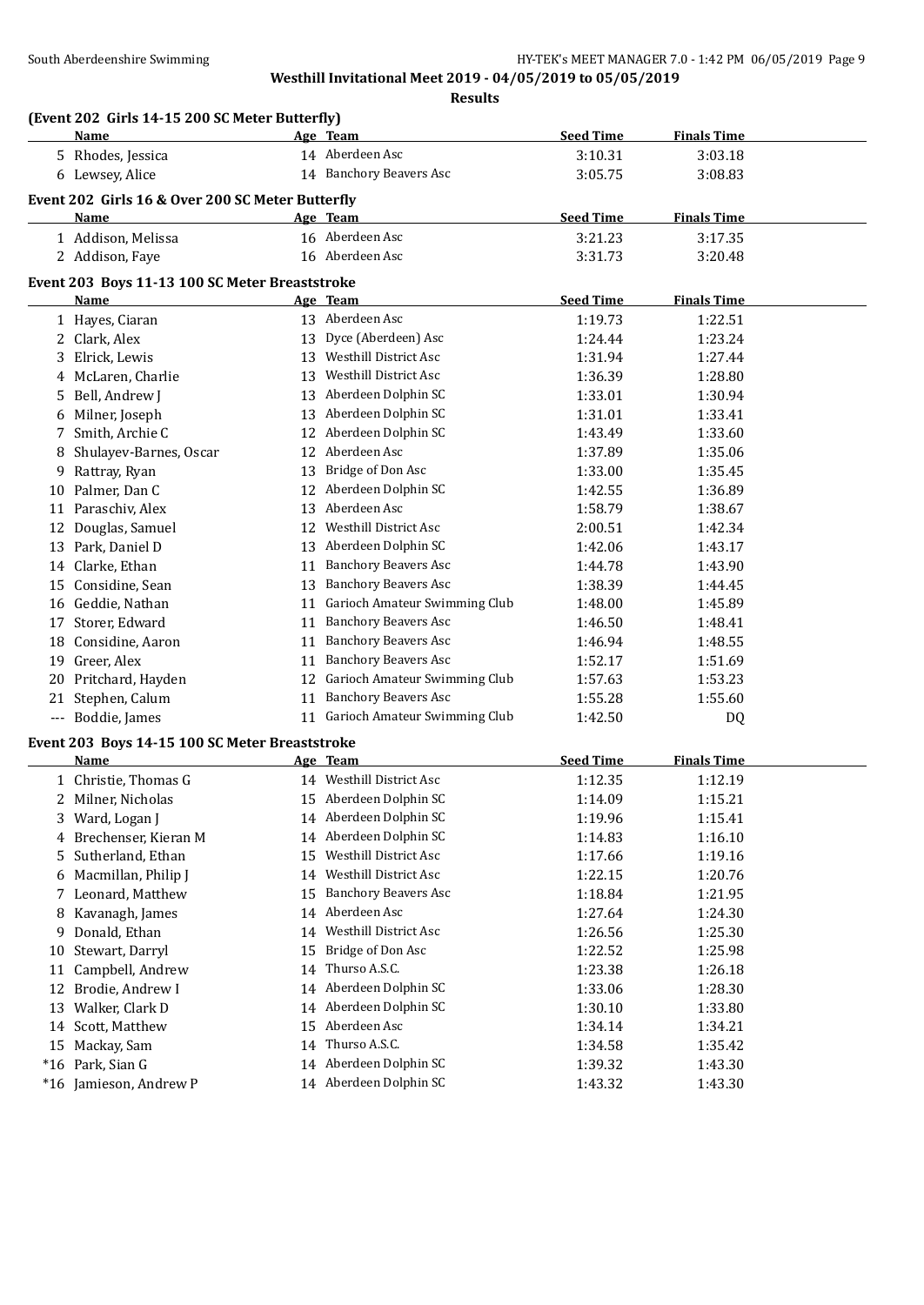**Westhill Invitational Meet 2019 - 04/05/2019 to 05/05/2019**

**Results**

### (Event 202 Girls 14-15 200 SC Meter Butterfly)

| | Name | Age | Team | Seed Time | Finals Time |
|---|---|---|---|---|---|
| 5 | Rhodes, Jessica | 14 | Aberdeen Asc | 3:10.31 | 3:03.18 |
| 6 | Lewsey, Alice | 14 | Banchory Beavers Asc | 3:05.75 | 3:08.83 |

### Event 202 Girls 16 & Over 200 SC Meter Butterfly

| | Name | Age | Team | Seed Time | Finals Time |
|---|---|---|---|---|---|
| 1 | Addison, Melissa | 16 | Aberdeen Asc | 3:21.23 | 3:17.35 |
| 2 | Addison, Faye | 16 | Aberdeen Asc | 3:31.73 | 3:20.48 |

### Event 203 Boys 11-13 100 SC Meter Breaststroke

| | Name | Age | Team | Seed Time | Finals Time |
|---|---|---|---|---|---|
| 1 | Hayes, Ciaran | 13 | Aberdeen Asc | 1:19.73 | 1:22.51 |
| 2 | Clark, Alex | 13 | Dyce (Aberdeen) Asc | 1:24.44 | 1:23.24 |
| 3 | Elrick, Lewis | 13 | Westhill District Asc | 1:31.94 | 1:27.44 |
| 4 | McLaren, Charlie | 13 | Westhill District Asc | 1:36.39 | 1:28.80 |
| 5 | Bell, Andrew J | 13 | Aberdeen Dolphin SC | 1:33.01 | 1:30.94 |
| 6 | Milner, Joseph | 13 | Aberdeen Dolphin SC | 1:31.01 | 1:33.41 |
| 7 | Smith, Archie C | 12 | Aberdeen Dolphin SC | 1:43.49 | 1:33.60 |
| 8 | Shulayev-Barnes, Oscar | 12 | Aberdeen Asc | 1:37.89 | 1:35.06 |
| 9 | Rattray, Ryan | 13 | Bridge of Don Asc | 1:33.00 | 1:35.45 |
| 10 | Palmer, Dan C | 12 | Aberdeen Dolphin SC | 1:42.55 | 1:36.89 |
| 11 | Paraschiv, Alex | 13 | Aberdeen Asc | 1:58.79 | 1:38.67 |
| 12 | Douglas, Samuel | 12 | Westhill District Asc | 2:00.51 | 1:42.34 |
| 13 | Park, Daniel D | 13 | Aberdeen Dolphin SC | 1:42.06 | 1:43.17 |
| 14 | Clarke, Ethan | 11 | Banchory Beavers Asc | 1:44.78 | 1:43.90 |
| 15 | Considine, Sean | 13 | Banchory Beavers Asc | 1:38.39 | 1:44.45 |
| 16 | Geddie, Nathan | 11 | Garioch Amateur Swimming Club | 1:48.00 | 1:45.89 |
| 17 | Storer, Edward | 11 | Banchory Beavers Asc | 1:46.50 | 1:48.41 |
| 18 | Considine, Aaron | 11 | Banchory Beavers Asc | 1:46.94 | 1:48.55 |
| 19 | Greer, Alex | 11 | Banchory Beavers Asc | 1:52.17 | 1:51.69 |
| 20 | Pritchard, Hayden | 12 | Garioch Amateur Swimming Club | 1:57.63 | 1:53.23 |
| 21 | Stephen, Calum | 11 | Banchory Beavers Asc | 1:55.28 | 1:55.60 |
| --- | Boddie, James | 11 | Garioch Amateur Swimming Club | 1:42.50 | DQ |

### Event 203 Boys 14-15 100 SC Meter Breaststroke

| | Name | Age | Team | Seed Time | Finals Time |
|---|---|---|---|---|---|
| 1 | Christie, Thomas G | 14 | Westhill District Asc | 1:12.35 | 1:12.19 |
| 2 | Milner, Nicholas | 15 | Aberdeen Dolphin SC | 1:14.09 | 1:15.21 |
| 3 | Ward, Logan J | 14 | Aberdeen Dolphin SC | 1:19.96 | 1:15.41 |
| 4 | Brechenser, Kieran M | 14 | Aberdeen Dolphin SC | 1:14.83 | 1:16.10 |
| 5 | Sutherland, Ethan | 15 | Westhill District Asc | 1:17.66 | 1:19.16 |
| 6 | Macmillan, Philip J | 14 | Westhill District Asc | 1:22.15 | 1:20.76 |
| 7 | Leonard, Matthew | 15 | Banchory Beavers Asc | 1:18.84 | 1:21.95 |
| 8 | Kavanagh, James | 14 | Aberdeen Asc | 1:27.64 | 1:24.30 |
| 9 | Donald, Ethan | 14 | Westhill District Asc | 1:26.56 | 1:25.30 |
| 10 | Stewart, Darryl | 15 | Bridge of Don Asc | 1:22.52 | 1:25.98 |
| 11 | Campbell, Andrew | 14 | Thurso A.S.C. | 1:23.38 | 1:26.18 |
| 12 | Brodie, Andrew I | 14 | Aberdeen Dolphin SC | 1:33.06 | 1:28.30 |
| 13 | Walker, Clark D | 14 | Aberdeen Dolphin SC | 1:30.10 | 1:33.80 |
| 14 | Scott, Matthew | 15 | Aberdeen Asc | 1:34.14 | 1:34.21 |
| 15 | Mackay, Sam | 14 | Thurso A.S.C. | 1:34.58 | 1:35.42 |
| *16 | Park, Sian G | 14 | Aberdeen Dolphin SC | 1:39.32 | 1:43.30 |
| *16 | Jamieson, Andrew P | 14 | Aberdeen Dolphin SC | 1:43.32 | 1:43.30 |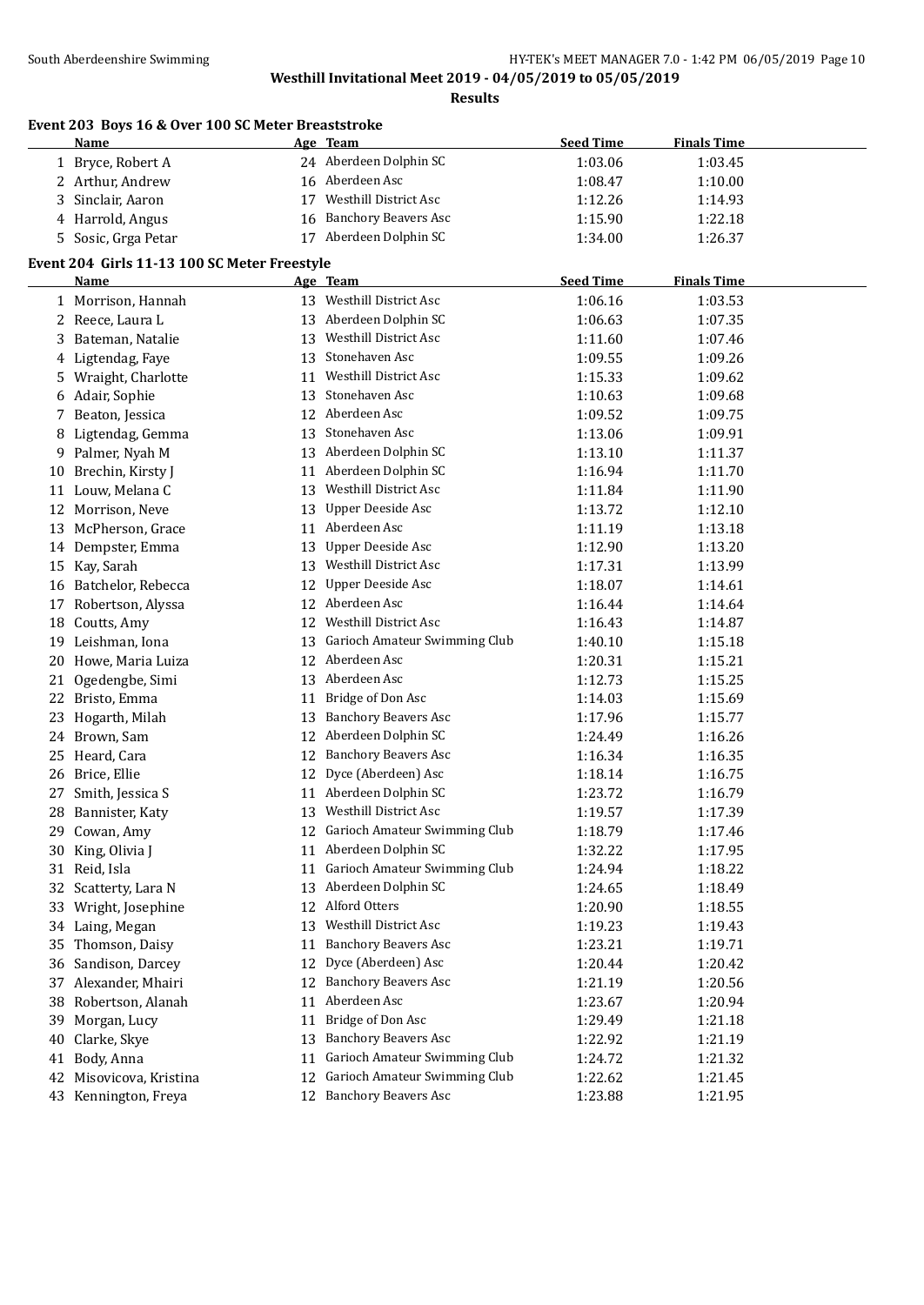**Westhill Invitational Meet 2019 - 04/05/2019 to 05/05/2019**

**Results**

### Event 203 Boys 16 & Over 100 SC Meter Breaststroke

| | Name | Age | Team | Seed Time | Finals Time |
|---|---|---|---|---|---|
| 1 | Bryce, Robert A | 24 | Aberdeen Dolphin SC | 1:03.06 | 1:03.45 |
| 2 | Arthur, Andrew | 16 | Aberdeen Asc | 1:08.47 | 1:10.00 |
| 3 | Sinclair, Aaron | 17 | Westhill District Asc | 1:12.26 | 1:14.93 |
| 4 | Harrold, Angus | 16 | Banchory Beavers Asc | 1:15.90 | 1:22.18 |
| 5 | Sosic, Grga Petar | 17 | Aberdeen Dolphin SC | 1:34.00 | 1:26.37 |

### Event 204 Girls 11-13 100 SC Meter Freestyle

| | Name | Age | Team | Seed Time | Finals Time |
|---|---|---|---|---|---|
| 1 | Morrison, Hannah | 13 | Westhill District Asc | 1:06.16 | 1:03.53 |
| 2 | Reece, Laura L | 13 | Aberdeen Dolphin SC | 1:06.63 | 1:07.35 |
| 3 | Bateman, Natalie | 13 | Westhill District Asc | 1:11.60 | 1:07.46 |
| 4 | Ligtendag, Faye | 13 | Stonehaven Asc | 1:09.55 | 1:09.26 |
| 5 | Wraight, Charlotte | 11 | Westhill District Asc | 1:15.33 | 1:09.62 |
| 6 | Adair, Sophie | 13 | Stonehaven Asc | 1:10.63 | 1:09.68 |
| 7 | Beaton, Jessica | 12 | Aberdeen Asc | 1:09.52 | 1:09.75 |
| 8 | Ligtendag, Gemma | 13 | Stonehaven Asc | 1:13.06 | 1:09.91 |
| 9 | Palmer, Nyah M | 13 | Aberdeen Dolphin SC | 1:13.10 | 1:11.37 |
| 10 | Brechin, Kirsty J | 11 | Aberdeen Dolphin SC | 1:16.94 | 1:11.70 |
| 11 | Louw, Melana C | 13 | Westhill District Asc | 1:11.84 | 1:11.90 |
| 12 | Morrison, Neve | 13 | Upper Deeside Asc | 1:13.72 | 1:12.10 |
| 13 | McPherson, Grace | 11 | Aberdeen Asc | 1:11.19 | 1:13.18 |
| 14 | Dempster, Emma | 13 | Upper Deeside Asc | 1:12.90 | 1:13.20 |
| 15 | Kay, Sarah | 13 | Westhill District Asc | 1:17.31 | 1:13.99 |
| 16 | Batchelor, Rebecca | 12 | Upper Deeside Asc | 1:18.07 | 1:14.61 |
| 17 | Robertson, Alyssa | 12 | Aberdeen Asc | 1:16.44 | 1:14.64 |
| 18 | Coutts, Amy | 12 | Westhill District Asc | 1:16.43 | 1:14.87 |
| 19 | Leishman, Iona | 13 | Garioch Amateur Swimming Club | 1:40.10 | 1:15.18 |
| 20 | Howe, Maria Luiza | 12 | Aberdeen Asc | 1:20.31 | 1:15.21 |
| 21 | Ogedengbe, Simi | 13 | Aberdeen Asc | 1:12.73 | 1:15.25 |
| 22 | Bristo, Emma | 11 | Bridge of Don Asc | 1:14.03 | 1:15.69 |
| 23 | Hogarth, Milah | 13 | Banchory Beavers Asc | 1:17.96 | 1:15.77 |
| 24 | Brown, Sam | 12 | Aberdeen Dolphin SC | 1:24.49 | 1:16.26 |
| 25 | Heard, Cara | 12 | Banchory Beavers Asc | 1:16.34 | 1:16.35 |
| 26 | Brice, Ellie | 12 | Dyce (Aberdeen) Asc | 1:18.14 | 1:16.75 |
| 27 | Smith, Jessica S | 11 | Aberdeen Dolphin SC | 1:23.72 | 1:16.79 |
| 28 | Bannister, Katy | 13 | Westhill District Asc | 1:19.57 | 1:17.39 |
| 29 | Cowan, Amy | 12 | Garioch Amateur Swimming Club | 1:18.79 | 1:17.46 |
| 30 | King, Olivia J | 11 | Aberdeen Dolphin SC | 1:32.22 | 1:17.95 |
| 31 | Reid, Isla | 11 | Garioch Amateur Swimming Club | 1:24.94 | 1:18.22 |
| 32 | Scatterty, Lara N | 13 | Aberdeen Dolphin SC | 1:24.65 | 1:18.49 |
| 33 | Wright, Josephine | 12 | Alford Otters | 1:20.90 | 1:18.55 |
| 34 | Laing, Megan | 13 | Westhill District Asc | 1:19.23 | 1:19.43 |
| 35 | Thomson, Daisy | 11 | Banchory Beavers Asc | 1:23.21 | 1:19.71 |
| 36 | Sandison, Darcey | 12 | Dyce (Aberdeen) Asc | 1:20.44 | 1:20.42 |
| 37 | Alexander, Mhairi | 12 | Banchory Beavers Asc | 1:21.19 | 1:20.56 |
| 38 | Robertson, Alanah | 11 | Aberdeen Asc | 1:23.67 | 1:20.94 |
| 39 | Morgan, Lucy | 11 | Bridge of Don Asc | 1:29.49 | 1:21.18 |
| 40 | Clarke, Skye | 13 | Banchory Beavers Asc | 1:22.92 | 1:21.19 |
| 41 | Body, Anna | 11 | Garioch Amateur Swimming Club | 1:24.72 | 1:21.32 |
| 42 | Misovicova, Kristina | 12 | Garioch Amateur Swimming Club | 1:22.62 | 1:21.45 |
| 43 | Kennington, Freya | 12 | Banchory Beavers Asc | 1:23.88 | 1:21.95 |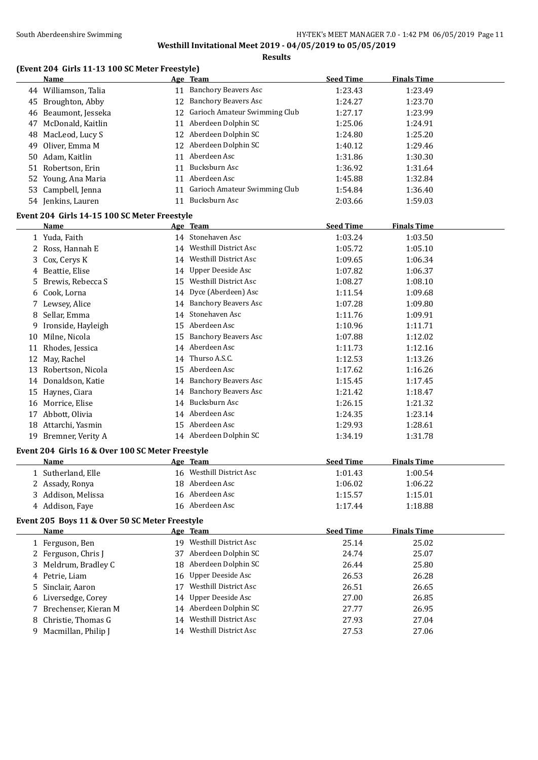## Westhill Invitational Meet 2019 - 04/05/2019 to 05/05/2019

### Results

### (Event 204 Girls 11-13 100 SC Meter Freestyle)

| | Name | Age | Team | Seed Time | Finals Time |
|---|---|---|---|---|---|
| 44 | Williamson, Talia | 11 | Banchory Beavers Asc | 1:23.43 | 1:23.49 |
| 45 | Broughton, Abby | 12 | Banchory Beavers Asc | 1:24.27 | 1:23.70 |
| 46 | Beaumont, Jesseka | 12 | Garioch Amateur Swimming Club | 1:27.17 | 1:23.99 |
| 47 | McDonald, Kaitlin | 11 | Aberdeen Dolphin SC | 1:25.06 | 1:24.91 |
| 48 | MacLeod, Lucy S | 12 | Aberdeen Dolphin SC | 1:24.80 | 1:25.20 |
| 49 | Oliver, Emma M | 12 | Aberdeen Dolphin SC | 1:40.12 | 1:29.46 |
| 50 | Adam, Kaitlin | 11 | Aberdeen Asc | 1:31.86 | 1:30.30 |
| 51 | Robertson, Erin | 11 | Bucksburn Asc | 1:36.92 | 1:31.64 |
| 52 | Young, Ana Maria | 11 | Aberdeen Asc | 1:45.88 | 1:32.84 |
| 53 | Campbell, Jenna | 11 | Garioch Amateur Swimming Club | 1:54.84 | 1:36.40 |
| 54 | Jenkins, Lauren | 11 | Bucksburn Asc | 2:03.66 | 1:59.03 |

### Event 204 Girls 14-15 100 SC Meter Freestyle

| | Name | Age | Team | Seed Time | Finals Time |
|---|---|---|---|---|---|
| 1 | Yuda, Faith | 14 | Stonehaven Asc | 1:03.24 | 1:03.50 |
| 2 | Ross, Hannah E | 14 | Westhill District Asc | 1:05.72 | 1:05.10 |
| 3 | Cox, Cerys K | 14 | Westhill District Asc | 1:09.65 | 1:06.34 |
| 4 | Beattie, Elise | 14 | Upper Deeside Asc | 1:07.82 | 1:06.37 |
| 5 | Brewis, Rebecca S | 15 | Westhill District Asc | 1:08.27 | 1:08.10 |
| 6 | Cook, Lorna | 14 | Dyce (Aberdeen) Asc | 1:11.54 | 1:09.68 |
| 7 | Lewsey, Alice | 14 | Banchory Beavers Asc | 1:07.28 | 1:09.80 |
| 8 | Sellar, Emma | 14 | Stonehaven Asc | 1:11.76 | 1:09.91 |
| 9 | Ironside, Hayleigh | 15 | Aberdeen Asc | 1:10.96 | 1:11.71 |
| 10 | Milne, Nicola | 15 | Banchory Beavers Asc | 1:07.88 | 1:12.02 |
| 11 | Rhodes, Jessica | 14 | Aberdeen Asc | 1:11.73 | 1:12.16 |
| 12 | May, Rachel | 14 | Thurso A.S.C. | 1:12.53 | 1:13.26 |
| 13 | Robertson, Nicola | 15 | Aberdeen Asc | 1:17.62 | 1:16.26 |
| 14 | Donaldson, Katie | 14 | Banchory Beavers Asc | 1:15.45 | 1:17.45 |
| 15 | Haynes, Ciara | 14 | Banchory Beavers Asc | 1:21.42 | 1:18.47 |
| 16 | Morrice, Elise | 14 | Bucksburn Asc | 1:26.15 | 1:21.32 |
| 17 | Abbott, Olivia | 14 | Aberdeen Asc | 1:24.35 | 1:23.14 |
| 18 | Attarchi, Yasmin | 15 | Aberdeen Asc | 1:29.93 | 1:28.61 |
| 19 | Bremner, Verity A | 14 | Aberdeen Dolphin SC | 1:34.19 | 1:31.78 |

### Event 204 Girls 16 & Over 100 SC Meter Freestyle

| | Name | Age | Team | Seed Time | Finals Time |
|---|---|---|---|---|---|
| 1 | Sutherland, Elle | 16 | Westhill District Asc | 1:01.43 | 1:00.54 |
| 2 | Assady, Ronya | 18 | Aberdeen Asc | 1:06.02 | 1:06.22 |
| 3 | Addison, Melissa | 16 | Aberdeen Asc | 1:15.57 | 1:15.01 |
| 4 | Addison, Faye | 16 | Aberdeen Asc | 1:17.44 | 1:18.88 |

### Event 205 Boys 11 & Over 50 SC Meter Freestyle

| | Name | Age | Team | Seed Time | Finals Time |
|---|---|---|---|---|---|
| 1 | Ferguson, Ben | 19 | Westhill District Asc | 25.14 | 25.02 |
| 2 | Ferguson, Chris J | 37 | Aberdeen Dolphin SC | 24.74 | 25.07 |
| 3 | Meldrum, Bradley C | 18 | Aberdeen Dolphin SC | 26.44 | 25.80 |
| 4 | Petrie, Liam | 16 | Upper Deeside Asc | 26.53 | 26.28 |
| 5 | Sinclair, Aaron | 17 | Westhill District Asc | 26.51 | 26.65 |
| 6 | Liversedge, Corey | 14 | Upper Deeside Asc | 27.00 | 26.85 |
| 7 | Brechenser, Kieran M | 14 | Aberdeen Dolphin SC | 27.77 | 26.95 |
| 8 | Christie, Thomas G | 14 | Westhill District Asc | 27.93 | 27.04 |
| 9 | Macmillan, Philip J | 14 | Westhill District Asc | 27.53 | 27.06 |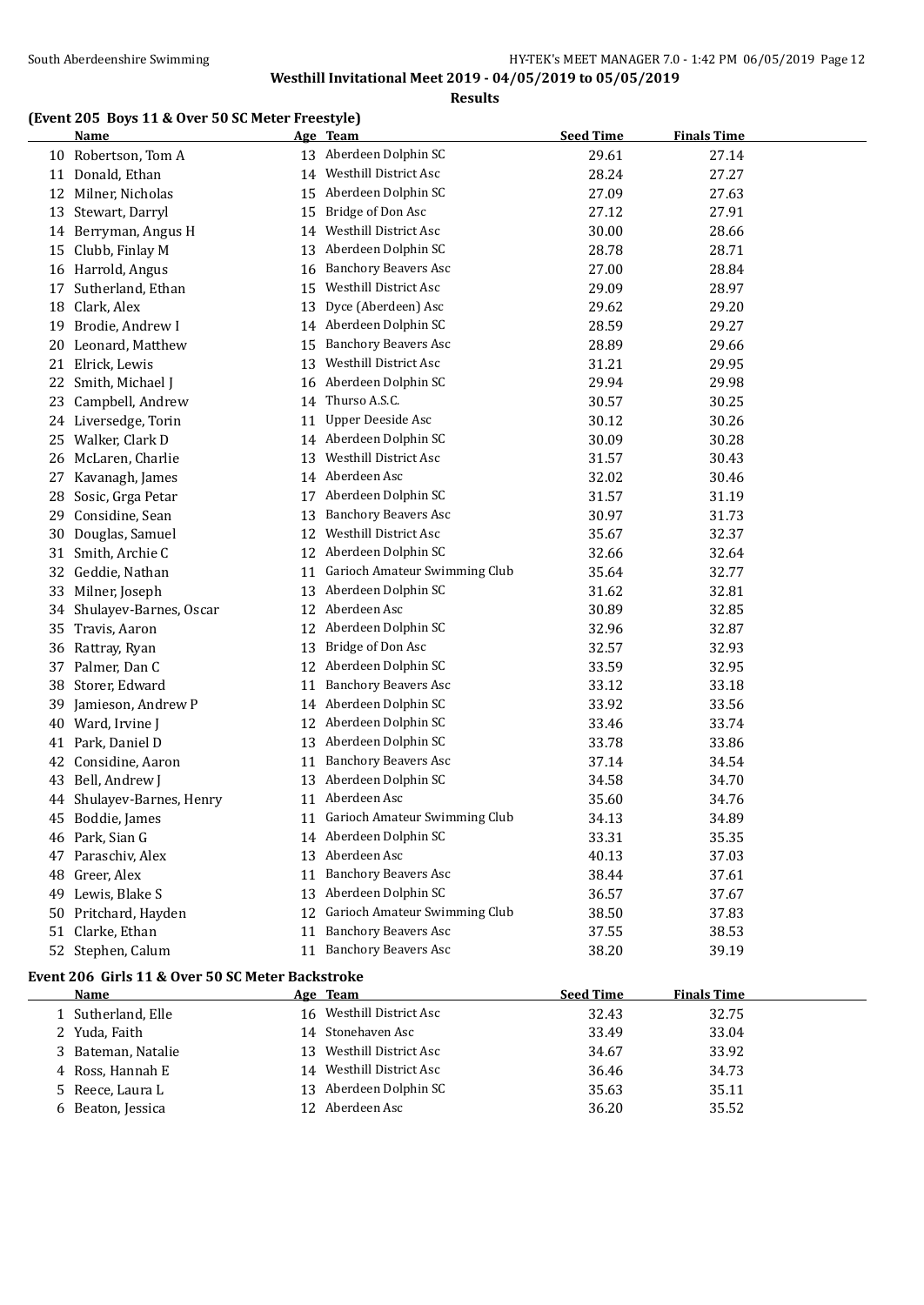## Westhill Invitational Meet 2019 - 04/05/2019 to 05/05/2019

### Results

#### (Event 205 Boys 11 & Over 50 SC Meter Freestyle)

| | Name | Age | Team | Seed Time | Finals Time |
|---|---|---|---|---|---|
| 10 | Robertson, Tom A | 13 | Aberdeen Dolphin SC | 29.61 | 27.14 |
| 11 | Donald, Ethan | 14 | Westhill District Asc | 28.24 | 27.27 |
| 12 | Milner, Nicholas | 15 | Aberdeen Dolphin SC | 27.09 | 27.63 |
| 13 | Stewart, Darryl | 15 | Bridge of Don Asc | 27.12 | 27.91 |
| 14 | Berryman, Angus H | 14 | Westhill District Asc | 30.00 | 28.66 |
| 15 | Clubb, Finlay M | 13 | Aberdeen Dolphin SC | 28.78 | 28.71 |
| 16 | Harrold, Angus | 16 | Banchory Beavers Asc | 27.00 | 28.84 |
| 17 | Sutherland, Ethan | 15 | Westhill District Asc | 29.09 | 28.97 |
| 18 | Clark, Alex | 13 | Dyce (Aberdeen) Asc | 29.62 | 29.20 |
| 19 | Brodie, Andrew I | 14 | Aberdeen Dolphin SC | 28.59 | 29.27 |
| 20 | Leonard, Matthew | 15 | Banchory Beavers Asc | 28.89 | 29.66 |
| 21 | Elrick, Lewis | 13 | Westhill District Asc | 31.21 | 29.95 |
| 22 | Smith, Michael J | 16 | Aberdeen Dolphin SC | 29.94 | 29.98 |
| 23 | Campbell, Andrew | 14 | Thurso A.S.C. | 30.57 | 30.25 |
| 24 | Liversedge, Torin | 11 | Upper Deeside Asc | 30.12 | 30.26 |
| 25 | Walker, Clark D | 14 | Aberdeen Dolphin SC | 30.09 | 30.28 |
| 26 | McLaren, Charlie | 13 | Westhill District Asc | 31.57 | 30.43 |
| 27 | Kavanagh, James | 14 | Aberdeen Asc | 32.02 | 30.46 |
| 28 | Sosic, Grga Petar | 17 | Aberdeen Dolphin SC | 31.57 | 31.19 |
| 29 | Considine, Sean | 13 | Banchory Beavers Asc | 30.97 | 31.73 |
| 30 | Douglas, Samuel | 12 | Westhill District Asc | 35.67 | 32.37 |
| 31 | Smith, Archie C | 12 | Aberdeen Dolphin SC | 32.66 | 32.64 |
| 32 | Geddie, Nathan | 11 | Garioch Amateur Swimming Club | 35.64 | 32.77 |
| 33 | Milner, Joseph | 13 | Aberdeen Dolphin SC | 31.62 | 32.81 |
| 34 | Shulayev-Barnes, Oscar | 12 | Aberdeen Asc | 30.89 | 32.85 |
| 35 | Travis, Aaron | 12 | Aberdeen Dolphin SC | 32.96 | 32.87 |
| 36 | Rattray, Ryan | 13 | Bridge of Don Asc | 32.57 | 32.93 |
| 37 | Palmer, Dan C | 12 | Aberdeen Dolphin SC | 33.59 | 32.95 |
| 38 | Storer, Edward | 11 | Banchory Beavers Asc | 33.12 | 33.18 |
| 39 | Jamieson, Andrew P | 14 | Aberdeen Dolphin SC | 33.92 | 33.56 |
| 40 | Ward, Irvine J | 12 | Aberdeen Dolphin SC | 33.46 | 33.74 |
| 41 | Park, Daniel D | 13 | Aberdeen Dolphin SC | 33.78 | 33.86 |
| 42 | Considine, Aaron | 11 | Banchory Beavers Asc | 37.14 | 34.54 |
| 43 | Bell, Andrew J | 13 | Aberdeen Dolphin SC | 34.58 | 34.70 |
| 44 | Shulayev-Barnes, Henry | 11 | Aberdeen Asc | 35.60 | 34.76 |
| 45 | Boddie, James | 11 | Garioch Amateur Swimming Club | 34.13 | 34.89 |
| 46 | Park, Sian G | 14 | Aberdeen Dolphin SC | 33.31 | 35.35 |
| 47 | Paraschiv, Alex | 13 | Aberdeen Asc | 40.13 | 37.03 |
| 48 | Greer, Alex | 11 | Banchory Beavers Asc | 38.44 | 37.61 |
| 49 | Lewis, Blake S | 13 | Aberdeen Dolphin SC | 36.57 | 37.67 |
| 50 | Pritchard, Hayden | 12 | Garioch Amateur Swimming Club | 38.50 | 37.83 |
| 51 | Clarke, Ethan | 11 | Banchory Beavers Asc | 37.55 | 38.53 |
| 52 | Stephen, Calum | 11 | Banchory Beavers Asc | 38.20 | 39.19 |

#### Event 206 Girls 11 & Over 50 SC Meter Backstroke

| | Name | Age | Team | Seed Time | Finals Time |
|---|---|---|---|---|---|
| 1 | Sutherland, Elle | 16 | Westhill District Asc | 32.43 | 32.75 |
| 2 | Yuda, Faith | 14 | Stonehaven Asc | 33.49 | 33.04 |
| 3 | Bateman, Natalie | 13 | Westhill District Asc | 34.67 | 33.92 |
| 4 | Ross, Hannah E | 14 | Westhill District Asc | 36.46 | 34.73 |
| 5 | Reece, Laura L | 13 | Aberdeen Dolphin SC | 35.63 | 35.11 |
| 6 | Beaton, Jessica | 12 | Aberdeen Asc | 36.20 | 35.52 |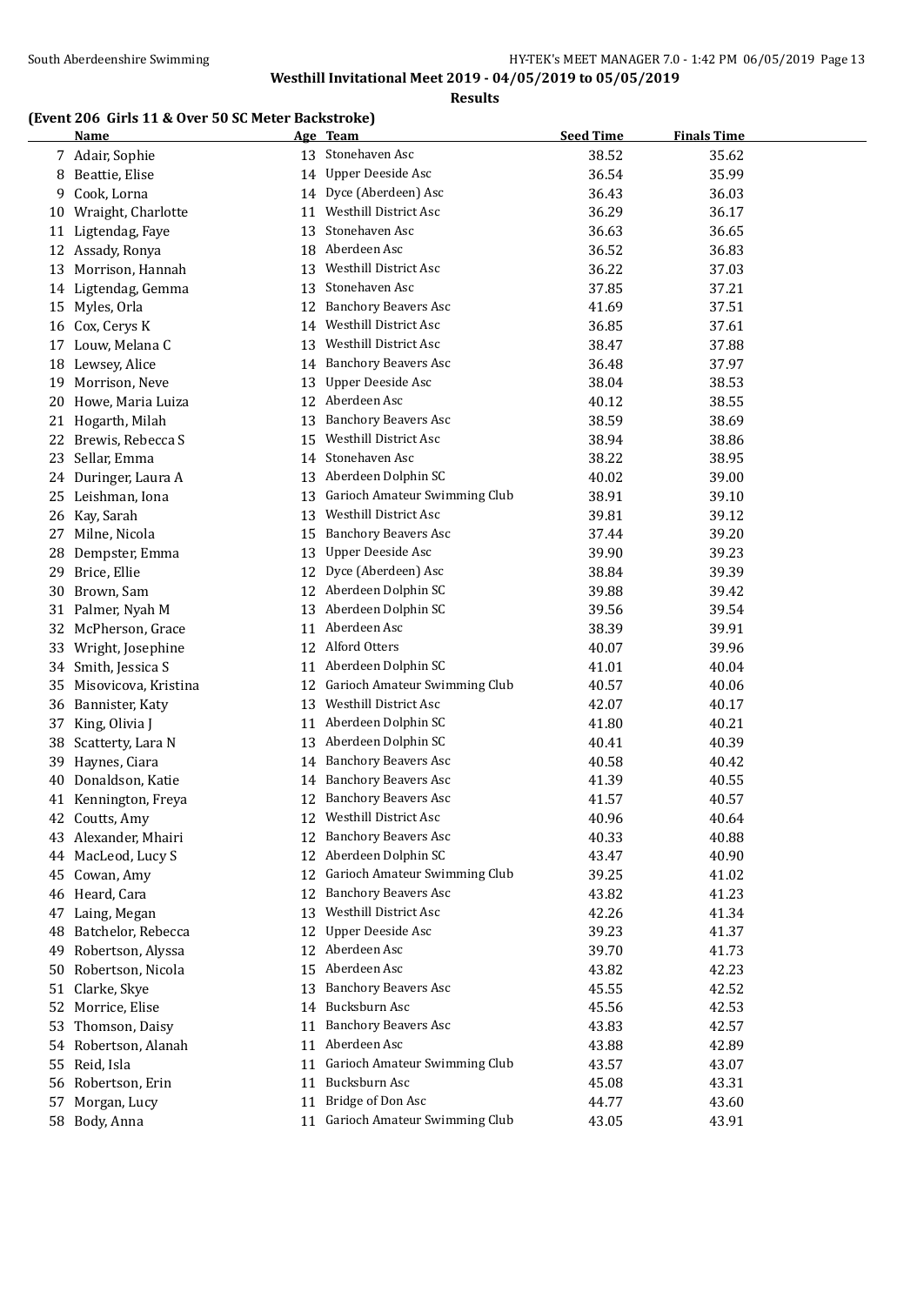## Westhill Invitational Meet 2019 - 04/05/2019 to 05/05/2019

### Results

#### (Event 206 Girls 11 & Over 50 SC Meter Backstroke)

| | Name | Age | Team | Seed Time | Finals Time |
|---|---|---|---|---|---|
| 7 | Adair, Sophie | 13 | Stonehaven Asc | 38.52 | 35.62 |
| 8 | Beattie, Elise | 14 | Upper Deeside Asc | 36.54 | 35.99 |
| 9 | Cook, Lorna | 14 | Dyce (Aberdeen) Asc | 36.43 | 36.03 |
| 10 | Wraight, Charlotte | 11 | Westhill District Asc | 36.29 | 36.17 |
| 11 | Ligtendag, Faye | 13 | Stonehaven Asc | 36.63 | 36.65 |
| 12 | Assady, Ronya | 18 | Aberdeen Asc | 36.52 | 36.83 |
| 13 | Morrison, Hannah | 13 | Westhill District Asc | 36.22 | 37.03 |
| 14 | Ligtendag, Gemma | 13 | Stonehaven Asc | 37.85 | 37.21 |
| 15 | Myles, Orla | 12 | Banchory Beavers Asc | 41.69 | 37.51 |
| 16 | Cox, Cerys K | 14 | Westhill District Asc | 36.85 | 37.61 |
| 17 | Louw, Melana C | 13 | Westhill District Asc | 38.47 | 37.88 |
| 18 | Lewsey, Alice | 14 | Banchory Beavers Asc | 36.48 | 37.97 |
| 19 | Morrison, Neve | 13 | Upper Deeside Asc | 38.04 | 38.53 |
| 20 | Howe, Maria Luiza | 12 | Aberdeen Asc | 40.12 | 38.55 |
| 21 | Hogarth, Milah | 13 | Banchory Beavers Asc | 38.59 | 38.69 |
| 22 | Brewis, Rebecca S | 15 | Westhill District Asc | 38.94 | 38.86 |
| 23 | Sellar, Emma | 14 | Stonehaven Asc | 38.22 | 38.95 |
| 24 | Duringer, Laura A | 13 | Aberdeen Dolphin SC | 40.02 | 39.00 |
| 25 | Leishman, Iona | 13 | Garioch Amateur Swimming Club | 38.91 | 39.10 |
| 26 | Kay, Sarah | 13 | Westhill District Asc | 39.81 | 39.12 |
| 27 | Milne, Nicola | 15 | Banchory Beavers Asc | 37.44 | 39.20 |
| 28 | Dempster, Emma | 13 | Upper Deeside Asc | 39.90 | 39.23 |
| 29 | Brice, Ellie | 12 | Dyce (Aberdeen) Asc | 38.84 | 39.39 |
| 30 | Brown, Sam | 12 | Aberdeen Dolphin SC | 39.88 | 39.42 |
| 31 | Palmer, Nyah M | 13 | Aberdeen Dolphin SC | 39.56 | 39.54 |
| 32 | McPherson, Grace | 11 | Aberdeen Asc | 38.39 | 39.91 |
| 33 | Wright, Josephine | 12 | Alford Otters | 40.07 | 39.96 |
| 34 | Smith, Jessica S | 11 | Aberdeen Dolphin SC | 41.01 | 40.04 |
| 35 | Misovicova, Kristina | 12 | Garioch Amateur Swimming Club | 40.57 | 40.06 |
| 36 | Bannister, Katy | 13 | Westhill District Asc | 42.07 | 40.17 |
| 37 | King, Olivia J | 11 | Aberdeen Dolphin SC | 41.80 | 40.21 |
| 38 | Scatterty, Lara N | 13 | Aberdeen Dolphin SC | 40.41 | 40.39 |
| 39 | Haynes, Ciara | 14 | Banchory Beavers Asc | 40.58 | 40.42 |
| 40 | Donaldson, Katie | 14 | Banchory Beavers Asc | 41.39 | 40.55 |
| 41 | Kennington, Freya | 12 | Banchory Beavers Asc | 41.57 | 40.57 |
| 42 | Coutts, Amy | 12 | Westhill District Asc | 40.96 | 40.64 |
| 43 | Alexander, Mhairi | 12 | Banchory Beavers Asc | 40.33 | 40.88 |
| 44 | MacLeod, Lucy S | 12 | Aberdeen Dolphin SC | 43.47 | 40.90 |
| 45 | Cowan, Amy | 12 | Garioch Amateur Swimming Club | 39.25 | 41.02 |
| 46 | Heard, Cara | 12 | Banchory Beavers Asc | 43.82 | 41.23 |
| 47 | Laing, Megan | 13 | Westhill District Asc | 42.26 | 41.34 |
| 48 | Batchelor, Rebecca | 12 | Upper Deeside Asc | 39.23 | 41.37 |
| 49 | Robertson, Alyssa | 12 | Aberdeen Asc | 39.70 | 41.73 |
| 50 | Robertson, Nicola | 15 | Aberdeen Asc | 43.82 | 42.23 |
| 51 | Clarke, Skye | 13 | Banchory Beavers Asc | 45.55 | 42.52 |
| 52 | Morrice, Elise | 14 | Bucksburn Asc | 45.56 | 42.53 |
| 53 | Thomson, Daisy | 11 | Banchory Beavers Asc | 43.83 | 42.57 |
| 54 | Robertson, Alanah | 11 | Aberdeen Asc | 43.88 | 42.89 |
| 55 | Reid, Isla | 11 | Garioch Amateur Swimming Club | 43.57 | 43.07 |
| 56 | Robertson, Erin | 11 | Bucksburn Asc | 45.08 | 43.31 |
| 57 | Morgan, Lucy | 11 | Bridge of Don Asc | 44.77 | 43.60 |
| 58 | Body, Anna | 11 | Garioch Amateur Swimming Club | 43.05 | 43.91 |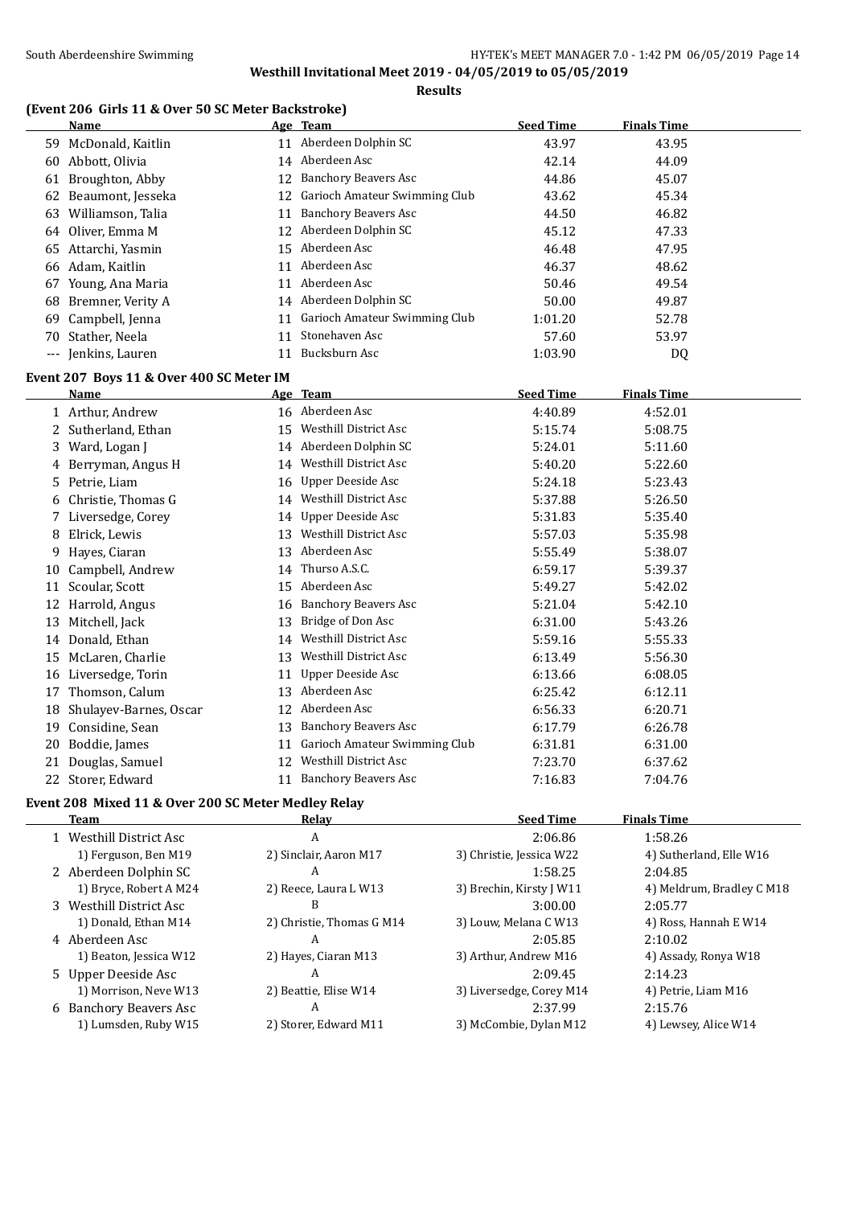## Westhill Invitational Meet 2019 - 04/05/2019 to 05/05/2019

### Results

### (Event 206 Girls 11 & Over 50 SC Meter Backstroke)

| | Name | Age | Team | Seed Time | Finals Time |
|---|---|---|---|---|---|
| 59 | McDonald, Kaitlin | 11 | Aberdeen Dolphin SC | 43.97 | 43.95 |
| 60 | Abbott, Olivia | 14 | Aberdeen Asc | 42.14 | 44.09 |
| 61 | Broughton, Abby | 12 | Banchory Beavers Asc | 44.86 | 45.07 |
| 62 | Beaumont, Jesseka | 12 | Garioch Amateur Swimming Club | 43.62 | 45.34 |
| 63 | Williamson, Talia | 11 | Banchory Beavers Asc | 44.50 | 46.82 |
| 64 | Oliver, Emma M | 12 | Aberdeen Dolphin SC | 45.12 | 47.33 |
| 65 | Attarchi, Yasmin | 15 | Aberdeen Asc | 46.48 | 47.95 |
| 66 | Adam, Kaitlin | 11 | Aberdeen Asc | 46.37 | 48.62 |
| 67 | Young, Ana Maria | 11 | Aberdeen Asc | 50.46 | 49.54 |
| 68 | Bremner, Verity A | 14 | Aberdeen Dolphin SC | 50.00 | 49.87 |
| 69 | Campbell, Jenna | 11 | Garioch Amateur Swimming Club | 1:01.20 | 52.78 |
| 70 | Stather, Neela | 11 | Stonehaven Asc | 57.60 | 53.97 |
| --- | Jenkins, Lauren | 11 | Bucksburn Asc | 1:03.90 | DQ |

### Event 207 Boys 11 & Over 400 SC Meter IM

| | Name | Age | Team | Seed Time | Finals Time |
|---|---|---|---|---|---|
| 1 | Arthur, Andrew | 16 | Aberdeen Asc | 4:40.89 | 4:52.01 |
| 2 | Sutherland, Ethan | 15 | Westhill District Asc | 5:15.74 | 5:08.75 |
| 3 | Ward, Logan J | 14 | Aberdeen Dolphin SC | 5:24.01 | 5:11.60 |
| 4 | Berryman, Angus H | 14 | Westhill District Asc | 5:40.20 | 5:22.60 |
| 5 | Petrie, Liam | 16 | Upper Deeside Asc | 5:24.18 | 5:23.43 |
| 6 | Christie, Thomas G | 14 | Westhill District Asc | 5:37.88 | 5:26.50 |
| 7 | Liversedge, Corey | 14 | Upper Deeside Asc | 5:31.83 | 5:35.40 |
| 8 | Elrick, Lewis | 13 | Westhill District Asc | 5:57.03 | 5:35.98 |
| 9 | Hayes, Ciaran | 13 | Aberdeen Asc | 5:55.49 | 5:38.07 |
| 10 | Campbell, Andrew | 14 | Thurso A.S.C. | 6:59.17 | 5:39.37 |
| 11 | Scoular, Scott | 15 | Aberdeen Asc | 5:49.27 | 5:42.02 |
| 12 | Harrold, Angus | 16 | Banchory Beavers Asc | 5:21.04 | 5:42.10 |
| 13 | Mitchell, Jack | 13 | Bridge of Don Asc | 6:31.00 | 5:43.26 |
| 14 | Donald, Ethan | 14 | Westhill District Asc | 5:59.16 | 5:55.33 |
| 15 | McLaren, Charlie | 13 | Westhill District Asc | 6:13.49 | 5:56.30 |
| 16 | Liversedge, Torin | 11 | Upper Deeside Asc | 6:13.66 | 6:08.05 |
| 17 | Thomson, Calum | 13 | Aberdeen Asc | 6:25.42 | 6:12.11 |
| 18 | Shulayev-Barnes, Oscar | 12 | Aberdeen Asc | 6:56.33 | 6:20.71 |
| 19 | Considine, Sean | 13 | Banchory Beavers Asc | 6:17.79 | 6:26.78 |
| 20 | Boddie, James | 11 | Garioch Amateur Swimming Club | 6:31.81 | 6:31.00 |
| 21 | Douglas, Samuel | 12 | Westhill District Asc | 7:23.70 | 6:37.62 |
| 22 | Storer, Edward | 11 | Banchory Beavers Asc | 7:16.83 | 7:04.76 |

### Event 208 Mixed 11 & Over 200 SC Meter Medley Relay

| | Team | Relay | Seed Time | Finals Time |
|---|---|---|---|---|
| 1 | Westhill District Asc | A | 2:06.86 | 1:58.26 |
| | 1) Ferguson, Ben M19 | 2) Sinclair, Aaron M17 | 3) Christie, Jessica W22 | 4) Sutherland, Elle W16 |
| 2 | Aberdeen Dolphin SC | A | 1:58.25 | 2:04.85 |
| | 1) Bryce, Robert A M24 | 2) Reece, Laura L W13 | 3) Brechin, Kirsty J W11 | 4) Meldrum, Bradley C M18 |
| 3 | Westhill District Asc | B | 3:00.00 | 2:05.77 |
| | 1) Donald, Ethan M14 | 2) Christie, Thomas G M14 | 3) Louw, Melana C W13 | 4) Ross, Hannah E W14 |
| 4 | Aberdeen Asc | A | 2:05.85 | 2:10.02 |
| | 1) Beaton, Jessica W12 | 2) Hayes, Ciaran M13 | 3) Arthur, Andrew M16 | 4) Assady, Ronya W18 |
| 5 | Upper Deeside Asc | A | 2:09.45 | 2:14.23 |
| | 1) Morrison, Neve W13 | 2) Beattie, Elise W14 | 3) Liversedge, Corey M14 | 4) Petrie, Liam M16 |
| 6 | Banchory Beavers Asc | A | 2:37.99 | 2:15.76 |
| | 1) Lumsden, Ruby W15 | 2) Storer, Edward M11 | 3) McCombie, Dylan M12 | 4) Lewsey, Alice W14 |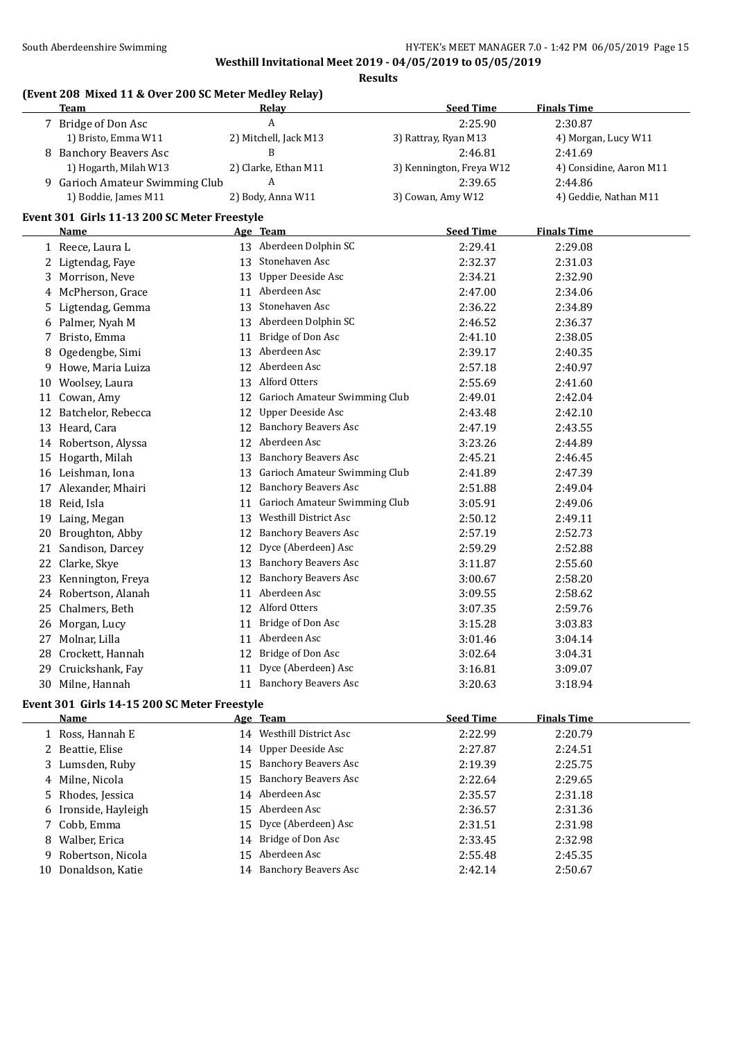## Westhill Invitational Meet 2019 - 04/05/2019 to 05/05/2019

### Results

#### (Event 208 Mixed 11 & Over 200 SC Meter Medley Relay)

| | Team | Relay | Seed Time | Finals Time |
|---|---|---|---|---|
| 7 | Bridge of Don Asc | A | 2:25.90 | 2:30.87 |
| | 1) Bristo, Emma W11 | 2) Mitchell, Jack M13 | 3) Rattray, Ryan M13 | 4) Morgan, Lucy W11 |
| 8 | Banchory Beavers Asc | B | 2:46.81 | 2:41.69 |
| | 1) Hogarth, Milah W13 | 2) Clarke, Ethan M11 | 3) Kennington, Freya W12 | 4) Considine, Aaron M11 |
| 9 | Garioch Amateur Swimming Club | A | 2:39.65 | 2:44.86 |
| | 1) Boddie, James M11 | 2) Body, Anna W11 | 3) Cowan, Amy W12 | 4) Geddie, Nathan M11 |

#### Event 301 Girls 11-13 200 SC Meter Freestyle

| | Name | Age | Team | Seed Time | Finals Time |
|---|---|---|---|---|---|
| 1 | Reece, Laura L | 13 | Aberdeen Dolphin SC | 2:29.41 | 2:29.08 |
| 2 | Ligtendag, Faye | 13 | Stonehaven Asc | 2:32.37 | 2:31.03 |
| 3 | Morrison, Neve | 13 | Upper Deeside Asc | 2:34.21 | 2:32.90 |
| 4 | McPherson, Grace | 11 | Aberdeen Asc | 2:47.00 | 2:34.06 |
| 5 | Ligtendag, Gemma | 13 | Stonehaven Asc | 2:36.22 | 2:34.89 |
| 6 | Palmer, Nyah M | 13 | Aberdeen Dolphin SC | 2:46.52 | 2:36.37 |
| 7 | Bristo, Emma | 11 | Bridge of Don Asc | 2:41.10 | 2:38.05 |
| 8 | Ogedengbe, Simi | 13 | Aberdeen Asc | 2:39.17 | 2:40.35 |
| 9 | Howe, Maria Luiza | 12 | Aberdeen Asc | 2:57.18 | 2:40.97 |
| 10 | Woolsey, Laura | 13 | Alford Otters | 2:55.69 | 2:41.60 |
| 11 | Cowan, Amy | 12 | Garioch Amateur Swimming Club | 2:49.01 | 2:42.04 |
| 12 | Batchelor, Rebecca | 12 | Upper Deeside Asc | 2:43.48 | 2:42.10 |
| 13 | Heard, Cara | 12 | Banchory Beavers Asc | 2:47.19 | 2:43.55 |
| 14 | Robertson, Alyssa | 12 | Aberdeen Asc | 3:23.26 | 2:44.89 |
| 15 | Hogarth, Milah | 13 | Banchory Beavers Asc | 2:45.21 | 2:46.45 |
| 16 | Leishman, Iona | 13 | Garioch Amateur Swimming Club | 2:41.89 | 2:47.39 |
| 17 | Alexander, Mhairi | 12 | Banchory Beavers Asc | 2:51.88 | 2:49.04 |
| 18 | Reid, Isla | 11 | Garioch Amateur Swimming Club | 3:05.91 | 2:49.06 |
| 19 | Laing, Megan | 13 | Westhill District Asc | 2:50.12 | 2:49.11 |
| 20 | Broughton, Abby | 12 | Banchory Beavers Asc | 2:57.19 | 2:52.73 |
| 21 | Sandison, Darcey | 12 | Dyce (Aberdeen) Asc | 2:59.29 | 2:52.88 |
| 22 | Clarke, Skye | 13 | Banchory Beavers Asc | 3:11.87 | 2:55.60 |
| 23 | Kennington, Freya | 12 | Banchory Beavers Asc | 3:00.67 | 2:58.20 |
| 24 | Robertson, Alanah | 11 | Aberdeen Asc | 3:09.55 | 2:58.62 |
| 25 | Chalmers, Beth | 12 | Alford Otters | 3:07.35 | 2:59.76 |
| 26 | Morgan, Lucy | 11 | Bridge of Don Asc | 3:15.28 | 3:03.83 |
| 27 | Molnar, Lilla | 11 | Aberdeen Asc | 3:01.46 | 3:04.14 |
| 28 | Crockett, Hannah | 12 | Bridge of Don Asc | 3:02.64 | 3:04.31 |
| 29 | Cruickshank, Fay | 11 | Dyce (Aberdeen) Asc | 3:16.81 | 3:09.07 |
| 30 | Milne, Hannah | 11 | Banchory Beavers Asc | 3:20.63 | 3:18.94 |

#### Event 301 Girls 14-15 200 SC Meter Freestyle

| | Name | Age | Team | Seed Time | Finals Time |
|---|---|---|---|---|---|
| 1 | Ross, Hannah E | 14 | Westhill District Asc | 2:22.99 | 2:20.79 |
| 2 | Beattie, Elise | 14 | Upper Deeside Asc | 2:27.87 | 2:24.51 |
| 3 | Lumsden, Ruby | 15 | Banchory Beavers Asc | 2:19.39 | 2:25.75 |
| 4 | Milne, Nicola | 15 | Banchory Beavers Asc | 2:22.64 | 2:29.65 |
| 5 | Rhodes, Jessica | 14 | Aberdeen Asc | 2:35.57 | 2:31.18 |
| 6 | Ironside, Hayleigh | 15 | Aberdeen Asc | 2:36.57 | 2:31.36 |
| 7 | Cobb, Emma | 15 | Dyce (Aberdeen) Asc | 2:31.51 | 2:31.98 |
| 8 | Walber, Erica | 14 | Bridge of Don Asc | 2:33.45 | 2:32.98 |
| 9 | Robertson, Nicola | 15 | Aberdeen Asc | 2:55.48 | 2:45.35 |
| 10 | Donaldson, Katie | 14 | Banchory Beavers Asc | 2:42.14 | 2:50.67 |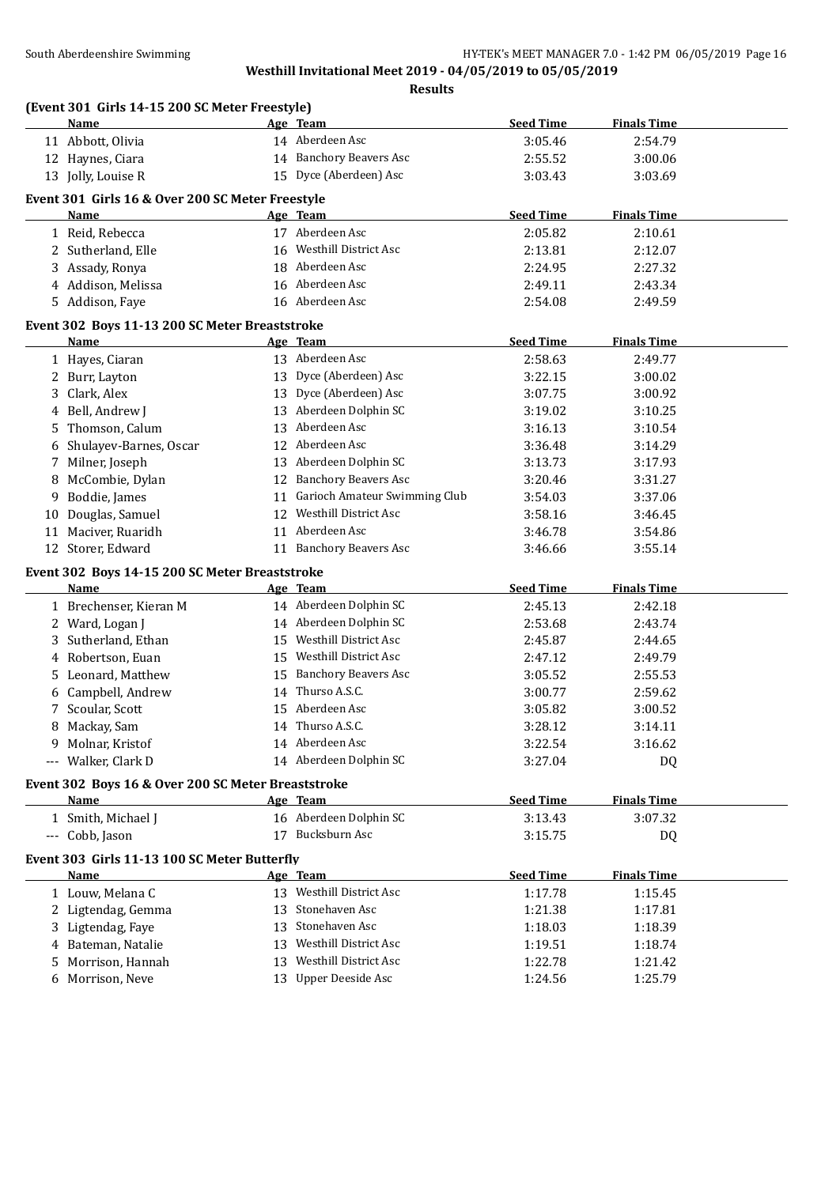**Westhill Invitational Meet 2019 - 04/05/2019 to 05/05/2019**

**Results**

### (Event 301 Girls 14-15 200 SC Meter Freestyle)

| | Name | Age | Team | Seed Time | Finals Time |
|---|---|---|---|---|---|
| 11 | Abbott, Olivia | 14 | Aberdeen Asc | 3:05.46 | 2:54.79 |
| 12 | Haynes, Ciara | 14 | Banchory Beavers Asc | 2:55.52 | 3:00.06 |
| 13 | Jolly, Louise R | 15 | Dyce (Aberdeen) Asc | 3:03.43 | 3:03.69 |

### Event 301 Girls 16 & Over 200 SC Meter Freestyle

| | Name | Age | Team | Seed Time | Finals Time |
|---|---|---|---|---|---|
| 1 | Reid, Rebecca | 17 | Aberdeen Asc | 2:05.82 | 2:10.61 |
| 2 | Sutherland, Elle | 16 | Westhill District Asc | 2:13.81 | 2:12.07 |
| 3 | Assady, Ronya | 18 | Aberdeen Asc | 2:24.95 | 2:27.32 |
| 4 | Addison, Melissa | 16 | Aberdeen Asc | 2:49.11 | 2:43.34 |
| 5 | Addison, Faye | 16 | Aberdeen Asc | 2:54.08 | 2:49.59 |

### Event 302 Boys 11-13 200 SC Meter Breaststroke

| | Name | Age | Team | Seed Time | Finals Time |
|---|---|---|---|---|---|
| 1 | Hayes, Ciaran | 13 | Aberdeen Asc | 2:58.63 | 2:49.77 |
| 2 | Burr, Layton | 13 | Dyce (Aberdeen) Asc | 3:22.15 | 3:00.02 |
| 3 | Clark, Alex | 13 | Dyce (Aberdeen) Asc | 3:07.75 | 3:00.92 |
| 4 | Bell, Andrew J | 13 | Aberdeen Dolphin SC | 3:19.02 | 3:10.25 |
| 5 | Thomson, Calum | 13 | Aberdeen Asc | 3:16.13 | 3:10.54 |
| 6 | Shulayev-Barnes, Oscar | 12 | Aberdeen Asc | 3:36.48 | 3:14.29 |
| 7 | Milner, Joseph | 13 | Aberdeen Dolphin SC | 3:13.73 | 3:17.93 |
| 8 | McCombie, Dylan | 12 | Banchory Beavers Asc | 3:20.46 | 3:31.27 |
| 9 | Boddie, James | 11 | Garioch Amateur Swimming Club | 3:54.03 | 3:37.06 |
| 10 | Douglas, Samuel | 12 | Westhill District Asc | 3:58.16 | 3:46.45 |
| 11 | Maciver, Ruaridh | 11 | Aberdeen Asc | 3:46.78 | 3:54.86 |
| 12 | Storer, Edward | 11 | Banchory Beavers Asc | 3:46.66 | 3:55.14 |

### Event 302 Boys 14-15 200 SC Meter Breaststroke

| | Name | Age | Team | Seed Time | Finals Time |
|---|---|---|---|---|---|
| 1 | Brechenser, Kieran M | 14 | Aberdeen Dolphin SC | 2:45.13 | 2:42.18 |
| 2 | Ward, Logan J | 14 | Aberdeen Dolphin SC | 2:53.68 | 2:43.74 |
| 3 | Sutherland, Ethan | 15 | Westhill District Asc | 2:45.87 | 2:44.65 |
| 4 | Robertson, Euan | 15 | Westhill District Asc | 2:47.12 | 2:49.79 |
| 5 | Leonard, Matthew | 15 | Banchory Beavers Asc | 3:05.52 | 2:55.53 |
| 6 | Campbell, Andrew | 14 | Thurso A.S.C. | 3:00.77 | 2:59.62 |
| 7 | Scoular, Scott | 15 | Aberdeen Asc | 3:05.82 | 3:00.52 |
| 8 | Mackay, Sam | 14 | Thurso A.S.C. | 3:28.12 | 3:14.11 |
| 9 | Molnar, Kristof | 14 | Aberdeen Asc | 3:22.54 | 3:16.62 |
| --- | Walker, Clark D | 14 | Aberdeen Dolphin SC | 3:27.04 | DQ |

### Event 302 Boys 16 & Over 200 SC Meter Breaststroke

| | Name | Age | Team | Seed Time | Finals Time |
|---|---|---|---|---|---|
| 1 | Smith, Michael J | 16 | Aberdeen Dolphin SC | 3:13.43 | 3:07.32 |
| --- | Cobb, Jason | 17 | Bucksburn Asc | 3:15.75 | DQ |

### Event 303 Girls 11-13 100 SC Meter Butterfly

| | Name | Age | Team | Seed Time | Finals Time |
|---|---|---|---|---|---|
| 1 | Louw, Melana C | 13 | Westhill District Asc | 1:17.78 | 1:15.45 |
| 2 | Ligtendag, Gemma | 13 | Stonehaven Asc | 1:21.38 | 1:17.81 |
| 3 | Ligtendag, Faye | 13 | Stonehaven Asc | 1:18.03 | 1:18.39 |
| 4 | Bateman, Natalie | 13 | Westhill District Asc | 1:19.51 | 1:18.74 |
| 5 | Morrison, Hannah | 13 | Westhill District Asc | 1:22.78 | 1:21.42 |
| 6 | Morrison, Neve | 13 | Upper Deeside Asc | 1:24.56 | 1:25.79 |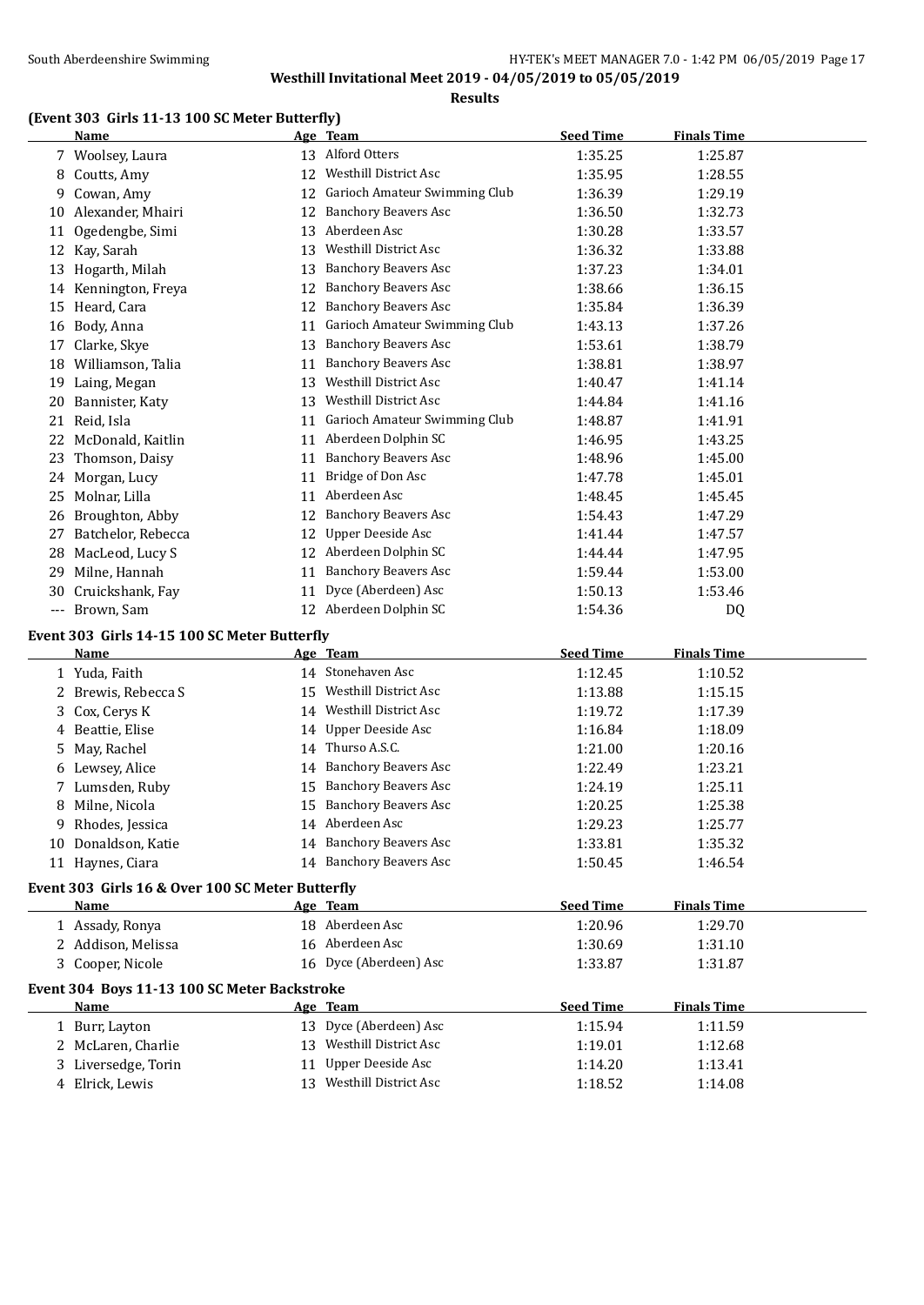**Westhill Invitational Meet 2019 - 04/05/2019 to 05/05/2019**

**Results**

### (Event 303 Girls 11-13 100 SC Meter Butterfly)

| | Name | Age | Team | Seed Time | Finals Time |
|---|---|---|---|---|---|
| 7 | Woolsey, Laura | 13 | Alford Otters | 1:35.25 | 1:25.87 |
| 8 | Coutts, Amy | 12 | Westhill District Asc | 1:35.95 | 1:28.55 |
| 9 | Cowan, Amy | 12 | Garioch Amateur Swimming Club | 1:36.39 | 1:29.19 |
| 10 | Alexander, Mhairi | 12 | Banchory Beavers Asc | 1:36.50 | 1:32.73 |
| 11 | Ogedengbe, Simi | 13 | Aberdeen Asc | 1:30.28 | 1:33.57 |
| 12 | Kay, Sarah | 13 | Westhill District Asc | 1:36.32 | 1:33.88 |
| 13 | Hogarth, Milah | 13 | Banchory Beavers Asc | 1:37.23 | 1:34.01 |
| 14 | Kennington, Freya | 12 | Banchory Beavers Asc | 1:38.66 | 1:36.15 |
| 15 | Heard, Cara | 12 | Banchory Beavers Asc | 1:35.84 | 1:36.39 |
| 16 | Body, Anna | 11 | Garioch Amateur Swimming Club | 1:43.13 | 1:37.26 |
| 17 | Clarke, Skye | 13 | Banchory Beavers Asc | 1:53.61 | 1:38.79 |
| 18 | Williamson, Talia | 11 | Banchory Beavers Asc | 1:38.81 | 1:38.97 |
| 19 | Laing, Megan | 13 | Westhill District Asc | 1:40.47 | 1:41.14 |
| 20 | Bannister, Katy | 13 | Westhill District Asc | 1:44.84 | 1:41.16 |
| 21 | Reid, Isla | 11 | Garioch Amateur Swimming Club | 1:48.87 | 1:41.91 |
| 22 | McDonald, Kaitlin | 11 | Aberdeen Dolphin SC | 1:46.95 | 1:43.25 |
| 23 | Thomson, Daisy | 11 | Banchory Beavers Asc | 1:48.96 | 1:45.00 |
| 24 | Morgan, Lucy | 11 | Bridge of Don Asc | 1:47.78 | 1:45.01 |
| 25 | Molnar, Lilla | 11 | Aberdeen Asc | 1:48.45 | 1:45.45 |
| 26 | Broughton, Abby | 12 | Banchory Beavers Asc | 1:54.43 | 1:47.29 |
| 27 | Batchelor, Rebecca | 12 | Upper Deeside Asc | 1:41.44 | 1:47.57 |
| 28 | MacLeod, Lucy S | 12 | Aberdeen Dolphin SC | 1:44.44 | 1:47.95 |
| 29 | Milne, Hannah | 11 | Banchory Beavers Asc | 1:59.44 | 1:53.00 |
| 30 | Cruickshank, Fay | 11 | Dyce (Aberdeen) Asc | 1:50.13 | 1:53.46 |
| --- | Brown, Sam | 12 | Aberdeen Dolphin SC | 1:54.36 | DQ |

### Event 303 Girls 14-15 100 SC Meter Butterfly

| | Name | Age | Team | Seed Time | Finals Time |
|---|---|---|---|---|---|
| 1 | Yuda, Faith | 14 | Stonehaven Asc | 1:12.45 | 1:10.52 |
| 2 | Brewis, Rebecca S | 15 | Westhill District Asc | 1:13.88 | 1:15.15 |
| 3 | Cox, Cerys K | 14 | Westhill District Asc | 1:19.72 | 1:17.39 |
| 4 | Beattie, Elise | 14 | Upper Deeside Asc | 1:16.84 | 1:18.09 |
| 5 | May, Rachel | 14 | Thurso A.S.C. | 1:21.00 | 1:20.16 |
| 6 | Lewsey, Alice | 14 | Banchory Beavers Asc | 1:22.49 | 1:23.21 |
| 7 | Lumsden, Ruby | 15 | Banchory Beavers Asc | 1:24.19 | 1:25.11 |
| 8 | Milne, Nicola | 15 | Banchory Beavers Asc | 1:20.25 | 1:25.38 |
| 9 | Rhodes, Jessica | 14 | Aberdeen Asc | 1:29.23 | 1:25.77 |
| 10 | Donaldson, Katie | 14 | Banchory Beavers Asc | 1:33.81 | 1:35.32 |
| 11 | Haynes, Ciara | 14 | Banchory Beavers Asc | 1:50.45 | 1:46.54 |

### Event 303 Girls 16 & Over 100 SC Meter Butterfly

| | Name | Age | Team | Seed Time | Finals Time |
|---|---|---|---|---|---|
| 1 | Assady, Ronya | 18 | Aberdeen Asc | 1:20.96 | 1:29.70 |
| 2 | Addison, Melissa | 16 | Aberdeen Asc | 1:30.69 | 1:31.10 |
| 3 | Cooper, Nicole | 16 | Dyce (Aberdeen) Asc | 1:33.87 | 1:31.87 |

### Event 304 Boys 11-13 100 SC Meter Backstroke

| | Name | Age | Team | Seed Time | Finals Time |
|---|---|---|---|---|---|
| 1 | Burr, Layton | 13 | Dyce (Aberdeen) Asc | 1:15.94 | 1:11.59 |
| 2 | McLaren, Charlie | 13 | Westhill District Asc | 1:19.01 | 1:12.68 |
| 3 | Liversedge, Torin | 11 | Upper Deeside Asc | 1:14.20 | 1:13.41 |
| 4 | Elrick, Lewis | 13 | Westhill District Asc | 1:18.52 | 1:14.08 |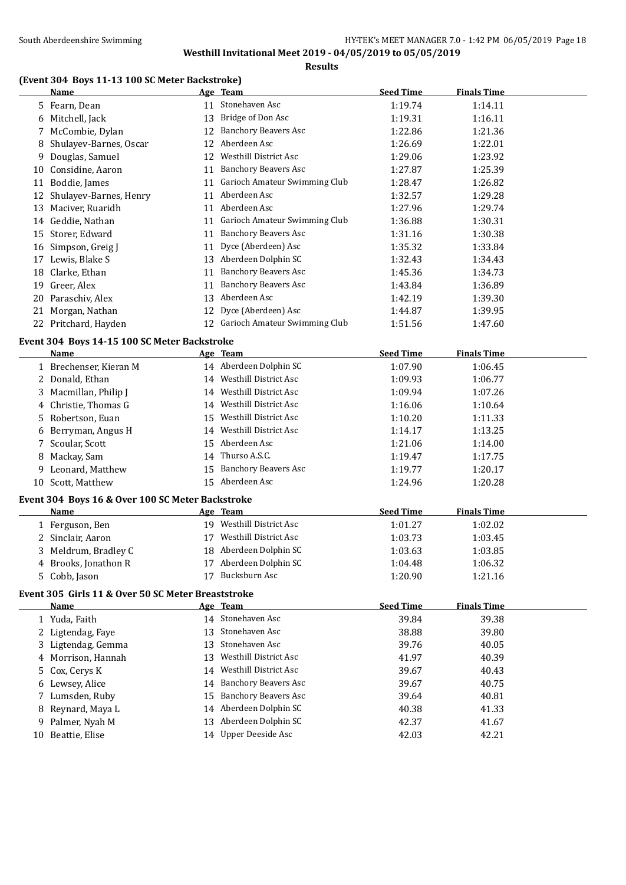## Westhill Invitational Meet 2019 - 04/05/2019 to 05/05/2019

### Results

### (Event 304 Boys 11-13 100 SC Meter Backstroke)

| | Name | Age | Team | Seed Time | Finals Time |
|---|---|---|---|---|---|
| 5 | Fearn, Dean | 11 | Stonehaven Asc | 1:19.74 | 1:14.11 |
| 6 | Mitchell, Jack | 13 | Bridge of Don Asc | 1:19.31 | 1:16.11 |
| 7 | McCombie, Dylan | 12 | Banchory Beavers Asc | 1:22.86 | 1:21.36 |
| 8 | Shulayev-Barnes, Oscar | 12 | Aberdeen Asc | 1:26.69 | 1:22.01 |
| 9 | Douglas, Samuel | 12 | Westhill District Asc | 1:29.06 | 1:23.92 |
| 10 | Considine, Aaron | 11 | Banchory Beavers Asc | 1:27.87 | 1:25.39 |
| 11 | Boddie, James | 11 | Garioch Amateur Swimming Club | 1:28.47 | 1:26.82 |
| 12 | Shulayev-Barnes, Henry | 11 | Aberdeen Asc | 1:32.57 | 1:29.28 |
| 13 | Maciver, Ruaridh | 11 | Aberdeen Asc | 1:27.96 | 1:29.74 |
| 14 | Geddie, Nathan | 11 | Garioch Amateur Swimming Club | 1:36.88 | 1:30.31 |
| 15 | Storer, Edward | 11 | Banchory Beavers Asc | 1:31.16 | 1:30.38 |
| 16 | Simpson, Greig J | 11 | Dyce (Aberdeen) Asc | 1:35.32 | 1:33.84 |
| 17 | Lewis, Blake S | 13 | Aberdeen Dolphin SC | 1:32.43 | 1:34.43 |
| 18 | Clarke, Ethan | 11 | Banchory Beavers Asc | 1:45.36 | 1:34.73 |
| 19 | Greer, Alex | 11 | Banchory Beavers Asc | 1:43.84 | 1:36.89 |
| 20 | Paraschiv, Alex | 13 | Aberdeen Asc | 1:42.19 | 1:39.30 |
| 21 | Morgan, Nathan | 12 | Dyce (Aberdeen) Asc | 1:44.87 | 1:39.95 |
| 22 | Pritchard, Hayden | 12 | Garioch Amateur Swimming Club | 1:51.56 | 1:47.60 |

### Event 304 Boys 14-15 100 SC Meter Backstroke

| | Name | Age | Team | Seed Time | Finals Time |
|---|---|---|---|---|---|
| 1 | Brechenser, Kieran M | 14 | Aberdeen Dolphin SC | 1:07.90 | 1:06.45 |
| 2 | Donald, Ethan | 14 | Westhill District Asc | 1:09.93 | 1:06.77 |
| 3 | Macmillan, Philip J | 14 | Westhill District Asc | 1:09.94 | 1:07.26 |
| 4 | Christie, Thomas G | 14 | Westhill District Asc | 1:16.06 | 1:10.64 |
| 5 | Robertson, Euan | 15 | Westhill District Asc | 1:10.20 | 1:11.33 |
| 6 | Berryman, Angus H | 14 | Westhill District Asc | 1:14.17 | 1:13.25 |
| 7 | Scoular, Scott | 15 | Aberdeen Asc | 1:21.06 | 1:14.00 |
| 8 | Mackay, Sam | 14 | Thurso A.S.C. | 1:19.47 | 1:17.75 |
| 9 | Leonard, Matthew | 15 | Banchory Beavers Asc | 1:19.77 | 1:20.17 |
| 10 | Scott, Matthew | 15 | Aberdeen Asc | 1:24.96 | 1:20.28 |

### Event 304 Boys 16 & Over 100 SC Meter Backstroke

| | Name | Age | Team | Seed Time | Finals Time |
|---|---|---|---|---|---|
| 1 | Ferguson, Ben | 19 | Westhill District Asc | 1:01.27 | 1:02.02 |
| 2 | Sinclair, Aaron | 17 | Westhill District Asc | 1:03.73 | 1:03.45 |
| 3 | Meldrum, Bradley C | 18 | Aberdeen Dolphin SC | 1:03.63 | 1:03.85 |
| 4 | Brooks, Jonathon R | 17 | Aberdeen Dolphin SC | 1:04.48 | 1:06.32 |
| 5 | Cobb, Jason | 17 | Bucksburn Asc | 1:20.90 | 1:21.16 |

### Event 305 Girls 11 & Over 50 SC Meter Breaststroke

| | Name | Age | Team | Seed Time | Finals Time |
|---|---|---|---|---|---|
| 1 | Yuda, Faith | 14 | Stonehaven Asc | 39.84 | 39.38 |
| 2 | Ligtendag, Faye | 13 | Stonehaven Asc | 38.88 | 39.80 |
| 3 | Ligtendag, Gemma | 13 | Stonehaven Asc | 39.76 | 40.05 |
| 4 | Morrison, Hannah | 13 | Westhill District Asc | 41.97 | 40.39 |
| 5 | Cox, Cerys K | 14 | Westhill District Asc | 39.67 | 40.43 |
| 6 | Lewsey, Alice | 14 | Banchory Beavers Asc | 39.67 | 40.75 |
| 7 | Lumsden, Ruby | 15 | Banchory Beavers Asc | 39.64 | 40.81 |
| 8 | Reynard, Maya L | 14 | Aberdeen Dolphin SC | 40.38 | 41.33 |
| 9 | Palmer, Nyah M | 13 | Aberdeen Dolphin SC | 42.37 | 41.67 |
| 10 | Beattie, Elise | 14 | Upper Deeside Asc | 42.03 | 42.21 |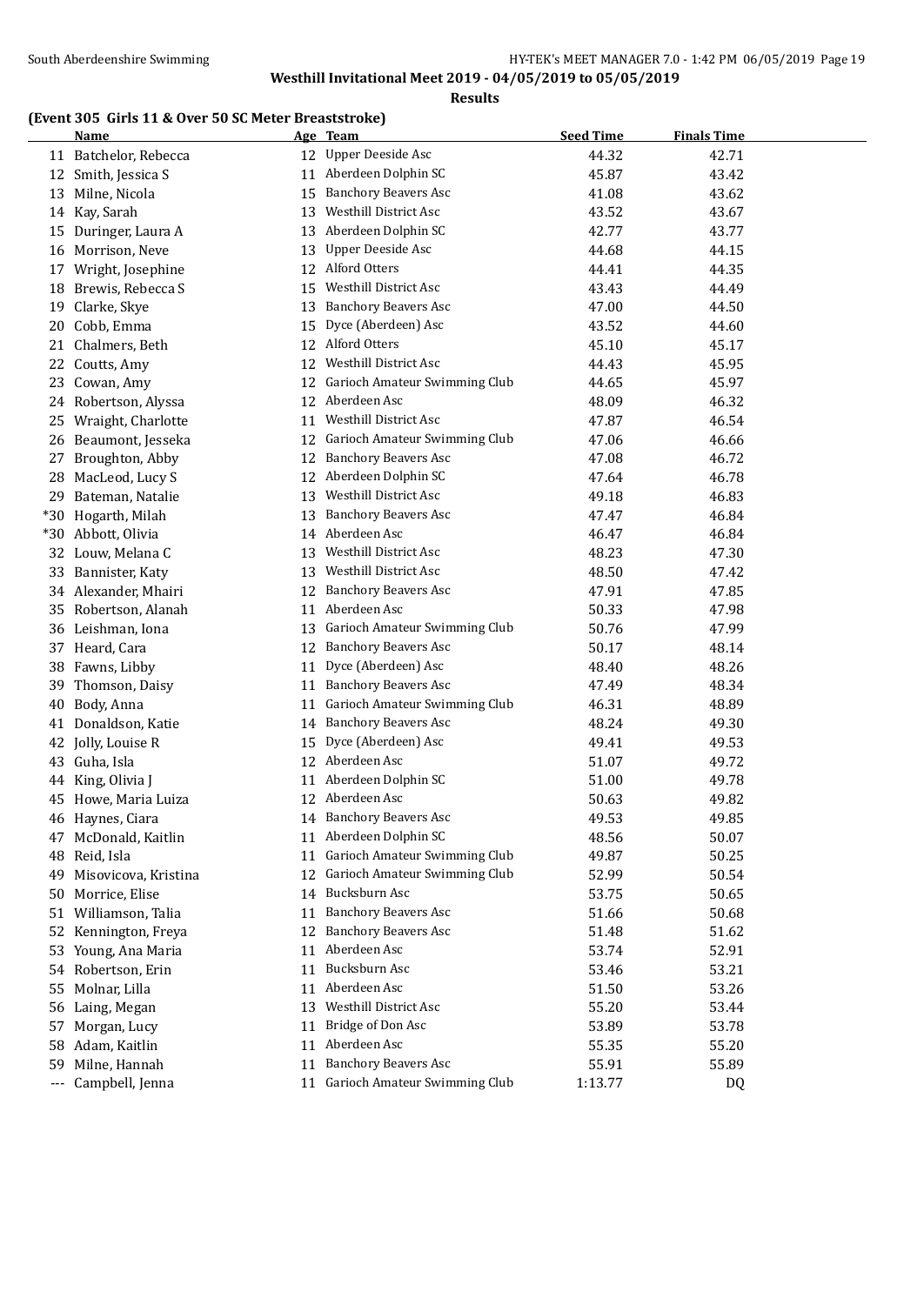Westhill Invitational Meet 2019 - 04/05/2019 to 05/05/2019

**Results**

### (Event 305 Girls 11 & Over 50 SC Meter Breaststroke)

| | Name | Age | Team | Seed Time | Finals Time |
|---|---|---|---|---|---|
| 11 | Batchelor, Rebecca | 12 | Upper Deeside Asc | 44.32 | 42.71 |
| 12 | Smith, Jessica S | 11 | Aberdeen Dolphin SC | 45.87 | 43.42 |
| 13 | Milne, Nicola | 15 | Banchory Beavers Asc | 41.08 | 43.62 |
| 14 | Kay, Sarah | 13 | Westhill District Asc | 43.52 | 43.67 |
| 15 | Duringer, Laura A | 13 | Aberdeen Dolphin SC | 42.77 | 43.77 |
| 16 | Morrison, Neve | 13 | Upper Deeside Asc | 44.68 | 44.15 |
| 17 | Wright, Josephine | 12 | Alford Otters | 44.41 | 44.35 |
| 18 | Brewis, Rebecca S | 15 | Westhill District Asc | 43.43 | 44.49 |
| 19 | Clarke, Skye | 13 | Banchory Beavers Asc | 47.00 | 44.50 |
| 20 | Cobb, Emma | 15 | Dyce (Aberdeen) Asc | 43.52 | 44.60 |
| 21 | Chalmers, Beth | 12 | Alford Otters | 45.10 | 45.17 |
| 22 | Coutts, Amy | 12 | Westhill District Asc | 44.43 | 45.95 |
| 23 | Cowan, Amy | 12 | Garioch Amateur Swimming Club | 44.65 | 45.97 |
| 24 | Robertson, Alyssa | 12 | Aberdeen Asc | 48.09 | 46.32 |
| 25 | Wraight, Charlotte | 11 | Westhill District Asc | 47.87 | 46.54 |
| 26 | Beaumont, Jesseka | 12 | Garioch Amateur Swimming Club | 47.06 | 46.66 |
| 27 | Broughton, Abby | 12 | Banchory Beavers Asc | 47.08 | 46.72 |
| 28 | MacLeod, Lucy S | 12 | Aberdeen Dolphin SC | 47.64 | 46.78 |
| 29 | Bateman, Natalie | 13 | Westhill District Asc | 49.18 | 46.83 |
| *30 | Hogarth, Milah | 13 | Banchory Beavers Asc | 47.47 | 46.84 |
| *30 | Abbott, Olivia | 14 | Aberdeen Asc | 46.47 | 46.84 |
| 32 | Louw, Melana C | 13 | Westhill District Asc | 48.23 | 47.30 |
| 33 | Bannister, Katy | 13 | Westhill District Asc | 48.50 | 47.42 |
| 34 | Alexander, Mhairi | 12 | Banchory Beavers Asc | 47.91 | 47.85 |
| 35 | Robertson, Alanah | 11 | Aberdeen Asc | 50.33 | 47.98 |
| 36 | Leishman, Iona | 13 | Garioch Amateur Swimming Club | 50.76 | 47.99 |
| 37 | Heard, Cara | 12 | Banchory Beavers Asc | 50.17 | 48.14 |
| 38 | Fawns, Libby | 11 | Dyce (Aberdeen) Asc | 48.40 | 48.26 |
| 39 | Thomson, Daisy | 11 | Banchory Beavers Asc | 47.49 | 48.34 |
| 40 | Body, Anna | 11 | Garioch Amateur Swimming Club | 46.31 | 48.89 |
| 41 | Donaldson, Katie | 14 | Banchory Beavers Asc | 48.24 | 49.30 |
| 42 | Jolly, Louise R | 15 | Dyce (Aberdeen) Asc | 49.41 | 49.53 |
| 43 | Guha, Isla | 12 | Aberdeen Asc | 51.07 | 49.72 |
| 44 | King, Olivia J | 11 | Aberdeen Dolphin SC | 51.00 | 49.78 |
| 45 | Howe, Maria Luiza | 12 | Aberdeen Asc | 50.63 | 49.82 |
| 46 | Haynes, Ciara | 14 | Banchory Beavers Asc | 49.53 | 49.85 |
| 47 | McDonald, Kaitlin | 11 | Aberdeen Dolphin SC | 48.56 | 50.07 |
| 48 | Reid, Isla | 11 | Garioch Amateur Swimming Club | 49.87 | 50.25 |
| 49 | Misovicova, Kristina | 12 | Garioch Amateur Swimming Club | 52.99 | 50.54 |
| 50 | Morrice, Elise | 14 | Bucksburn Asc | 53.75 | 50.65 |
| 51 | Williamson, Talia | 11 | Banchory Beavers Asc | 51.66 | 50.68 |
| 52 | Kennington, Freya | 12 | Banchory Beavers Asc | 51.48 | 51.62 |
| 53 | Young, Ana Maria | 11 | Aberdeen Asc | 53.74 | 52.91 |
| 54 | Robertson, Erin | 11 | Bucksburn Asc | 53.46 | 53.21 |
| 55 | Molnar, Lilla | 11 | Aberdeen Asc | 51.50 | 53.26 |
| 56 | Laing, Megan | 13 | Westhill District Asc | 55.20 | 53.44 |
| 57 | Morgan, Lucy | 11 | Bridge of Don Asc | 53.89 | 53.78 |
| 58 | Adam, Kaitlin | 11 | Aberdeen Asc | 55.35 | 55.20 |
| 59 | Milne, Hannah | 11 | Banchory Beavers Asc | 55.91 | 55.89 |
| --- | Campbell, Jenna | 11 | Garioch Amateur Swimming Club | 1:13.77 | DQ |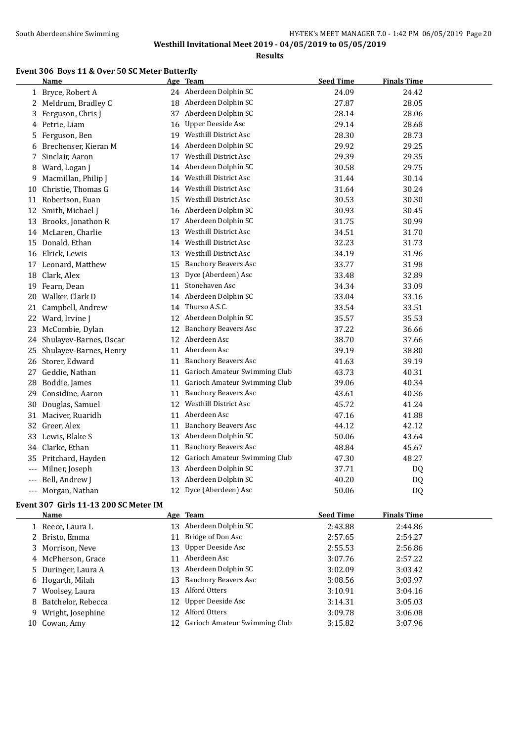**Westhill Invitational Meet 2019 - 04/05/2019 to 05/05/2019**

**Results**

### Event 306 Boys 11 & Over 50 SC Meter Butterfly

| | Name | Age | Team | Seed Time | Finals Time |
|---|---|---|---|---|---|
| 1 | Bryce, Robert A | 24 | Aberdeen Dolphin SC | 24.09 | 24.42 |
| 2 | Meldrum, Bradley C | 18 | Aberdeen Dolphin SC | 27.87 | 28.05 |
| 3 | Ferguson, Chris J | 37 | Aberdeen Dolphin SC | 28.14 | 28.06 |
| 4 | Petrie, Liam | 16 | Upper Deeside Asc | 29.14 | 28.68 |
| 5 | Ferguson, Ben | 19 | Westhill District Asc | 28.30 | 28.73 |
| 6 | Brechenser, Kieran M | 14 | Aberdeen Dolphin SC | 29.92 | 29.25 |
| 7 | Sinclair, Aaron | 17 | Westhill District Asc | 29.39 | 29.35 |
| 8 | Ward, Logan J | 14 | Aberdeen Dolphin SC | 30.58 | 29.75 |
| 9 | Macmillan, Philip J | 14 | Westhill District Asc | 31.44 | 30.14 |
| 10 | Christie, Thomas G | 14 | Westhill District Asc | 31.64 | 30.24 |
| 11 | Robertson, Euan | 15 | Westhill District Asc | 30.53 | 30.30 |
| 12 | Smith, Michael J | 16 | Aberdeen Dolphin SC | 30.93 | 30.45 |
| 13 | Brooks, Jonathon R | 17 | Aberdeen Dolphin SC | 31.75 | 30.99 |
| 14 | McLaren, Charlie | 13 | Westhill District Asc | 34.51 | 31.70 |
| 15 | Donald, Ethan | 14 | Westhill District Asc | 32.23 | 31.73 |
| 16 | Elrick, Lewis | 13 | Westhill District Asc | 34.19 | 31.96 |
| 17 | Leonard, Matthew | 15 | Banchory Beavers Asc | 33.77 | 31.98 |
| 18 | Clark, Alex | 13 | Dyce (Aberdeen) Asc | 33.48 | 32.89 |
| 19 | Fearn, Dean | 11 | Stonehaven Asc | 34.34 | 33.09 |
| 20 | Walker, Clark D | 14 | Aberdeen Dolphin SC | 33.04 | 33.16 |
| 21 | Campbell, Andrew | 14 | Thurso A.S.C. | 33.54 | 33.51 |
| 22 | Ward, Irvine J | 12 | Aberdeen Dolphin SC | 35.57 | 35.53 |
| 23 | McCombie, Dylan | 12 | Banchory Beavers Asc | 37.22 | 36.66 |
| 24 | Shulayev-Barnes, Oscar | 12 | Aberdeen Asc | 38.70 | 37.66 |
| 25 | Shulayev-Barnes, Henry | 11 | Aberdeen Asc | 39.19 | 38.80 |
| 26 | Storer, Edward | 11 | Banchory Beavers Asc | 41.63 | 39.19 |
| 27 | Geddie, Nathan | 11 | Garioch Amateur Swimming Club | 43.73 | 40.31 |
| 28 | Boddie, James | 11 | Garioch Amateur Swimming Club | 39.06 | 40.34 |
| 29 | Considine, Aaron | 11 | Banchory Beavers Asc | 43.61 | 40.36 |
| 30 | Douglas, Samuel | 12 | Westhill District Asc | 45.72 | 41.24 |
| 31 | Maciver, Ruaridh | 11 | Aberdeen Asc | 47.16 | 41.88 |
| 32 | Greer, Alex | 11 | Banchory Beavers Asc | 44.12 | 42.12 |
| 33 | Lewis, Blake S | 13 | Aberdeen Dolphin SC | 50.06 | 43.64 |
| 34 | Clarke, Ethan | 11 | Banchory Beavers Asc | 48.84 | 45.67 |
| 35 | Pritchard, Hayden | 12 | Garioch Amateur Swimming Club | 47.30 | 48.27 |
| --- | Milner, Joseph | 13 | Aberdeen Dolphin SC | 37.71 | DQ |
| --- | Bell, Andrew J | 13 | Aberdeen Dolphin SC | 40.20 | DQ |
| --- | Morgan, Nathan | 12 | Dyce (Aberdeen) Asc | 50.06 | DQ |

### Event 307 Girls 11-13 200 SC Meter IM

| | Name | Age | Team | Seed Time | Finals Time |
|---|---|---|---|---|---|
| 1 | Reece, Laura L | 13 | Aberdeen Dolphin SC | 2:43.88 | 2:44.86 |
| 2 | Bristo, Emma | 11 | Bridge of Don Asc | 2:57.65 | 2:54.27 |
| 3 | Morrison, Neve | 13 | Upper Deeside Asc | 2:55.53 | 2:56.86 |
| 4 | McPherson, Grace | 11 | Aberdeen Asc | 3:07.76 | 2:57.22 |
| 5 | Duringer, Laura A | 13 | Aberdeen Dolphin SC | 3:02.09 | 3:03.42 |
| 6 | Hogarth, Milah | 13 | Banchory Beavers Asc | 3:08.56 | 3:03.97 |
| 7 | Woolsey, Laura | 13 | Alford Otters | 3:10.91 | 3:04.16 |
| 8 | Batchelor, Rebecca | 12 | Upper Deeside Asc | 3:14.31 | 3:05.03 |
| 9 | Wright, Josephine | 12 | Alford Otters | 3:09.78 | 3:06.08 |
| 10 | Cowan, Amy | 12 | Garioch Amateur Swimming Club | 3:15.82 | 3:07.96 |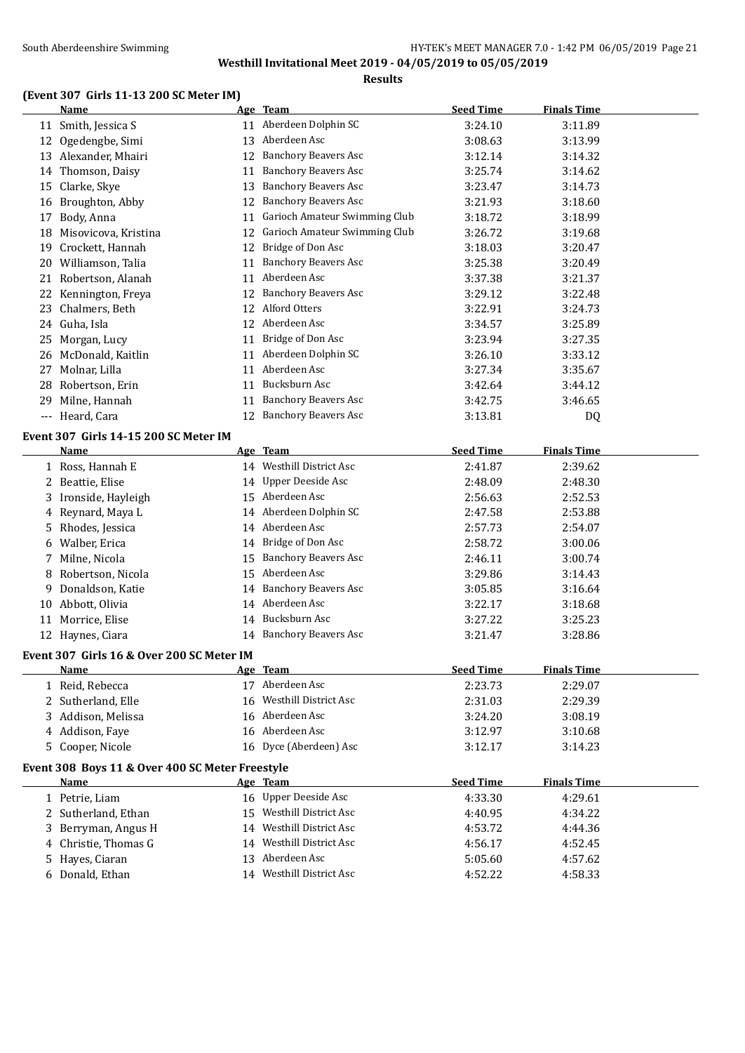**Westhill Invitational Meet 2019 - 04/05/2019 to 05/05/2019**

**Results**

### (Event 307 Girls 11-13 200 SC Meter IM)

| | Name | Age | Team | Seed Time | Finals Time |
|---|---|---|---|---|---|
| 11 | Smith, Jessica S | 11 | Aberdeen Dolphin SC | 3:24.10 | 3:11.89 |
| 12 | Ogedengbe, Simi | 13 | Aberdeen Asc | 3:08.63 | 3:13.99 |
| 13 | Alexander, Mhairi | 12 | Banchory Beavers Asc | 3:12.14 | 3:14.32 |
| 14 | Thomson, Daisy | 11 | Banchory Beavers Asc | 3:25.74 | 3:14.62 |
| 15 | Clarke, Skye | 13 | Banchory Beavers Asc | 3:23.47 | 3:14.73 |
| 16 | Broughton, Abby | 12 | Banchory Beavers Asc | 3:21.93 | 3:18.60 |
| 17 | Body, Anna | 11 | Garioch Amateur Swimming Club | 3:18.72 | 3:18.99 |
| 18 | Misovicova, Kristina | 12 | Garioch Amateur Swimming Club | 3:26.72 | 3:19.68 |
| 19 | Crockett, Hannah | 12 | Bridge of Don Asc | 3:18.03 | 3:20.47 |
| 20 | Williamson, Talia | 11 | Banchory Beavers Asc | 3:25.38 | 3:20.49 |
| 21 | Robertson, Alanah | 11 | Aberdeen Asc | 3:37.38 | 3:21.37 |
| 22 | Kennington, Freya | 12 | Banchory Beavers Asc | 3:29.12 | 3:22.48 |
| 23 | Chalmers, Beth | 12 | Alford Otters | 3:22.91 | 3:24.73 |
| 24 | Guha, Isla | 12 | Aberdeen Asc | 3:34.57 | 3:25.89 |
| 25 | Morgan, Lucy | 11 | Bridge of Don Asc | 3:23.94 | 3:27.35 |
| 26 | McDonald, Kaitlin | 11 | Aberdeen Dolphin SC | 3:26.10 | 3:33.12 |
| 27 | Molnar, Lilla | 11 | Aberdeen Asc | 3:27.34 | 3:35.67 |
| 28 | Robertson, Erin | 11 | Bucksburn Asc | 3:42.64 | 3:44.12 |
| 29 | Milne, Hannah | 11 | Banchory Beavers Asc | 3:42.75 | 3:46.65 |
| --- | Heard, Cara | 12 | Banchory Beavers Asc | 3:13.81 | DQ |

### Event 307 Girls 14-15 200 SC Meter IM

| | Name | Age | Team | Seed Time | Finals Time |
|---|---|---|---|---|---|
| 1 | Ross, Hannah E | 14 | Westhill District Asc | 2:41.87 | 2:39.62 |
| 2 | Beattie, Elise | 14 | Upper Deeside Asc | 2:48.09 | 2:48.30 |
| 3 | Ironside, Hayleigh | 15 | Aberdeen Asc | 2:56.63 | 2:52.53 |
| 4 | Reynard, Maya L | 14 | Aberdeen Dolphin SC | 2:47.58 | 2:53.88 |
| 5 | Rhodes, Jessica | 14 | Aberdeen Asc | 2:57.73 | 2:54.07 |
| 6 | Walber, Erica | 14 | Bridge of Don Asc | 2:58.72 | 3:00.06 |
| 7 | Milne, Nicola | 15 | Banchory Beavers Asc | 2:46.11 | 3:00.74 |
| 8 | Robertson, Nicola | 15 | Aberdeen Asc | 3:29.86 | 3:14.43 |
| 9 | Donaldson, Katie | 14 | Banchory Beavers Asc | 3:05.85 | 3:16.64 |
| 10 | Abbott, Olivia | 14 | Aberdeen Asc | 3:22.17 | 3:18.68 |
| 11 | Morrice, Elise | 14 | Bucksburn Asc | 3:27.22 | 3:25.23 |
| 12 | Haynes, Ciara | 14 | Banchory Beavers Asc | 3:21.47 | 3:28.86 |

### Event 307 Girls 16 & Over 200 SC Meter IM

| | Name | Age | Team | Seed Time | Finals Time |
|---|---|---|---|---|---|
| 1 | Reid, Rebecca | 17 | Aberdeen Asc | 2:23.73 | 2:29.07 |
| 2 | Sutherland, Elle | 16 | Westhill District Asc | 2:31.03 | 2:29.39 |
| 3 | Addison, Melissa | 16 | Aberdeen Asc | 3:24.20 | 3:08.19 |
| 4 | Addison, Faye | 16 | Aberdeen Asc | 3:12.97 | 3:10.68 |
| 5 | Cooper, Nicole | 16 | Dyce (Aberdeen) Asc | 3:12.17 | 3:14.23 |

### Event 308 Boys 11 & Over 400 SC Meter Freestyle

| | Name | Age | Team | Seed Time | Finals Time |
|---|---|---|---|---|---|
| 1 | Petrie, Liam | 16 | Upper Deeside Asc | 4:33.30 | 4:29.61 |
| 2 | Sutherland, Ethan | 15 | Westhill District Asc | 4:40.95 | 4:34.22 |
| 3 | Berryman, Angus H | 14 | Westhill District Asc | 4:53.72 | 4:44.36 |
| 4 | Christie, Thomas G | 14 | Westhill District Asc | 4:56.17 | 4:52.45 |
| 5 | Hayes, Ciaran | 13 | Aberdeen Asc | 5:05.60 | 4:57.62 |
| 6 | Donald, Ethan | 14 | Westhill District Asc | 4:52.22 | 4:58.33 |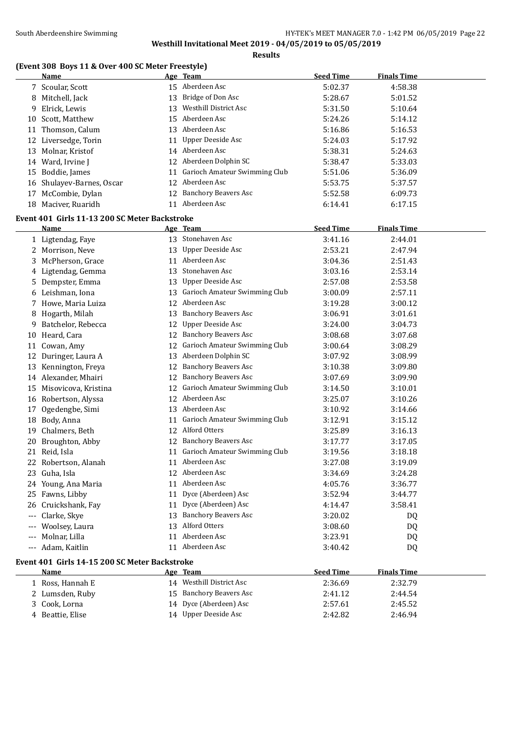**Westhill Invitational Meet 2019 - 04/05/2019 to 05/05/2019**

**Results**

### (Event 308 Boys 11 & Over 400 SC Meter Freestyle)

| | Name | Age | Team | Seed Time | Finals Time |
|---|---|---|---|---|---|
| 7 | Scoular, Scott | 15 | Aberdeen Asc | 5:02.37 | 4:58.38 |
| 8 | Mitchell, Jack | 13 | Bridge of Don Asc | 5:28.67 | 5:01.52 |
| 9 | Elrick, Lewis | 13 | Westhill District Asc | 5:31.50 | 5:10.64 |
| 10 | Scott, Matthew | 15 | Aberdeen Asc | 5:24.26 | 5:14.12 |
| 11 | Thomson, Calum | 13 | Aberdeen Asc | 5:16.86 | 5:16.53 |
| 12 | Liversedge, Torin | 11 | Upper Deeside Asc | 5:24.03 | 5:17.92 |
| 13 | Molnar, Kristof | 14 | Aberdeen Asc | 5:38.31 | 5:24.63 |
| 14 | Ward, Irvine J | 12 | Aberdeen Dolphin SC | 5:38.47 | 5:33.03 |
| 15 | Boddie, James | 11 | Garioch Amateur Swimming Club | 5:51.06 | 5:36.09 |
| 16 | Shulayev-Barnes, Oscar | 12 | Aberdeen Asc | 5:53.75 | 5:37.57 |
| 17 | McCombie, Dylan | 12 | Banchory Beavers Asc | 5:52.58 | 6:09.73 |
| 18 | Maciver, Ruaridh | 11 | Aberdeen Asc | 6:14.41 | 6:17.15 |

### Event 401 Girls 11-13 200 SC Meter Backstroke

| | Name | Age | Team | Seed Time | Finals Time |
|---|---|---|---|---|---|
| 1 | Ligtendag, Faye | 13 | Stonehaven Asc | 3:41.16 | 2:44.01 |
| 2 | Morrison, Neve | 13 | Upper Deeside Asc | 2:53.21 | 2:47.94 |
| 3 | McPherson, Grace | 11 | Aberdeen Asc | 3:04.36 | 2:51.43 |
| 4 | Ligtendag, Gemma | 13 | Stonehaven Asc | 3:03.16 | 2:53.14 |
| 5 | Dempster, Emma | 13 | Upper Deeside Asc | 2:57.08 | 2:53.58 |
| 6 | Leishman, Iona | 13 | Garioch Amateur Swimming Club | 3:00.09 | 2:57.11 |
| 7 | Howe, Maria Luiza | 12 | Aberdeen Asc | 3:19.28 | 3:00.12 |
| 8 | Hogarth, Milah | 13 | Banchory Beavers Asc | 3:06.91 | 3:01.61 |
| 9 | Batchelor, Rebecca | 12 | Upper Deeside Asc | 3:24.00 | 3:04.73 |
| 10 | Heard, Cara | 12 | Banchory Beavers Asc | 3:08.68 | 3:07.68 |
| 11 | Cowan, Amy | 12 | Garioch Amateur Swimming Club | 3:00.64 | 3:08.29 |
| 12 | Duringer, Laura A | 13 | Aberdeen Dolphin SC | 3:07.92 | 3:08.99 |
| 13 | Kennington, Freya | 12 | Banchory Beavers Asc | 3:10.38 | 3:09.80 |
| 14 | Alexander, Mhairi | 12 | Banchory Beavers Asc | 3:07.69 | 3:09.90 |
| 15 | Misovicova, Kristina | 12 | Garioch Amateur Swimming Club | 3:14.50 | 3:10.01 |
| 16 | Robertson, Alyssa | 12 | Aberdeen Asc | 3:25.07 | 3:10.26 |
| 17 | Ogedengbe, Simi | 13 | Aberdeen Asc | 3:10.92 | 3:14.66 |
| 18 | Body, Anna | 11 | Garioch Amateur Swimming Club | 3:12.91 | 3:15.12 |
| 19 | Chalmers, Beth | 12 | Alford Otters | 3:25.89 | 3:16.13 |
| 20 | Broughton, Abby | 12 | Banchory Beavers Asc | 3:17.77 | 3:17.05 |
| 21 | Reid, Isla | 11 | Garioch Amateur Swimming Club | 3:19.56 | 3:18.18 |
| 22 | Robertson, Alanah | 11 | Aberdeen Asc | 3:27.08 | 3:19.09 |
| 23 | Guha, Isla | 12 | Aberdeen Asc | 3:34.69 | 3:24.28 |
| 24 | Young, Ana Maria | 11 | Aberdeen Asc | 4:05.76 | 3:36.77 |
| 25 | Fawns, Libby | 11 | Dyce (Aberdeen) Asc | 3:52.94 | 3:44.77 |
| 26 | Cruickshank, Fay | 11 | Dyce (Aberdeen) Asc | 4:14.47 | 3:58.41 |
| --- | Clarke, Skye | 13 | Banchory Beavers Asc | 3:20.02 | DQ |
| --- | Woolsey, Laura | 13 | Alford Otters | 3:08.60 | DQ |
| --- | Molnar, Lilla | 11 | Aberdeen Asc | 3:23.91 | DQ |
| --- | Adam, Kaitlin | 11 | Aberdeen Asc | 3:40.42 | DQ |

### Event 401 Girls 14-15 200 SC Meter Backstroke

| | Name | Age | Team | Seed Time | Finals Time |
|---|---|---|---|---|---|
| 1 | Ross, Hannah E | 14 | Westhill District Asc | 2:36.69 | 2:32.79 |
| 2 | Lumsden, Ruby | 15 | Banchory Beavers Asc | 2:41.12 | 2:44.54 |
| 3 | Cook, Lorna | 14 | Dyce (Aberdeen) Asc | 2:57.61 | 2:45.52 |
| 4 | Beattie, Elise | 14 | Upper Deeside Asc | 2:42.82 | 2:46.94 |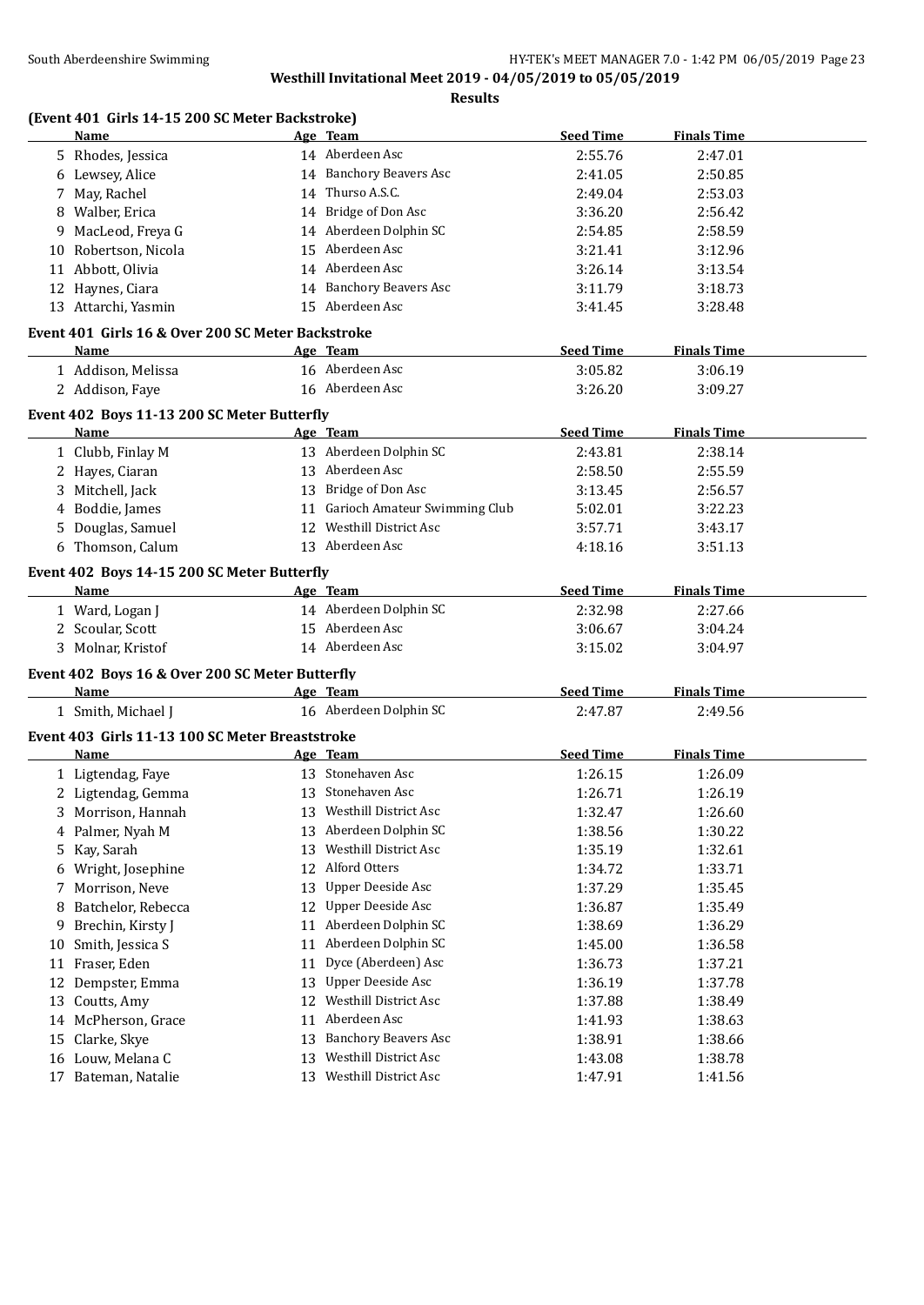**Westhill Invitational Meet 2019 - 04/05/2019 to 05/05/2019**

**Results**

### (Event 401 Girls 14-15 200 SC Meter Backstroke)

| | Name | Age | Team | Seed Time | Finals Time |
|---|---|---|---|---|---|
| 5 | Rhodes, Jessica | 14 | Aberdeen Asc | 2:55.76 | 2:47.01 |
| 6 | Lewsey, Alice | 14 | Banchory Beavers Asc | 2:41.05 | 2:50.85 |
| 7 | May, Rachel | 14 | Thurso A.S.C. | 2:49.04 | 2:53.03 |
| 8 | Walber, Erica | 14 | Bridge of Don Asc | 3:36.20 | 2:56.42 |
| 9 | MacLeod, Freya G | 14 | Aberdeen Dolphin SC | 2:54.85 | 2:58.59 |
| 10 | Robertson, Nicola | 15 | Aberdeen Asc | 3:21.41 | 3:12.96 |
| 11 | Abbott, Olivia | 14 | Aberdeen Asc | 3:26.14 | 3:13.54 |
| 12 | Haynes, Ciara | 14 | Banchory Beavers Asc | 3:11.79 | 3:18.73 |
| 13 | Attarchi, Yasmin | 15 | Aberdeen Asc | 3:41.45 | 3:28.48 |

### Event 401 Girls 16 & Over 200 SC Meter Backstroke

| | Name | Age | Team | Seed Time | Finals Time |
|---|---|---|---|---|---|
| 1 | Addison, Melissa | 16 | Aberdeen Asc | 3:05.82 | 3:06.19 |
| 2 | Addison, Faye | 16 | Aberdeen Asc | 3:26.20 | 3:09.27 |

### Event 402 Boys 11-13 200 SC Meter Butterfly

| | Name | Age | Team | Seed Time | Finals Time |
|---|---|---|---|---|---|
| 1 | Clubb, Finlay M | 13 | Aberdeen Dolphin SC | 2:43.81 | 2:38.14 |
| 2 | Hayes, Ciaran | 13 | Aberdeen Asc | 2:58.50 | 2:55.59 |
| 3 | Mitchell, Jack | 13 | Bridge of Don Asc | 3:13.45 | 2:56.57 |
| 4 | Boddie, James | 11 | Garioch Amateur Swimming Club | 5:02.01 | 3:22.23 |
| 5 | Douglas, Samuel | 12 | Westhill District Asc | 3:57.71 | 3:43.17 |
| 6 | Thomson, Calum | 13 | Aberdeen Asc | 4:18.16 | 3:51.13 |

### Event 402 Boys 14-15 200 SC Meter Butterfly

| | Name | Age | Team | Seed Time | Finals Time |
|---|---|---|---|---|---|
| 1 | Ward, Logan J | 14 | Aberdeen Dolphin SC | 2:32.98 | 2:27.66 |
| 2 | Scoular, Scott | 15 | Aberdeen Asc | 3:06.67 | 3:04.24 |
| 3 | Molnar, Kristof | 14 | Aberdeen Asc | 3:15.02 | 3:04.97 |

### Event 402 Boys 16 & Over 200 SC Meter Butterfly

| | Name | Age | Team | Seed Time | Finals Time |
|---|---|---|---|---|---|
| 1 | Smith, Michael J | 16 | Aberdeen Dolphin SC | 2:47.87 | 2:49.56 |

### Event 403 Girls 11-13 100 SC Meter Breaststroke

| | Name | Age | Team | Seed Time | Finals Time |
|---|---|---|---|---|---|
| 1 | Ligtendag, Faye | 13 | Stonehaven Asc | 1:26.15 | 1:26.09 |
| 2 | Ligtendag, Gemma | 13 | Stonehaven Asc | 1:26.71 | 1:26.19 |
| 3 | Morrison, Hannah | 13 | Westhill District Asc | 1:32.47 | 1:26.60 |
| 4 | Palmer, Nyah M | 13 | Aberdeen Dolphin SC | 1:38.56 | 1:30.22 |
| 5 | Kay, Sarah | 13 | Westhill District Asc | 1:35.19 | 1:32.61 |
| 6 | Wright, Josephine | 12 | Alford Otters | 1:34.72 | 1:33.71 |
| 7 | Morrison, Neve | 13 | Upper Deeside Asc | 1:37.29 | 1:35.45 |
| 8 | Batchelor, Rebecca | 12 | Upper Deeside Asc | 1:36.87 | 1:35.49 |
| 9 | Brechin, Kirsty J | 11 | Aberdeen Dolphin SC | 1:38.69 | 1:36.29 |
| 10 | Smith, Jessica S | 11 | Aberdeen Dolphin SC | 1:45.00 | 1:36.58 |
| 11 | Fraser, Eden | 11 | Dyce (Aberdeen) Asc | 1:36.73 | 1:37.21 |
| 12 | Dempster, Emma | 13 | Upper Deeside Asc | 1:36.19 | 1:37.78 |
| 13 | Coutts, Amy | 12 | Westhill District Asc | 1:37.88 | 1:38.49 |
| 14 | McPherson, Grace | 11 | Aberdeen Asc | 1:41.93 | 1:38.63 |
| 15 | Clarke, Skye | 13 | Banchory Beavers Asc | 1:38.91 | 1:38.66 |
| 16 | Louw, Melana C | 13 | Westhill District Asc | 1:43.08 | 1:38.78 |
| 17 | Bateman, Natalie | 13 | Westhill District Asc | 1:47.91 | 1:41.56 |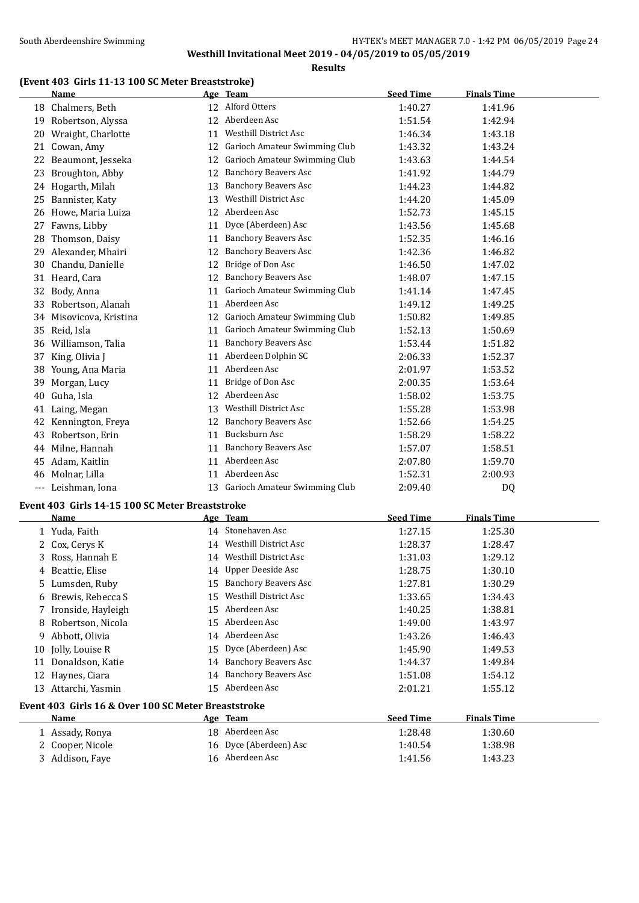## Westhill Invitational Meet 2019 - 04/05/2019 to 05/05/2019

**Results**

### (Event 403 Girls 11-13 100 SC Meter Breaststroke)

| | Name | Age | Team | Seed Time | Finals Time |
|---|---|---|---|---|---|
| 18 | Chalmers, Beth | 12 | Alford Otters | 1:40.27 | 1:41.96 |
| 19 | Robertson, Alyssa | 12 | Aberdeen Asc | 1:51.54 | 1:42.94 |
| 20 | Wraight, Charlotte | 11 | Westhill District Asc | 1:46.34 | 1:43.18 |
| 21 | Cowan, Amy | 12 | Garioch Amateur Swimming Club | 1:43.32 | 1:43.24 |
| 22 | Beaumont, Jesseka | 12 | Garioch Amateur Swimming Club | 1:43.63 | 1:44.54 |
| 23 | Broughton, Abby | 12 | Banchory Beavers Asc | 1:41.92 | 1:44.79 |
| 24 | Hogarth, Milah | 13 | Banchory Beavers Asc | 1:44.23 | 1:44.82 |
| 25 | Bannister, Katy | 13 | Westhill District Asc | 1:44.20 | 1:45.09 |
| 26 | Howe, Maria Luiza | 12 | Aberdeen Asc | 1:52.73 | 1:45.15 |
| 27 | Fawns, Libby | 11 | Dyce (Aberdeen) Asc | 1:43.56 | 1:45.68 |
| 28 | Thomson, Daisy | 11 | Banchory Beavers Asc | 1:52.35 | 1:46.16 |
| 29 | Alexander, Mhairi | 12 | Banchory Beavers Asc | 1:42.36 | 1:46.82 |
| 30 | Chandu, Danielle | 12 | Bridge of Don Asc | 1:46.50 | 1:47.02 |
| 31 | Heard, Cara | 12 | Banchory Beavers Asc | 1:48.07 | 1:47.15 |
| 32 | Body, Anna | 11 | Garioch Amateur Swimming Club | 1:41.14 | 1:47.45 |
| 33 | Robertson, Alanah | 11 | Aberdeen Asc | 1:49.12 | 1:49.25 |
| 34 | Misovicova, Kristina | 12 | Garioch Amateur Swimming Club | 1:50.82 | 1:49.85 |
| 35 | Reid, Isla | 11 | Garioch Amateur Swimming Club | 1:52.13 | 1:50.69 |
| 36 | Williamson, Talia | 11 | Banchory Beavers Asc | 1:53.44 | 1:51.82 |
| 37 | King, Olivia J | 11 | Aberdeen Dolphin SC | 2:06.33 | 1:52.37 |
| 38 | Young, Ana Maria | 11 | Aberdeen Asc | 2:01.97 | 1:53.52 |
| 39 | Morgan, Lucy | 11 | Bridge of Don Asc | 2:00.35 | 1:53.64 |
| 40 | Guha, Isla | 12 | Aberdeen Asc | 1:58.02 | 1:53.75 |
| 41 | Laing, Megan | 13 | Westhill District Asc | 1:55.28 | 1:53.98 |
| 42 | Kennington, Freya | 12 | Banchory Beavers Asc | 1:52.66 | 1:54.25 |
| 43 | Robertson, Erin | 11 | Bucksburn Asc | 1:58.29 | 1:58.22 |
| 44 | Milne, Hannah | 11 | Banchory Beavers Asc | 1:57.07 | 1:58.51 |
| 45 | Adam, Kaitlin | 11 | Aberdeen Asc | 2:07.80 | 1:59.70 |
| 46 | Molnar, Lilla | 11 | Aberdeen Asc | 1:52.31 | 2:00.93 |
| --- | Leishman, Iona | 13 | Garioch Amateur Swimming Club | 2:09.40 | DQ |

### Event 403 Girls 14-15 100 SC Meter Breaststroke

| | Name | Age | Team | Seed Time | Finals Time |
|---|---|---|---|---|---|
| 1 | Yuda, Faith | 14 | Stonehaven Asc | 1:27.15 | 1:25.30 |
| 2 | Cox, Cerys K | 14 | Westhill District Asc | 1:28.37 | 1:28.47 |
| 3 | Ross, Hannah E | 14 | Westhill District Asc | 1:31.03 | 1:29.12 |
| 4 | Beattie, Elise | 14 | Upper Deeside Asc | 1:28.75 | 1:30.10 |
| 5 | Lumsden, Ruby | 15 | Banchory Beavers Asc | 1:27.81 | 1:30.29 |
| 6 | Brewis, Rebecca S | 15 | Westhill District Asc | 1:33.65 | 1:34.43 |
| 7 | Ironside, Hayleigh | 15 | Aberdeen Asc | 1:40.25 | 1:38.81 |
| 8 | Robertson, Nicola | 15 | Aberdeen Asc | 1:49.00 | 1:43.97 |
| 9 | Abbott, Olivia | 14 | Aberdeen Asc | 1:43.26 | 1:46.43 |
| 10 | Jolly, Louise R | 15 | Dyce (Aberdeen) Asc | 1:45.90 | 1:49.53 |
| 11 | Donaldson, Katie | 14 | Banchory Beavers Asc | 1:44.37 | 1:49.84 |
| 12 | Haynes, Ciara | 14 | Banchory Beavers Asc | 1:51.08 | 1:54.12 |
| 13 | Attarchi, Yasmin | 15 | Aberdeen Asc | 2:01.21 | 1:55.12 |

### Event 403 Girls 16 & Over 100 SC Meter Breaststroke

| | Name | Age | Team | Seed Time | Finals Time |
|---|---|---|---|---|---|
| 1 | Assady, Ronya | 18 | Aberdeen Asc | 1:28.48 | 1:30.60 |
| 2 | Cooper, Nicole | 16 | Dyce (Aberdeen) Asc | 1:40.54 | 1:38.98 |
| 3 | Addison, Faye | 16 | Aberdeen Asc | 1:41.56 | 1:43.23 |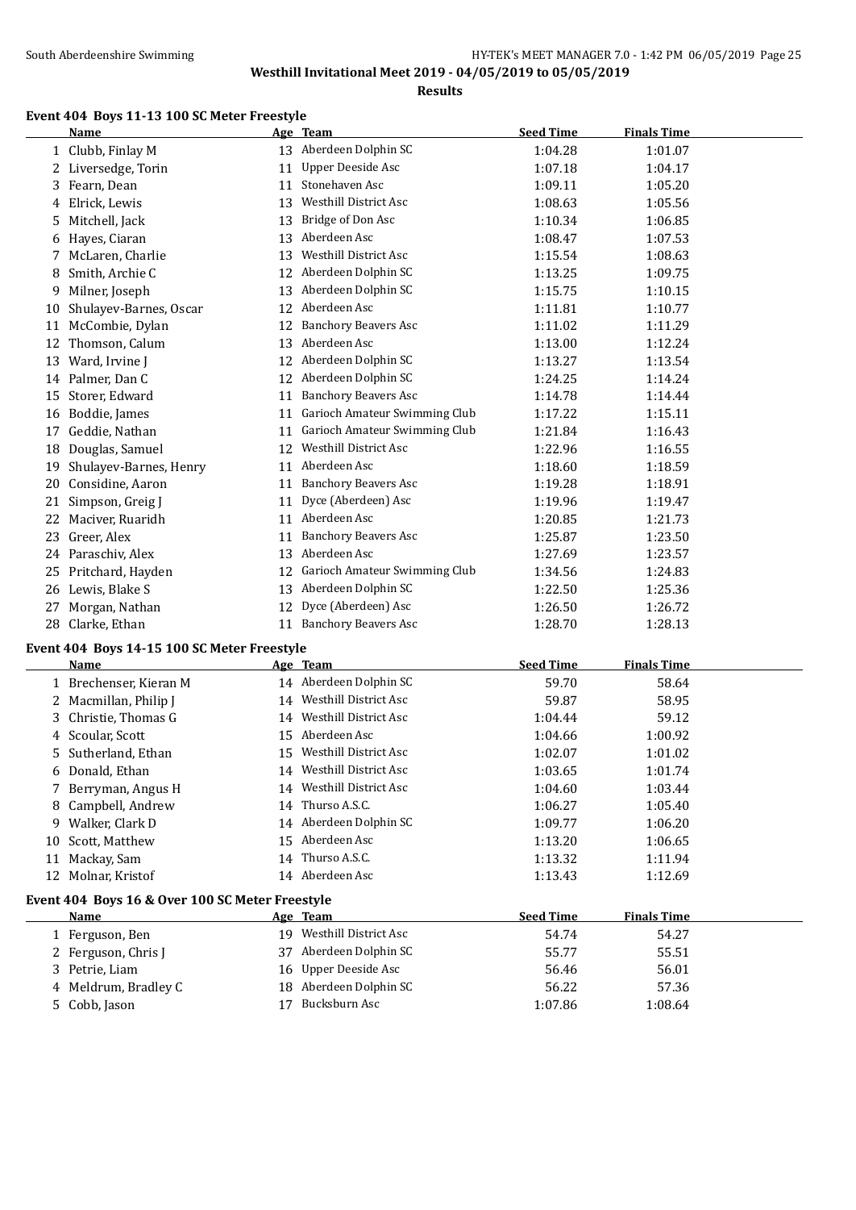## Westhill Invitational Meet 2019 - 04/05/2019 to 05/05/2019

**Results**

### Event 404 Boys 11-13 100 SC Meter Freestyle

| | Name | Age | Team | Seed Time | Finals Time |
|---|---|---|---|---|---|
| 1 | Clubb, Finlay M | 13 | Aberdeen Dolphin SC | 1:04.28 | 1:01.07 |
| 2 | Liversedge, Torin | 11 | Upper Deeside Asc | 1:07.18 | 1:04.17 |
| 3 | Fearn, Dean | 11 | Stonehaven Asc | 1:09.11 | 1:05.20 |
| 4 | Elrick, Lewis | 13 | Westhill District Asc | 1:08.63 | 1:05.56 |
| 5 | Mitchell, Jack | 13 | Bridge of Don Asc | 1:10.34 | 1:06.85 |
| 6 | Hayes, Ciaran | 13 | Aberdeen Asc | 1:08.47 | 1:07.53 |
| 7 | McLaren, Charlie | 13 | Westhill District Asc | 1:15.54 | 1:08.63 |
| 8 | Smith, Archie C | 12 | Aberdeen Dolphin SC | 1:13.25 | 1:09.75 |
| 9 | Milner, Joseph | 13 | Aberdeen Dolphin SC | 1:15.75 | 1:10.15 |
| 10 | Shulayev-Barnes, Oscar | 12 | Aberdeen Asc | 1:11.81 | 1:10.77 |
| 11 | McCombie, Dylan | 12 | Banchory Beavers Asc | 1:11.02 | 1:11.29 |
| 12 | Thomson, Calum | 13 | Aberdeen Asc | 1:13.00 | 1:12.24 |
| 13 | Ward, Irvine J | 12 | Aberdeen Dolphin SC | 1:13.27 | 1:13.54 |
| 14 | Palmer, Dan C | 12 | Aberdeen Dolphin SC | 1:24.25 | 1:14.24 |
| 15 | Storer, Edward | 11 | Banchory Beavers Asc | 1:14.78 | 1:14.44 |
| 16 | Boddie, James | 11 | Garioch Amateur Swimming Club | 1:17.22 | 1:15.11 |
| 17 | Geddie, Nathan | 11 | Garioch Amateur Swimming Club | 1:21.84 | 1:16.43 |
| 18 | Douglas, Samuel | 12 | Westhill District Asc | 1:22.96 | 1:16.55 |
| 19 | Shulayev-Barnes, Henry | 11 | Aberdeen Asc | 1:18.60 | 1:18.59 |
| 20 | Considine, Aaron | 11 | Banchory Beavers Asc | 1:19.28 | 1:18.91 |
| 21 | Simpson, Greig J | 11 | Dyce (Aberdeen) Asc | 1:19.96 | 1:19.47 |
| 22 | Maciver, Ruaridh | 11 | Aberdeen Asc | 1:20.85 | 1:21.73 |
| 23 | Greer, Alex | 11 | Banchory Beavers Asc | 1:25.87 | 1:23.50 |
| 24 | Paraschiv, Alex | 13 | Aberdeen Asc | 1:27.69 | 1:23.57 |
| 25 | Pritchard, Hayden | 12 | Garioch Amateur Swimming Club | 1:34.56 | 1:24.83 |
| 26 | Lewis, Blake S | 13 | Aberdeen Dolphin SC | 1:22.50 | 1:25.36 |
| 27 | Morgan, Nathan | 12 | Dyce (Aberdeen) Asc | 1:26.50 | 1:26.72 |
| 28 | Clarke, Ethan | 11 | Banchory Beavers Asc | 1:28.70 | 1:28.13 |

### Event 404 Boys 14-15 100 SC Meter Freestyle

| | Name | Age | Team | Seed Time | Finals Time |
|---|---|---|---|---|---|
| 1 | Brechenser, Kieran M | 14 | Aberdeen Dolphin SC | 59.70 | 58.64 |
| 2 | Macmillan, Philip J | 14 | Westhill District Asc | 59.87 | 58.95 |
| 3 | Christie, Thomas G | 14 | Westhill District Asc | 1:04.44 | 59.12 |
| 4 | Scoular, Scott | 15 | Aberdeen Asc | 1:04.66 | 1:00.92 |
| 5 | Sutherland, Ethan | 15 | Westhill District Asc | 1:02.07 | 1:01.02 |
| 6 | Donald, Ethan | 14 | Westhill District Asc | 1:03.65 | 1:01.74 |
| 7 | Berryman, Angus H | 14 | Westhill District Asc | 1:04.60 | 1:03.44 |
| 8 | Campbell, Andrew | 14 | Thurso A.S.C. | 1:06.27 | 1:05.40 |
| 9 | Walker, Clark D | 14 | Aberdeen Dolphin SC | 1:09.77 | 1:06.20 |
| 10 | Scott, Matthew | 15 | Aberdeen Asc | 1:13.20 | 1:06.65 |
| 11 | Mackay, Sam | 14 | Thurso A.S.C. | 1:13.32 | 1:11.94 |
| 12 | Molnar, Kristof | 14 | Aberdeen Asc | 1:13.43 | 1:12.69 |

### Event 404 Boys 16 & Over 100 SC Meter Freestyle

| | Name | Age | Team | Seed Time | Finals Time |
|---|---|---|---|---|---|
| 1 | Ferguson, Ben | 19 | Westhill District Asc | 54.74 | 54.27 |
| 2 | Ferguson, Chris J | 37 | Aberdeen Dolphin SC | 55.77 | 55.51 |
| 3 | Petrie, Liam | 16 | Upper Deeside Asc | 56.46 | 56.01 |
| 4 | Meldrum, Bradley C | 18 | Aberdeen Dolphin SC | 56.22 | 57.36 |
| 5 | Cobb, Jason | 17 | Bucksburn Asc | 1:07.86 | 1:08.64 |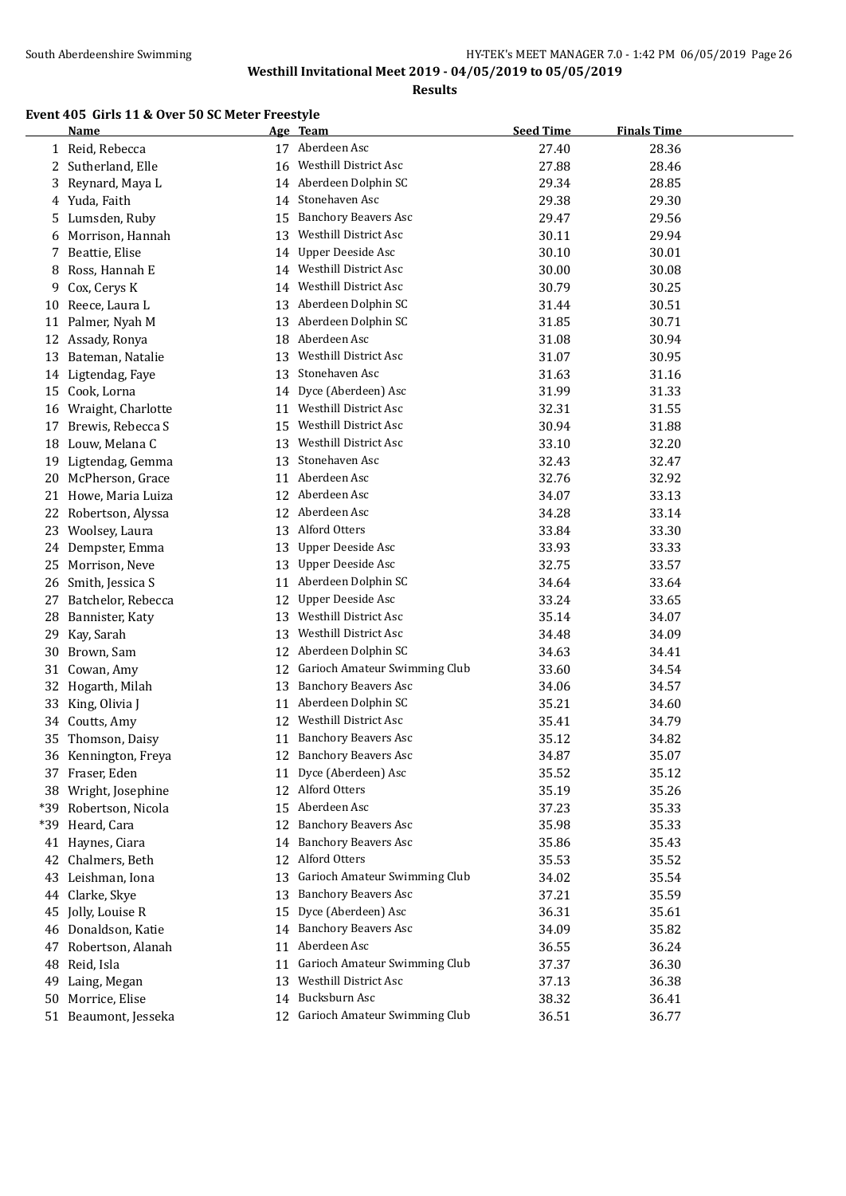**Westhill Invitational Meet 2019 - 04/05/2019 to 05/05/2019**

**Results**

### Event 405 Girls 11 & Over 50 SC Meter Freestyle

| | Name | Age | Team | Seed Time | Finals Time |
|---|---|---|---|---|---|
| 1 | Reid, Rebecca | 17 | Aberdeen Asc | 27.40 | 28.36 |
| 2 | Sutherland, Elle | 16 | Westhill District Asc | 27.88 | 28.46 |
| 3 | Reynard, Maya L | 14 | Aberdeen Dolphin SC | 29.34 | 28.85 |
| 4 | Yuda, Faith | 14 | Stonehaven Asc | 29.38 | 29.30 |
| 5 | Lumsden, Ruby | 15 | Banchory Beavers Asc | 29.47 | 29.56 |
| 6 | Morrison, Hannah | 13 | Westhill District Asc | 30.11 | 29.94 |
| 7 | Beattie, Elise | 14 | Upper Deeside Asc | 30.10 | 30.01 |
| 8 | Ross, Hannah E | 14 | Westhill District Asc | 30.00 | 30.08 |
| 9 | Cox, Cerys K | 14 | Westhill District Asc | 30.79 | 30.25 |
| 10 | Reece, Laura L | 13 | Aberdeen Dolphin SC | 31.44 | 30.51 |
| 11 | Palmer, Nyah M | 13 | Aberdeen Dolphin SC | 31.85 | 30.71 |
| 12 | Assady, Ronya | 18 | Aberdeen Asc | 31.08 | 30.94 |
| 13 | Bateman, Natalie | 13 | Westhill District Asc | 31.07 | 30.95 |
| 14 | Ligtendag, Faye | 13 | Stonehaven Asc | 31.63 | 31.16 |
| 15 | Cook, Lorna | 14 | Dyce (Aberdeen) Asc | 31.99 | 31.33 |
| 16 | Wraight, Charlotte | 11 | Westhill District Asc | 32.31 | 31.55 |
| 17 | Brewis, Rebecca S | 15 | Westhill District Asc | 30.94 | 31.88 |
| 18 | Louw, Melana C | 13 | Westhill District Asc | 33.10 | 32.20 |
| 19 | Ligtendag, Gemma | 13 | Stonehaven Asc | 32.43 | 32.47 |
| 20 | McPherson, Grace | 11 | Aberdeen Asc | 32.76 | 32.92 |
| 21 | Howe, Maria Luiza | 12 | Aberdeen Asc | 34.07 | 33.13 |
| 22 | Robertson, Alyssa | 12 | Aberdeen Asc | 34.28 | 33.14 |
| 23 | Woolsey, Laura | 13 | Alford Otters | 33.84 | 33.30 |
| 24 | Dempster, Emma | 13 | Upper Deeside Asc | 33.93 | 33.33 |
| 25 | Morrison, Neve | 13 | Upper Deeside Asc | 32.75 | 33.57 |
| 26 | Smith, Jessica S | 11 | Aberdeen Dolphin SC | 34.64 | 33.64 |
| 27 | Batchelor, Rebecca | 12 | Upper Deeside Asc | 33.24 | 33.65 |
| 28 | Bannister, Katy | 13 | Westhill District Asc | 35.14 | 34.07 |
| 29 | Kay, Sarah | 13 | Westhill District Asc | 34.48 | 34.09 |
| 30 | Brown, Sam | 12 | Aberdeen Dolphin SC | 34.63 | 34.41 |
| 31 | Cowan, Amy | 12 | Garioch Amateur Swimming Club | 33.60 | 34.54 |
| 32 | Hogarth, Milah | 13 | Banchory Beavers Asc | 34.06 | 34.57 |
| 33 | King, Olivia J | 11 | Aberdeen Dolphin SC | 35.21 | 34.60 |
| 34 | Coutts, Amy | 12 | Westhill District Asc | 35.41 | 34.79 |
| 35 | Thomson, Daisy | 11 | Banchory Beavers Asc | 35.12 | 34.82 |
| 36 | Kennington, Freya | 12 | Banchory Beavers Asc | 34.87 | 35.07 |
| 37 | Fraser, Eden | 11 | Dyce (Aberdeen) Asc | 35.52 | 35.12 |
| 38 | Wright, Josephine | 12 | Alford Otters | 35.19 | 35.26 |
| *39 | Robertson, Nicola | 15 | Aberdeen Asc | 37.23 | 35.33 |
| *39 | Heard, Cara | 12 | Banchory Beavers Asc | 35.98 | 35.33 |
| 41 | Haynes, Ciara | 14 | Banchory Beavers Asc | 35.86 | 35.43 |
| 42 | Chalmers, Beth | 12 | Alford Otters | 35.53 | 35.52 |
| 43 | Leishman, Iona | 13 | Garioch Amateur Swimming Club | 34.02 | 35.54 |
| 44 | Clarke, Skye | 13 | Banchory Beavers Asc | 37.21 | 35.59 |
| 45 | Jolly, Louise R | 15 | Dyce (Aberdeen) Asc | 36.31 | 35.61 |
| 46 | Donaldson, Katie | 14 | Banchory Beavers Asc | 34.09 | 35.82 |
| 47 | Robertson, Alanah | 11 | Aberdeen Asc | 36.55 | 36.24 |
| 48 | Reid, Isla | 11 | Garioch Amateur Swimming Club | 37.37 | 36.30 |
| 49 | Laing, Megan | 13 | Westhill District Asc | 37.13 | 36.38 |
| 50 | Morrice, Elise | 14 | Bucksburn Asc | 38.32 | 36.41 |
| 51 | Beaumont, Jesseka | 12 | Garioch Amateur Swimming Club | 36.51 | 36.77 |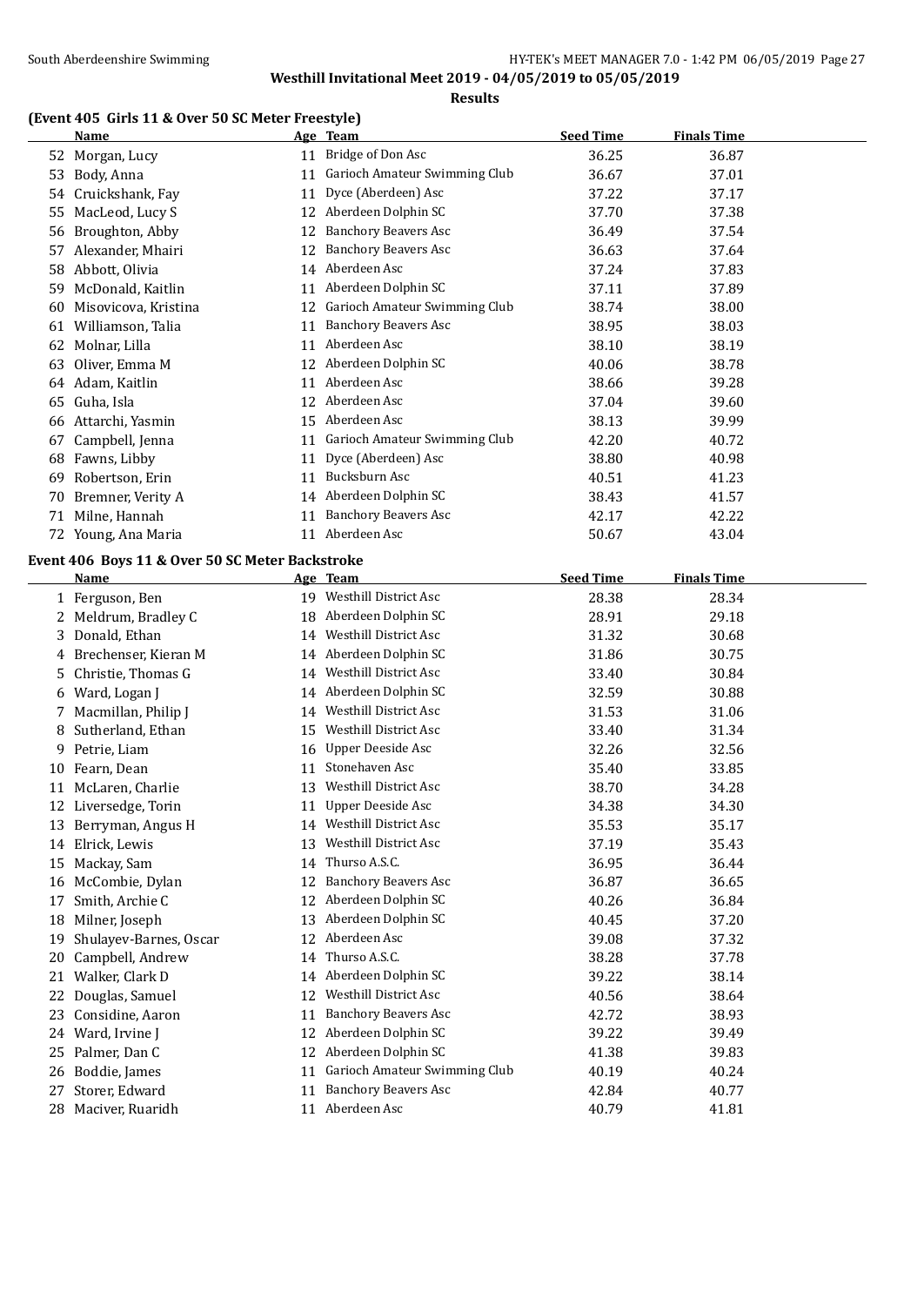**Westhill Invitational Meet 2019 - 04/05/2019 to 05/05/2019**

**Results**

### (Event 405 Girls 11 & Over 50 SC Meter Freestyle)

| | Name | Age | Team | Seed Time | Finals Time |
|---|---|---|---|---|---|
| 52 | Morgan, Lucy | 11 | Bridge of Don Asc | 36.25 | 36.87 |
| 53 | Body, Anna | 11 | Garioch Amateur Swimming Club | 36.67 | 37.01 |
| 54 | Cruickshank, Fay | 11 | Dyce (Aberdeen) Asc | 37.22 | 37.17 |
| 55 | MacLeod, Lucy S | 12 | Aberdeen Dolphin SC | 37.70 | 37.38 |
| 56 | Broughton, Abby | 12 | Banchory Beavers Asc | 36.49 | 37.54 |
| 57 | Alexander, Mhairi | 12 | Banchory Beavers Asc | 36.63 | 37.64 |
| 58 | Abbott, Olivia | 14 | Aberdeen Asc | 37.24 | 37.83 |
| 59 | McDonald, Kaitlin | 11 | Aberdeen Dolphin SC | 37.11 | 37.89 |
| 60 | Misovicova, Kristina | 12 | Garioch Amateur Swimming Club | 38.74 | 38.00 |
| 61 | Williamson, Talia | 11 | Banchory Beavers Asc | 38.95 | 38.03 |
| 62 | Molnar, Lilla | 11 | Aberdeen Asc | 38.10 | 38.19 |
| 63 | Oliver, Emma M | 12 | Aberdeen Dolphin SC | 40.06 | 38.78 |
| 64 | Adam, Kaitlin | 11 | Aberdeen Asc | 38.66 | 39.28 |
| 65 | Guha, Isla | 12 | Aberdeen Asc | 37.04 | 39.60 |
| 66 | Attarchi, Yasmin | 15 | Aberdeen Asc | 38.13 | 39.99 |
| 67 | Campbell, Jenna | 11 | Garioch Amateur Swimming Club | 42.20 | 40.72 |
| 68 | Fawns, Libby | 11 | Dyce (Aberdeen) Asc | 38.80 | 40.98 |
| 69 | Robertson, Erin | 11 | Bucksburn Asc | 40.51 | 41.23 |
| 70 | Bremner, Verity A | 14 | Aberdeen Dolphin SC | 38.43 | 41.57 |
| 71 | Milne, Hannah | 11 | Banchory Beavers Asc | 42.17 | 42.22 |
| 72 | Young, Ana Maria | 11 | Aberdeen Asc | 50.67 | 43.04 |

### Event 406 Boys 11 & Over 50 SC Meter Backstroke

| | Name | Age | Team | Seed Time | Finals Time |
|---|---|---|---|---|---|
| 1 | Ferguson, Ben | 19 | Westhill District Asc | 28.38 | 28.34 |
| 2 | Meldrum, Bradley C | 18 | Aberdeen Dolphin SC | 28.91 | 29.18 |
| 3 | Donald, Ethan | 14 | Westhill District Asc | 31.32 | 30.68 |
| 4 | Brechenser, Kieran M | 14 | Aberdeen Dolphin SC | 31.86 | 30.75 |
| 5 | Christie, Thomas G | 14 | Westhill District Asc | 33.40 | 30.84 |
| 6 | Ward, Logan J | 14 | Aberdeen Dolphin SC | 32.59 | 30.88 |
| 7 | Macmillan, Philip J | 14 | Westhill District Asc | 31.53 | 31.06 |
| 8 | Sutherland, Ethan | 15 | Westhill District Asc | 33.40 | 31.34 |
| 9 | Petrie, Liam | 16 | Upper Deeside Asc | 32.26 | 32.56 |
| 10 | Fearn, Dean | 11 | Stonehaven Asc | 35.40 | 33.85 |
| 11 | McLaren, Charlie | 13 | Westhill District Asc | 38.70 | 34.28 |
| 12 | Liversedge, Torin | 11 | Upper Deeside Asc | 34.38 | 34.30 |
| 13 | Berryman, Angus H | 14 | Westhill District Asc | 35.53 | 35.17 |
| 14 | Elrick, Lewis | 13 | Westhill District Asc | 37.19 | 35.43 |
| 15 | Mackay, Sam | 14 | Thurso A.S.C. | 36.95 | 36.44 |
| 16 | McCombie, Dylan | 12 | Banchory Beavers Asc | 36.87 | 36.65 |
| 17 | Smith, Archie C | 12 | Aberdeen Dolphin SC | 40.26 | 36.84 |
| 18 | Milner, Joseph | 13 | Aberdeen Dolphin SC | 40.45 | 37.20 |
| 19 | Shulayev-Barnes, Oscar | 12 | Aberdeen Asc | 39.08 | 37.32 |
| 20 | Campbell, Andrew | 14 | Thurso A.S.C. | 38.28 | 37.78 |
| 21 | Walker, Clark D | 14 | Aberdeen Dolphin SC | 39.22 | 38.14 |
| 22 | Douglas, Samuel | 12 | Westhill District Asc | 40.56 | 38.64 |
| 23 | Considine, Aaron | 11 | Banchory Beavers Asc | 42.72 | 38.93 |
| 24 | Ward, Irvine J | 12 | Aberdeen Dolphin SC | 39.22 | 39.49 |
| 25 | Palmer, Dan C | 12 | Aberdeen Dolphin SC | 41.38 | 39.83 |
| 26 | Boddie, James | 11 | Garioch Amateur Swimming Club | 40.19 | 40.24 |
| 27 | Storer, Edward | 11 | Banchory Beavers Asc | 42.84 | 40.77 |
| 28 | Maciver, Ruaridh | 11 | Aberdeen Asc | 40.79 | 41.81 |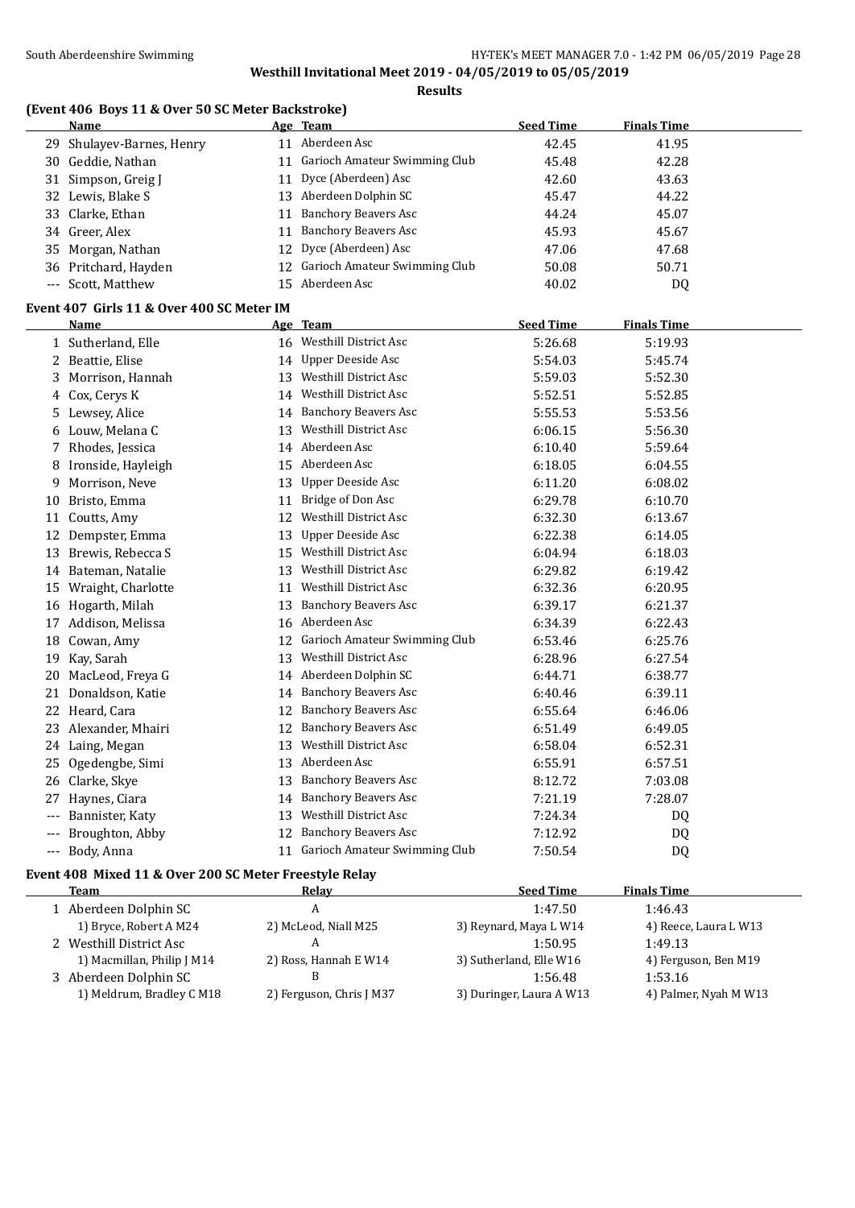**Westhill Invitational Meet 2019 - 04/05/2019 to 05/05/2019**

**Results**

### (Event 406 Boys 11 & Over 50 SC Meter Backstroke)

| | Name | Age | Team | Seed Time | Finals Time |
|---|---|---|---|---|---|
| 29 | Shulayev-Barnes, Henry | 11 | Aberdeen Asc | 42.45 | 41.95 |
| 30 | Geddie, Nathan | 11 | Garioch Amateur Swimming Club | 45.48 | 42.28 |
| 31 | Simpson, Greig J | 11 | Dyce (Aberdeen) Asc | 42.60 | 43.63 |
| 32 | Lewis, Blake S | 13 | Aberdeen Dolphin SC | 45.47 | 44.22 |
| 33 | Clarke, Ethan | 11 | Banchory Beavers Asc | 44.24 | 45.07 |
| 34 | Greer, Alex | 11 | Banchory Beavers Asc | 45.93 | 45.67 |
| 35 | Morgan, Nathan | 12 | Dyce (Aberdeen) Asc | 47.06 | 47.68 |
| 36 | Pritchard, Hayden | 12 | Garioch Amateur Swimming Club | 50.08 | 50.71 |
| --- | Scott, Matthew | 15 | Aberdeen Asc | 40.02 | DQ |

### Event 407 Girls 11 & Over 400 SC Meter IM

| | Name | Age | Team | Seed Time | Finals Time |
|---|---|---|---|---|---|
| 1 | Sutherland, Elle | 16 | Westhill District Asc | 5:26.68 | 5:19.93 |
| 2 | Beattie, Elise | 14 | Upper Deeside Asc | 5:54.03 | 5:45.74 |
| 3 | Morrison, Hannah | 13 | Westhill District Asc | 5:59.03 | 5:52.30 |
| 4 | Cox, Cerys K | 14 | Westhill District Asc | 5:52.51 | 5:52.85 |
| 5 | Lewsey, Alice | 14 | Banchory Beavers Asc | 5:55.53 | 5:53.56 |
| 6 | Louw, Melana C | 13 | Westhill District Asc | 6:06.15 | 5:56.30 |
| 7 | Rhodes, Jessica | 14 | Aberdeen Asc | 6:10.40 | 5:59.64 |
| 8 | Ironside, Hayleigh | 15 | Aberdeen Asc | 6:18.05 | 6:04.55 |
| 9 | Morrison, Neve | 13 | Upper Deeside Asc | 6:11.20 | 6:08.02 |
| 10 | Bristo, Emma | 11 | Bridge of Don Asc | 6:29.78 | 6:10.70 |
| 11 | Coutts, Amy | 12 | Westhill District Asc | 6:32.30 | 6:13.67 |
| 12 | Dempster, Emma | 13 | Upper Deeside Asc | 6:22.38 | 6:14.05 |
| 13 | Brewis, Rebecca S | 15 | Westhill District Asc | 6:04.94 | 6:18.03 |
| 14 | Bateman, Natalie | 13 | Westhill District Asc | 6:29.82 | 6:19.42 |
| 15 | Wraight, Charlotte | 11 | Westhill District Asc | 6:32.36 | 6:20.95 |
| 16 | Hogarth, Milah | 13 | Banchory Beavers Asc | 6:39.17 | 6:21.37 |
| 17 | Addison, Melissa | 16 | Aberdeen Asc | 6:34.39 | 6:22.43 |
| 18 | Cowan, Amy | 12 | Garioch Amateur Swimming Club | 6:53.46 | 6:25.76 |
| 19 | Kay, Sarah | 13 | Westhill District Asc | 6:28.96 | 6:27.54 |
| 20 | MacLeod, Freya G | 14 | Aberdeen Dolphin SC | 6:44.71 | 6:38.77 |
| 21 | Donaldson, Katie | 14 | Banchory Beavers Asc | 6:40.46 | 6:39.11 |
| 22 | Heard, Cara | 12 | Banchory Beavers Asc | 6:55.64 | 6:46.06 |
| 23 | Alexander, Mhairi | 12 | Banchory Beavers Asc | 6:51.49 | 6:49.05 |
| 24 | Laing, Megan | 13 | Westhill District Asc | 6:58.04 | 6:52.31 |
| 25 | Ogedengbe, Simi | 13 | Aberdeen Asc | 6:55.91 | 6:57.51 |
| 26 | Clarke, Skye | 13 | Banchory Beavers Asc | 8:12.72 | 7:03.08 |
| 27 | Haynes, Ciara | 14 | Banchory Beavers Asc | 7:21.19 | 7:28.07 |
| --- | Bannister, Katy | 13 | Westhill District Asc | 7:24.34 | DQ |
| --- | Broughton, Abby | 12 | Banchory Beavers Asc | 7:12.92 | DQ |
| --- | Body, Anna | 11 | Garioch Amateur Swimming Club | 7:50.54 | DQ |

### Event 408 Mixed 11 & Over 200 SC Meter Freestyle Relay

| | Team | Relay | Seed Time | Finals Time |
|---|---|---|---|---|
| 1 | Aberdeen Dolphin SC | A | 1:47.50 | 1:46.43 |
| | 1) Bryce, Robert A M24 | 2) McLeod, Niall M25 | 3) Reynard, Maya L W14 | 4) Reece, Laura L W13 |
| 2 | Westhill District Asc | A | 1:50.95 | 1:49.13 |
| | 1) Macmillan, Philip J M14 | 2) Ross, Hannah E W14 | 3) Sutherland, Elle W16 | 4) Ferguson, Ben M19 |
| 3 | Aberdeen Dolphin SC | B | 1:56.48 | 1:53.16 |
| | 1) Meldrum, Bradley C M18 | 2) Ferguson, Chris J M37 | 3) Duringer, Laura A W13 | 4) Palmer, Nyah M W13 |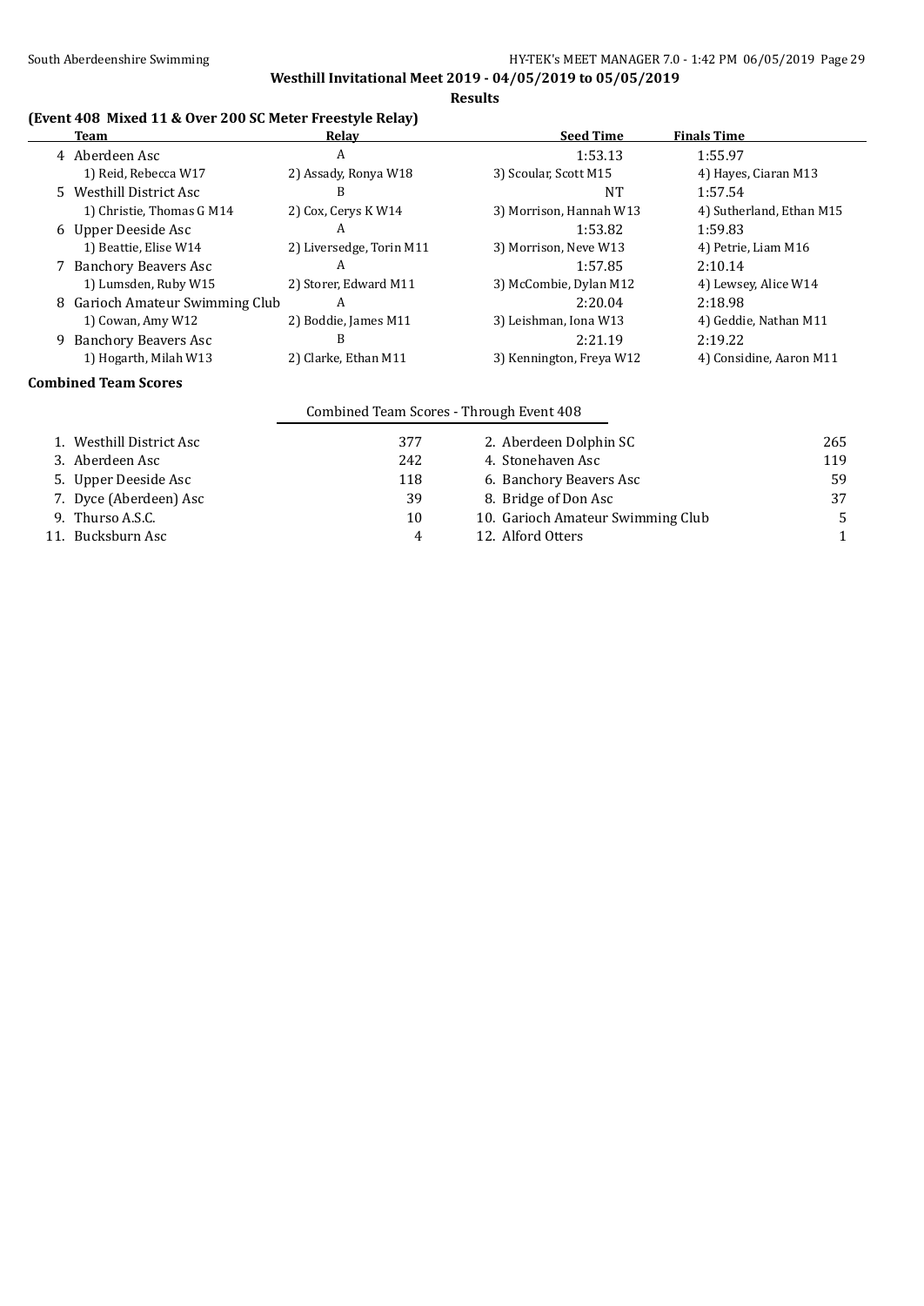## Westhill Invitational Meet 2019 - 04/05/2019 to 05/05/2019

**Results**

### (Event 408 Mixed 11 & Over 200 SC Meter Freestyle Relay)

| | Team | Relay | Seed Time | Finals Time |
|---|---|---|---|---|
| 4 | Aberdeen Asc | A | 1:53.13 | 1:55.97 |
| | 1) Reid, Rebecca W17 | 2) Assady, Ronya W18 | 3) Scoular, Scott M15 | 4) Hayes, Ciaran M13 |
| 5 | Westhill District Asc | B | NT | 1:57.54 |
| | 1) Christie, Thomas G M14 | 2) Cox, Cerys K W14 | 3) Morrison, Hannah W13 | 4) Sutherland, Ethan M15 |
| 6 | Upper Deeside Asc | A | 1:53.82 | 1:59.83 |
| | 1) Beattie, Elise W14 | 2) Liversedge, Torin M11 | 3) Morrison, Neve W13 | 4) Petrie, Liam M16 |
| 7 | Banchory Beavers Asc | A | 1:57.85 | 2:10.14 |
| | 1) Lumsden, Ruby W15 | 2) Storer, Edward M11 | 3) McCombie, Dylan M12 | 4) Lewsey, Alice W14 |
| 8 | Garioch Amateur Swimming Club | A | 2:20.04 | 2:18.98 |
| | 1) Cowan, Amy W12 | 2) Boddie, James M11 | 3) Leishman, Iona W13 | 4) Geddie, Nathan M11 |
| 9 | Banchory Beavers Asc | B | 2:21.19 | 2:19.22 |
| | 1) Hogarth, Milah W13 | 2) Clarke, Ethan M11 | 3) Kennington, Freya W12 | 4) Considine, Aaron M11 |

### Combined Team Scores

Combined Team Scores - Through Event 408

| Place | Team | Score | Place | Team | Score |
|---|---|---|---|---|---|
| 1. | Westhill District Asc | 377 | 2. | Aberdeen Dolphin SC | 265 |
| 3. | Aberdeen Asc | 242 | 4. | Stonehaven Asc | 119 |
| 5. | Upper Deeside Asc | 118 | 6. | Banchory Beavers Asc | 59 |
| 7. | Dyce (Aberdeen) Asc | 39 | 8. | Bridge of Don Asc | 37 |
| 9. | Thurso A.S.C. | 10 | 10. | Garioch Amateur Swimming Club | 5 |
| 11. | Bucksburn Asc | 4 | 12. | Alford Otters | 1 |